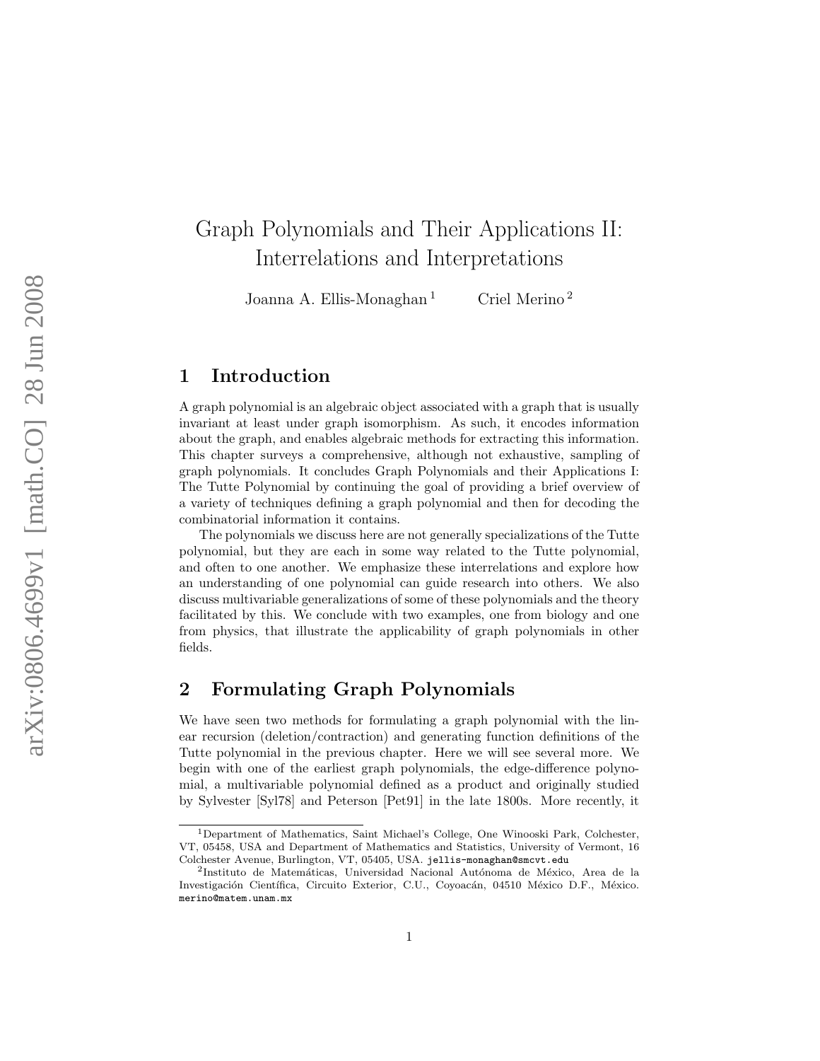# Graph Polynomials and Their Applications II: Interrelations and Interpretations

Joanna A. Ellis-Monaghan [1] Criel Merino [2]

## 1 Introduction

A graph polynomial is an algebraic object associated with a graph that is usually invariant at least under graph isomorphism. As such, it encodes information about the graph, and enables algebraic methods for extracting this information. This chapter surveys a comprehensive, although not exhaustive, sampling of graph polynomials. It concludes Graph Polynomials and their Applications I: The Tutte Polynomial by continuing the goal of providing a brief overview of a variety of techniques defining a graph polynomial and then for decoding the combinatorial information it contains.

The polynomials we discuss here are not generally specializations of the Tutte polynomial, but they are each in some way related to the Tutte polynomial, and often to one another. We emphasize these interrelations and explore how an understanding of one polynomial can guide research into others. We also discuss multivariable generalizations of some of these polynomials and the theory facilitated by this. We conclude with two examples, one from biology and one from physics, that illustrate the applicability of graph polynomials in other fields.

## 2 Formulating Graph Polynomials

We have seen two methods for formulating a graph polynomial with the linear recursion (deletion/contraction) and generating function definitions of the Tutte polynomial in the previous chapter. Here we will see several more. We begin with one of the earliest graph polynomials, the edge-difference polynomial, a multivariable polynomial defined as a product and originally studied by Sylvester [Syl78] and Peterson [Pet91] in the late 1800s. More recently, it

---

[1] Department of Mathematics, Saint Michael's College, One Winooski Park, Colchester, VT, 05458, USA and Department of Mathematics and Statistics, University of Vermont, 16 Colchester Avenue, Burlington, VT, 05405, USA. jellis-monaghan@smcvt.edu

[2] Instituto de Matemáticas, Universidad Nacional Autónoma de México, Area de la Investigación Científica, Circuito Exterior, C.U., Coyoacán, 04510 México D.F., México. merino@matem.unam.mx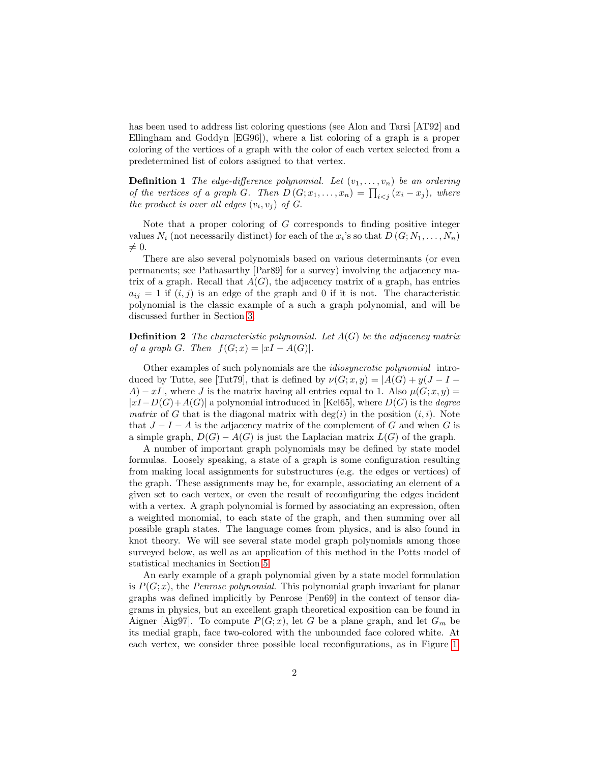has been used to address list coloring questions (see Alon and Tarsi [AT92] and Ellingham and Goddyn [EG96]), where a list coloring of a graph is a proper coloring of the vertices of a graph with the color of each vertex selected from a predetermined list of colors assigned to that vertex.

**Definition 1** *The edge-difference polynomial. Let $(v_1, \ldots, v_n)$ be an ordering of the vertices of a graph $G$. Then $D(G; x_1, \ldots, x_n) = \prod_{i<j}(x_i - x_j)$, where the product is over all edges $(v_i, v_j)$ of $G$.*

Note that a proper coloring of $G$ corresponds to finding positive integer values $N_i$ (not necessarily distinct) for each of the $x_i$'s so that $D(G; N_1, \ldots, N_n) \neq 0$.

There are also several polynomials based on various determinants (or even permanents; see Pathasarthy [Par89] for a survey) involving the adjacency matrix of a graph. Recall that $A(G)$, the adjacency matrix of a graph, has entries $a_{ij} = 1$ if $(i, j)$ is an edge of the graph and 0 if it is not. The characteristic polynomial is the classic example of a such a graph polynomial, and will be discussed further in Section 3.

**Definition 2** *The characteristic polynomial. Let $A(G)$ be the adjacency matrix of a graph $G$. Then $f(G; x) = |xI - A(G)|$.*

Other examples of such polynomials are the *idiosyncratic polynomial* introduced by Tutte, see [Tut79], that is defined by $\nu(G; x, y) = |A(G) + y(J - I - A) - xI|$, where $J$ is the matrix having all entries equal to 1. Also $\mu(G; x, y) = |xI - D(G) + A(G)|$ a polynomial introduced in [Kel65], where $D(G)$ is the *degree matrix* of $G$ that is the diagonal matrix with $\deg(i)$ in the position $(i, i)$. Note that $J - I - A$ is the adjacency matrix of the complement of $G$ and when $G$ is a simple graph, $D(G) - A(G)$ is just the Laplacian matrix $L(G)$ of the graph.

A number of important graph polynomials may be defined by state model formulas. Loosely speaking, a state of a graph is some configuration resulting from making local assignments for substructures (e.g. the edges or vertices) of the graph. These assignments may be, for example, associating an element of a given set to each vertex, or even the result of reconfiguring the edges incident with a vertex. A graph polynomial is formed by associating an expression, often a weighted monomial, to each state of the graph, and then summing over all possible graph states. The language comes from physics, and is also found in knot theory. We will see several state model graph polynomials among those surveyed below, as well as an application of this method in the Potts model of statistical mechanics in Section 5.

An early example of a graph polynomial given by a state model formulation is $P(G; x)$, the *Penrose polynomial*. This polynomial graph invariant for planar graphs was defined implicitly by Penrose [Pen69] in the context of tensor diagrams in physics, but an excellent graph theoretical exposition can be found in Aigner [Aig97]. To compute $P(G; x)$, let $G$ be a plane graph, and let $G_m$ be its medial graph, face two-colored with the unbounded face colored white. At each vertex, we consider three possible local reconfigurations, as in Figure 1.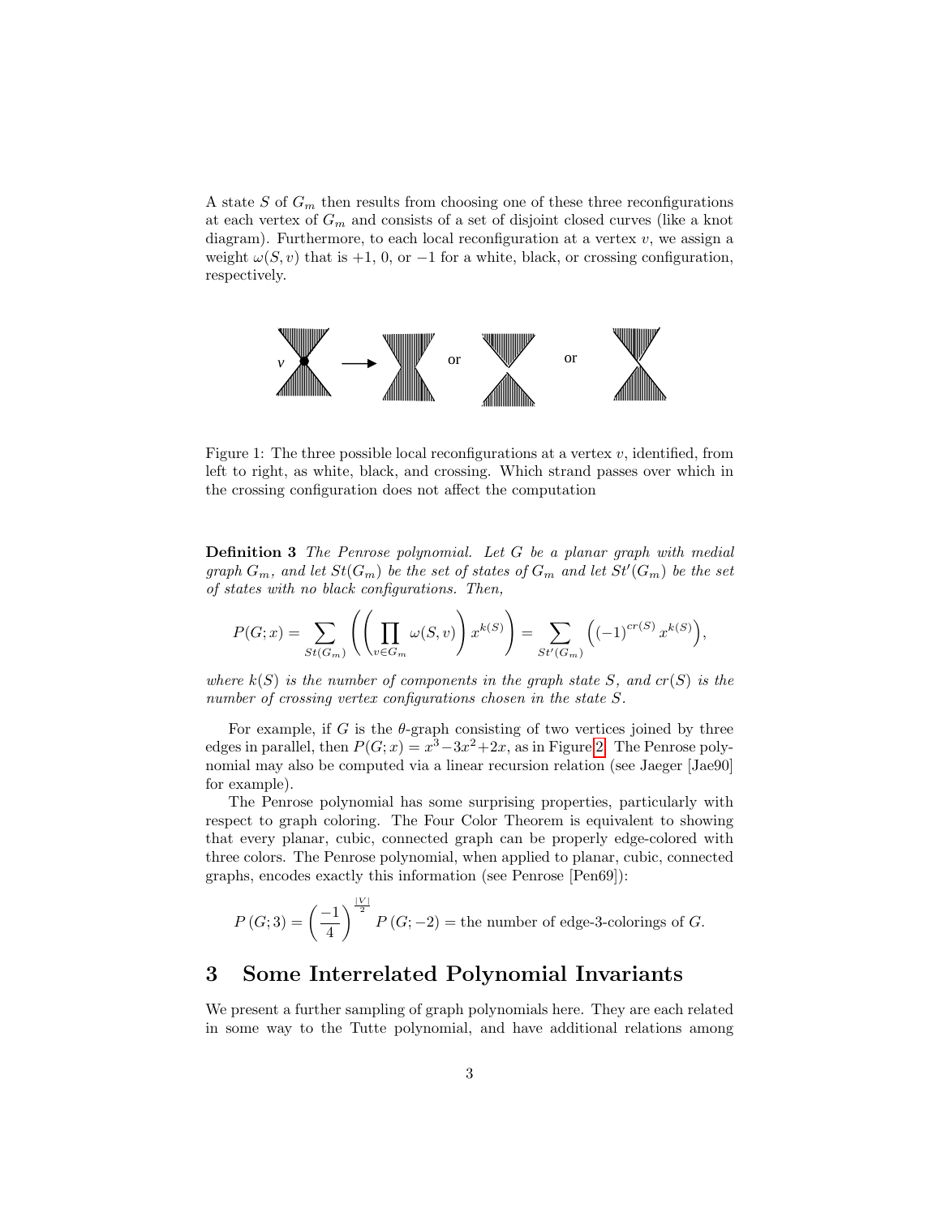A state $S$ of $G_m$ then results from choosing one of these three reconfigurations at each vertex of $G_m$ and consists of a set of disjoint closed curves (like a knot diagram). Furthermore, to each local reconfiguration at a vertex $v$, we assign a weight $\omega(S, v)$ that is $+1$, $0$, or $-1$ for a white, black, or crossing configuration, respectively.

Figure 1: The three possible local reconfigurations at a vertex $v$, identified, from left to right, as white, black, and crossing. Which strand passes over which in the crossing configuration does not affect the computation

**Definition 3** *The Penrose polynomial. Let $G$ be a planar graph with medial graph $G_m$, and let $St(G_m)$ be the set of states of $G_m$ and let $St'(G_m)$ be the set of states with no black configurations. Then,*

$$P(G;x) = \sum_{St(G_m)} \left( \left( \prod_{v \in G_m} \omega(S,v) \right) x^{k(S)} \right) = \sum_{St'(G_m)} \left( (-1)^{cr(S)} x^{k(S)} \right),$$

*where $k(S)$ is the number of components in the graph state $S$, and $cr(S)$ is the number of crossing vertex configurations chosen in the state $S$.*

For example, if $G$ is the $\theta$-graph consisting of two vertices joined by three edges in parallel, then $P(G;x) = x^3 - 3x^2 + 2x$, as in Figure 2. The Penrose polynomial may also be computed via a linear recursion relation (see Jaeger [Jae90] for example).

The Penrose polynomial has some surprising properties, particularly with respect to graph coloring. The Four Color Theorem is equivalent to showing that every planar, cubic, connected graph can be properly edge-colored with three colors. The Penrose polynomial, when applied to planar, cubic, connected graphs, encodes exactly this information (see Penrose [Pen69]):

$$P(G;3) = \left( \frac{-1}{4} \right)^{\frac{|V|}{2}} P(G;-2) = \text{the number of edge-3-colorings of } G.$$

## 3 Some Interrelated Polynomial Invariants

We present a further sampling of graph polynomials here. They are each related in some way to the Tutte polynomial, and have additional relations among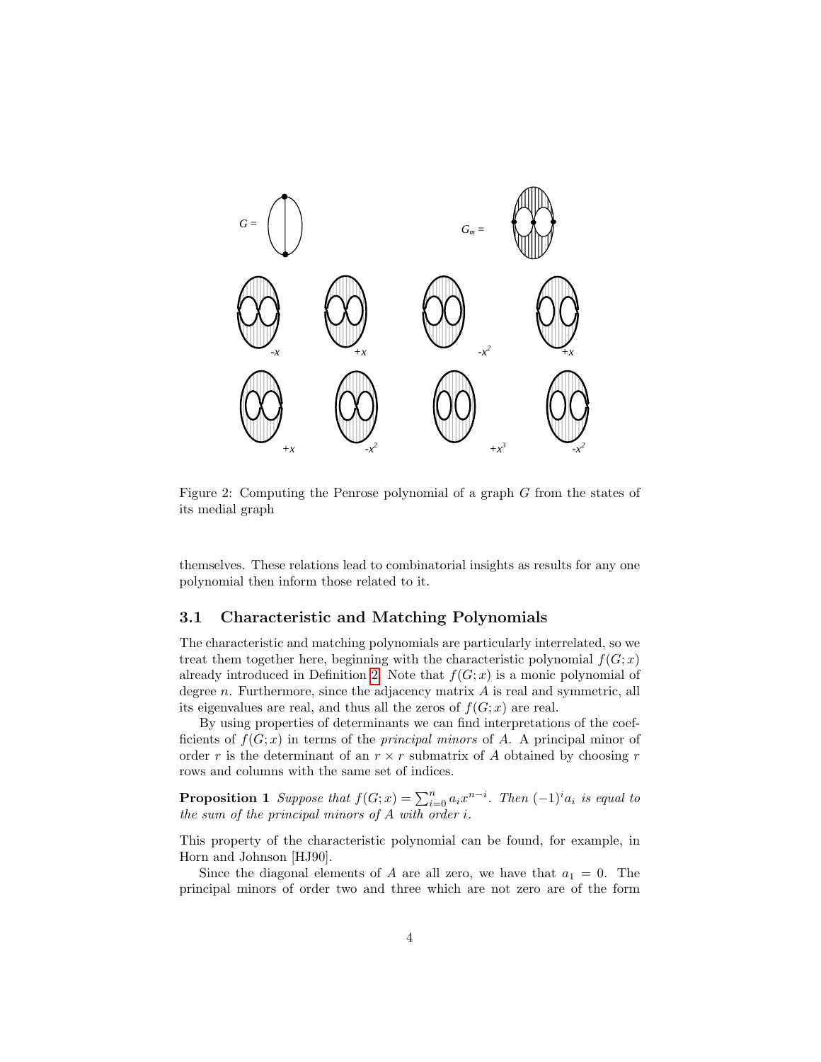Figure 2: Computing the Penrose polynomial of a graph $G$ from the states of its medial graph

themselves. These relations lead to combinatorial insights as results for any one polynomial then inform those related to it.

### 3.1 Characteristic and Matching Polynomials

The characteristic and matching polynomials are particularly interrelated, so we treat them together here, beginning with the characteristic polynomial $f(G;x)$ already introduced in Definition 2. Note that $f(G;x)$ is a monic polynomial of degree $n$. Furthermore, since the adjacency matrix $A$ is real and symmetric, all its eigenvalues are real, and thus all the zeros of $f(G;x)$ are real.

By using properties of determinants we can find interpretations of the coefficients of $f(G;x)$ in terms of the *principal minors* of $A$. A principal minor of order $r$ is the determinant of an $r \times r$ submatrix of $A$ obtained by choosing $r$ rows and columns with the same set of indices.

**Proposition 1** *Suppose that* $f(G;x) = \sum_{i=0}^{n} a_i x^{n-i}$. *Then* $(-1)^i a_i$ *is equal to the sum of the principal minors of* $A$ *with order* $i$.

This property of the characteristic polynomial can be found, for example, in Horn and Johnson [HJ90].

Since the diagonal elements of $A$ are all zero, we have that $a_1 = 0$. The principal minors of order two and three which are not zero are of the form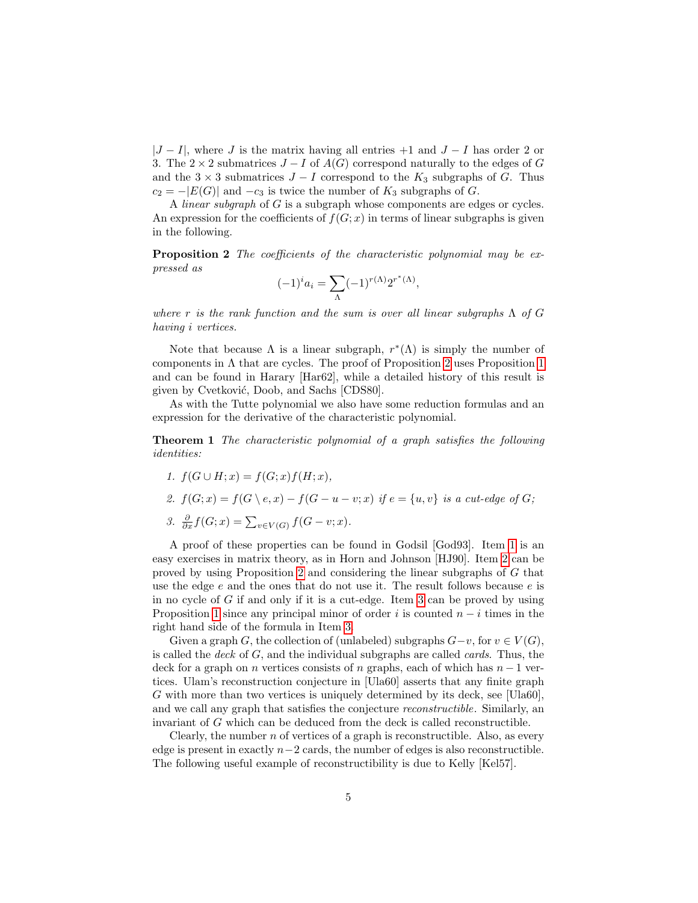$|J - I|$, where $J$ is the matrix having all entries $+1$ and $J - I$ has order 2 or 3. The $2 \times 2$ submatrices $J - I$ of $A(G)$ correspond naturally to the edges of $G$ and the $3 \times 3$ submatrices $J - I$ correspond to the $K_3$ subgraphs of $G$. Thus $c_2 = -|E(G)|$ and $-c_3$ is twice the number of $K_3$ subgraphs of $G$.

A *linear subgraph* of $G$ is a subgraph whose components are edges or cycles. An expression for the coefficients of $f(G; x)$ in terms of linear subgraphs is given in the following.

**Proposition 2** *The coefficients of the characteristic polynomial may be expressed as*

$$(-1)^i a_i = \sum_{\Lambda} (-1)^{r(\Lambda)} 2^{r^*(\Lambda)},$$

*where $r$ is the rank function and the sum is over all linear subgraphs $\Lambda$ of $G$ having $i$ vertices.*

Note that because $\Lambda$ is a linear subgraph, $r^*(\Lambda)$ is simply the number of components in $\Lambda$ that are cycles. The proof of Proposition 2 uses Proposition 1 and can be found in Harary [Har62], while a detailed history of this result is given by Cvetković, Doob, and Sachs [CDS80].

As with the Tutte polynomial we also have some reduction formulas and an expression for the derivative of the characteristic polynomial.

**Theorem 1** *The characteristic polynomial of a graph satisfies the following identities:*

1. $f(G \cup H; x) = f(G; x) f(H; x)$,
2. $f(G; x) = f(G \setminus e, x) - f(G - u - v; x)$ *if $e = \{u, v\}$ is a cut-edge of $G$;*
3. $\frac{\partial}{\partial x} f(G; x) = \sum_{v \in V(G)} f(G - v; x)$.

A proof of these properties can be found in Godsil [God93]. Item 1 is an easy exercises in matrix theory, as in Horn and Johnson [HJ90]. Item 2 can be proved by using Proposition 2 and considering the linear subgraphs of $G$ that use the edge $e$ and the ones that do not use it. The result follows because $e$ is in no cycle of $G$ if and only if it is a cut-edge. Item 3 can be proved by using Proposition 1 since any principal minor of order $i$ is counted $n - i$ times in the right hand side of the formula in Item 3.

Given a graph $G$, the collection of (unlabeled) subgraphs $G - v$, for $v \in V(G)$, is called the *deck* of $G$, and the individual subgraphs are called *cards*. Thus, the deck for a graph on $n$ vertices consists of $n$ graphs, each of which has $n - 1$ vertices. Ulam's reconstruction conjecture in [Ula60] asserts that any finite graph $G$ with more than two vertices is uniquely determined by its deck, see [Ula60], and we call any graph that satisfies the conjecture *reconstructible*. Similarly, an invariant of $G$ which can be deduced from the deck is called reconstructible.

Clearly, the number $n$ of vertices of a graph is reconstructible. Also, as every edge is present in exactly $n-2$ cards, the number of edges is also reconstructible. The following useful example of reconstructibility is due to Kelly [Kel57].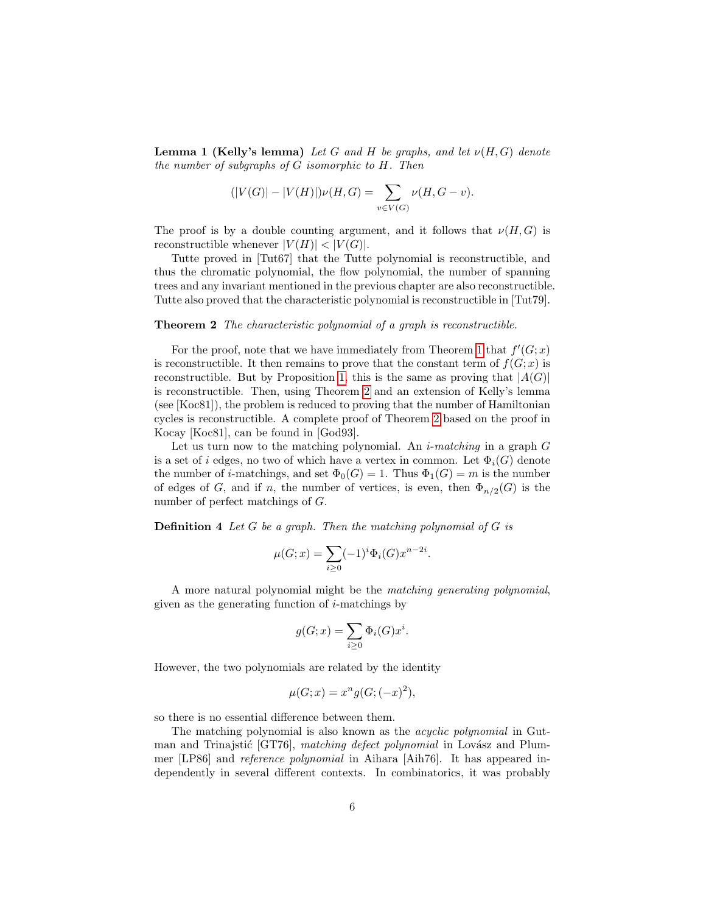**Lemma 1 (Kelly's lemma)** *Let $G$ and $H$ be graphs, and let $\nu(H,G)$ denote the number of subgraphs of $G$ isomorphic to $H$. Then*

$$(|V(G)| - |V(H)|)\nu(H,G) = \sum_{v \in V(G)} \nu(H, G - v).$$

The proof is by a double counting argument, and it follows that $\nu(H,G)$ is reconstructible whenever $|V(H)| < |V(G)|$.

Tutte proved in [Tut67] that the Tutte polynomial is reconstructible, and thus the chromatic polynomial, the flow polynomial, the number of spanning trees and any invariant mentioned in the previous chapter are also reconstructible. Tutte also proved that the characteristic polynomial is reconstructible in [Tut79].

**Theorem 2** *The characteristic polynomial of a graph is reconstructible.*

For the proof, note that we have immediately from Theorem 1 that $f'(G;x)$ is reconstructible. It then remains to prove that the constant term of $f(G;x)$ is reconstructible. But by Proposition 1, this is the same as proving that $|A(G)|$ is reconstructible. Then, using Theorem 2 and an extension of Kelly's lemma (see [Koc81]), the problem is reduced to proving that the number of Hamiltonian cycles is reconstructible. A complete proof of Theorem 2 based on the proof in Kocay [Koc81], can be found in [God93].

Let us turn now to the matching polynomial. An *$i$-matching* in a graph $G$ is a set of $i$ edges, no two of which have a vertex in common. Let $\Phi_i(G)$ denote the number of $i$-matchings, and set $\Phi_0(G) = 1$. Thus $\Phi_1(G) = m$ is the number of edges of $G$, and if $n$, the number of vertices, is even, then $\Phi_{n/2}(G)$ is the number of perfect matchings of $G$.

**Definition 4** *Let $G$ be a graph. Then the matching polynomial of $G$ is*

$$\mu(G;x) = \sum_{i \geq 0} (-1)^i \Phi_i(G) x^{n-2i}.$$

A more natural polynomial might be the *matching generating polynomial*, given as the generating function of $i$-matchings by

$$g(G;x) = \sum_{i \geq 0} \Phi_i(G) x^i.$$

However, the two polynomials are related by the identity

$$\mu(G;x) = x^n g(G;(-x)^2),$$

so there is no essential difference between them.

The matching polynomial is also known as the *acyclic polynomial* in Gutman and Trinajstić [GT76], *matching defect polynomial* in Lovász and Plummer [LP86] and *reference polynomial* in Aihara [Aih76]. It has appeared independently in several different contexts. In combinatorics, it was probably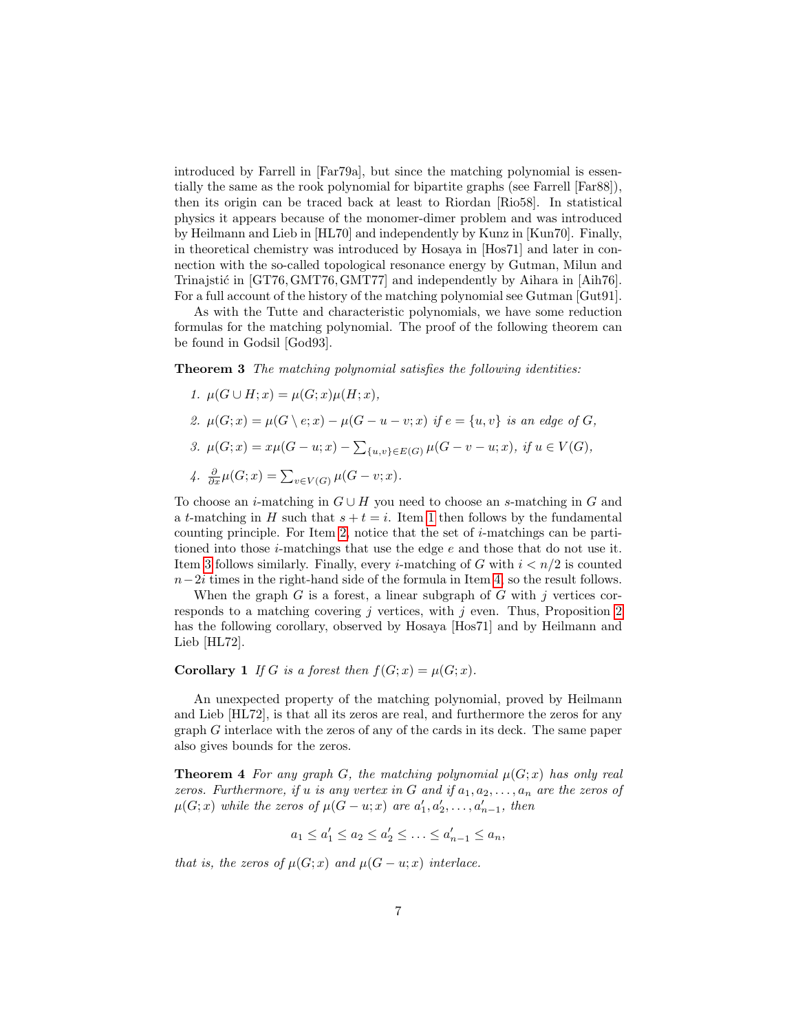introduced by Farrell in [Far79a], but since the matching polynomial is essentially the same as the rook polynomial for bipartite graphs (see Farrell [Far88]), then its origin can be traced back at least to Riordan [Rio58]. In statistical physics it appears because of the monomer-dimer problem and was introduced by Heilmann and Lieb in [HL70] and independently by Kunz in [Kun70]. Finally, in theoretical chemistry was introduced by Hosaya in [Hos71] and later in connection with the so-called topological resonance energy by Gutman, Milun and Trinajstić in [GT76, GMT76, GMT77] and independently by Aihara in [Aih76]. For a full account of the history of the matching polynomial see Gutman [Gut91].

As with the Tutte and characteristic polynomials, we have some reduction formulas for the matching polynomial. The proof of the following theorem can be found in Godsil [God93].

**Theorem 3** *The matching polynomial satisfies the following identities:*

1. $\mu(G \cup H; x) = \mu(G; x)\mu(H; x)$,
2. $\mu(G; x) = \mu(G \setminus e; x) - \mu(G - u - v; x)$ *if* $e = \{u, v\}$ *is an edge of* $G$,
3. $\mu(G; x) = x\mu(G - u; x) - \sum_{\{u,v\} \in E(G)} \mu(G - v - u; x)$, *if* $u \in V(G)$,
4. $\frac{\partial}{\partial x}\mu(G; x) = \sum_{v \in V(G)} \mu(G - v; x)$.

To choose an $i$-matching in $G \cup H$ you need to choose an $s$-matching in $G$ and a $t$-matching in $H$ such that $s + t = i$. Item 1 then follows by the fundamental counting principle. For Item 2, notice that the set of $i$-matchings can be partitioned into those $i$-matchings that use the edge $e$ and those that do not use it. Item 3 follows similarly. Finally, every $i$-matching of $G$ with $i < n/2$ is counted $n - 2i$ times in the right-hand side of the formula in Item 4, so the result follows.

When the graph $G$ is a forest, a linear subgraph of $G$ with $j$ vertices corresponds to a matching covering $j$ vertices, with $j$ even. Thus, Proposition 2 has the following corollary, observed by Hosaya [Hos71] and by Heilmann and Lieb [HL72].

**Corollary 1** *If* $G$ *is a forest then* $f(G; x) = \mu(G; x)$.

An unexpected property of the matching polynomial, proved by Heilmann and Lieb [HL72], is that all its zeros are real, and furthermore the zeros for any graph $G$ interlace with the zeros of any of the cards in its deck. The same paper also gives bounds for the zeros.

**Theorem 4** *For any graph* $G$*, the matching polynomial* $\mu(G; x)$ *has only real zeros. Furthermore, if* $u$ *is any vertex in* $G$ *and if* $a_1, a_2, \ldots, a_n$ *are the zeros of* $\mu(G; x)$ *while the zeros of* $\mu(G - u; x)$ *are* $a'_1, a'_2, \ldots, a'_{n-1}$*, then*

$$a_1 \leq a'_1 \leq a_2 \leq a'_2 \leq \ldots \leq a'_{n-1} \leq a_n,$$

*that is, the zeros of* $\mu(G; x)$ *and* $\mu(G - u; x)$ *interlace.*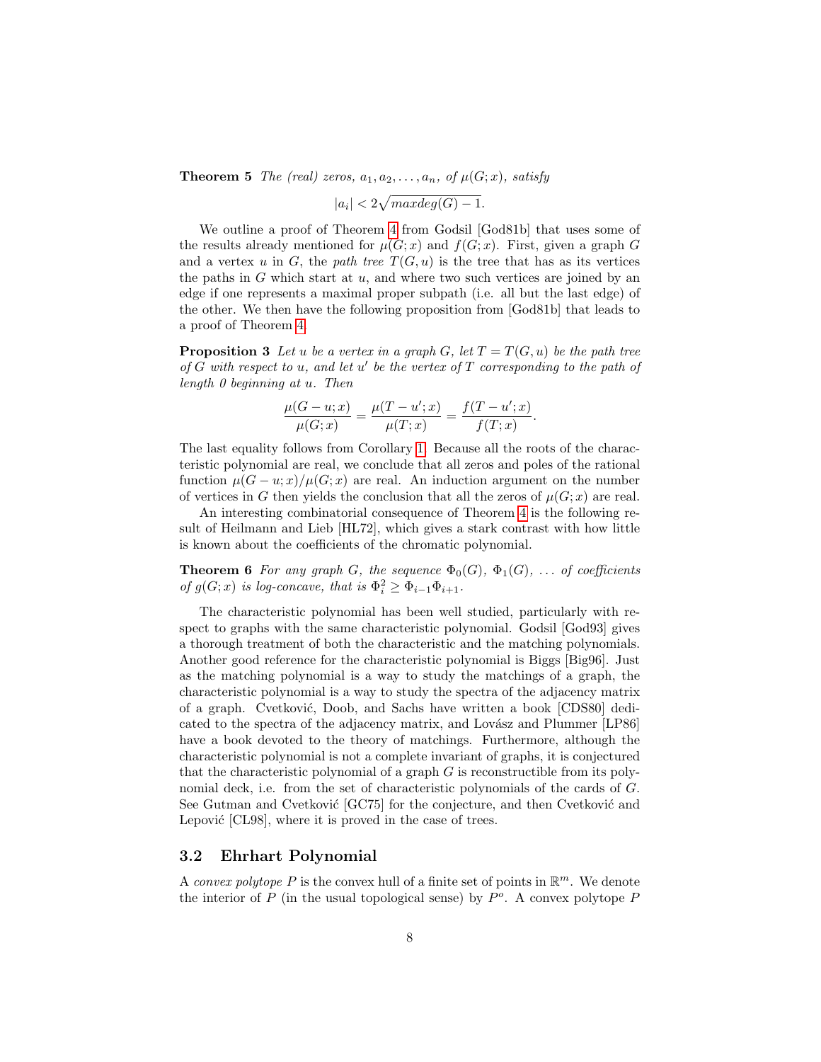**Theorem 5** *The (real) zeros, $a_1, a_2, \ldots, a_n$, of $\mu(G;x)$, satisfy*

$$|a_i| < 2\sqrt{maxdeg(G) - 1}.$$

We outline a proof of Theorem 4 from Godsil [God81b] that uses some of the results already mentioned for $\mu(G;x)$ and $f(G;x)$. First, given a graph $G$ and a vertex $u$ in $G$, the *path tree* $T(G,u)$ is the tree that has as its vertices the paths in $G$ which start at $u$, and where two such vertices are joined by an edge if one represents a maximal proper subpath (i.e. all but the last edge) of the other. We then have the following proposition from [God81b] that leads to a proof of Theorem 4.

**Proposition 3** *Let $u$ be a vertex in a graph $G$, let $T = T(G,u)$ be the path tree of $G$ with respect to $u$, and let $u'$ be the vertex of $T$ corresponding to the path of length 0 beginning at $u$. Then*

$$\frac{\mu(G-u;x)}{\mu(G;x)} = \frac{\mu(T-u';x)}{\mu(T;x)} = \frac{f(T-u';x)}{f(T;x)}.$$

The last equality follows from Corollary 1. Because all the roots of the characteristic polynomial are real, we conclude that all zeros and poles of the rational function $\mu(G-u;x)/\mu(G;x)$ are real. An induction argument on the number of vertices in $G$ then yields the conclusion that all the zeros of $\mu(G;x)$ are real.

An interesting combinatorial consequence of Theorem 4 is the following result of Heilmann and Lieb [HL72], which gives a stark contrast with how little is known about the coefficients of the chromatic polynomial.

**Theorem 6** *For any graph $G$, the sequence $\Phi_0(G)$, $\Phi_1(G)$, $\ldots$ of coefficients of $g(G;x)$ is log-concave, that is $\Phi_i^2 \geq \Phi_{i-1}\Phi_{i+1}$.*

The characteristic polynomial has been well studied, particularly with respect to graphs with the same characteristic polynomial. Godsil [God93] gives a thorough treatment of both the characteristic and the matching polynomials. Another good reference for the characteristic polynomial is Biggs [Big96]. Just as the matching polynomial is a way to study the matchings of a graph, the characteristic polynomial is a way to study the spectra of the adjacency matrix of a graph. Cvetković, Doob, and Sachs have written a book [CDS80] dedicated to the spectra of the adjacency matrix, and Lovász and Plummer [LP86] have a book devoted to the theory of matchings. Furthermore, although the characteristic polynomial is not a complete invariant of graphs, it is conjectured that the characteristic polynomial of a graph $G$ is reconstructible from its polynomial deck, i.e. from the set of characteristic polynomials of the cards of $G$. See Gutman and Cvetković [GC75] for the conjecture, and then Cvetković and Lepović [CL98], where it is proved in the case of trees.

## 3.2 Ehrhart Polynomial

A *convex polytope* $P$ is the convex hull of a finite set of points in $\mathbb{R}^m$. We denote the interior of $P$ (in the usual topological sense) by $P^o$. A convex polytope $P$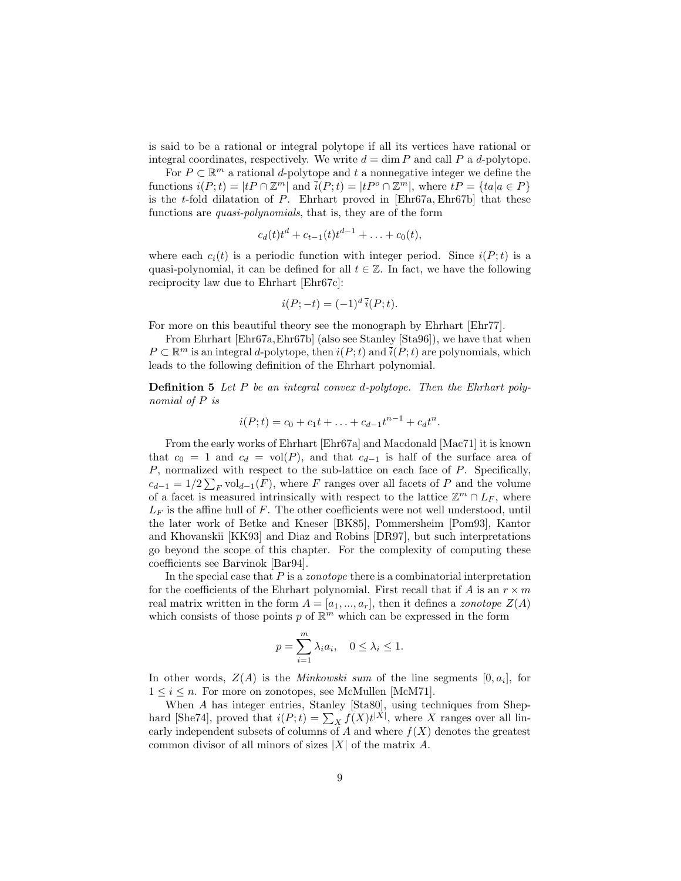is said to be a rational or integral polytope if all its vertices have rational or integral coordinates, respectively. We write $d = \dim P$ and call $P$ a $d$-polytope.

For $P \subset \mathbb{R}^m$ a rational $d$-polytope and $t$ a nonnegative integer we define the functions $i(P;t) = |tP \cap \mathbb{Z}^m|$ and $\bar{i}(P;t) = |tP^o \cap \mathbb{Z}^m|$, where $tP = \{ta | a \in P\}$ is the $t$-fold dilatation of $P$. Ehrhart proved in [Ehr67a, Ehr67b] that these functions are *quasi-polynomials*, that is, they are of the form

$$c_d(t)t^d + c_{t-1}(t)t^{d-1} + \ldots + c_0(t),$$

where each $c_i(t)$ is a periodic function with integer period. Since $i(P;t)$ is a quasi-polynomial, it can be defined for all $t \in \mathbb{Z}$. In fact, we have the following reciprocity law due to Ehrhart [Ehr67c]:

$$i(P;-t) = (-1)^d \, \bar{i}(P;t).$$

For more on this beautiful theory see the monograph by Ehrhart [Ehr77].

From Ehrhart [Ehr67a,Ehr67b] (also see Stanley [Sta96]), we have that when $P \subset \mathbb{R}^m$ is an integral $d$-polytope, then $i(P;t)$ and $\bar{i}(P;t)$ are polynomials, which leads to the following definition of the Ehrhart polynomial.

**Definition 5** *Let $P$ be an integral convex $d$-polytope. Then the Ehrhart polynomial of $P$ is*

$$i(P;t) = c_0 + c_1 t + \ldots + c_{d-1}t^{n-1} + c_d t^n.$$

From the early works of Ehrhart [Ehr67a] and Macdonald [Mac71] it is known that $c_0 = 1$ and $c_d = \mathrm{vol}(P)$, and that $c_{d-1}$ is half of the surface area of $P$, normalized with respect to the sub-lattice on each face of $P$. Specifically, $c_{d-1} = 1/2 \sum_F \mathrm{vol}_{d-1}(F)$, where $F$ ranges over all facets of $P$ and the volume of a facet is measured intrinsically with respect to the lattice $\mathbb{Z}^m \cap L_F$, where $L_F$ is the affine hull of $F$. The other coefficients were not well understood, until the later work of Betke and Kneser [BK85], Pommersheim [Pom93], Kantor and Khovanskii [KK93] and Diaz and Robins [DR97], but such interpretations go beyond the scope of this chapter. For the complexity of computing these coefficients see Barvinok [Bar94].

In the special case that $P$ is a *zonotope* there is a combinatorial interpretation for the coefficients of the Ehrhart polynomial. First recall that if $A$ is an $r \times m$ real matrix written in the form $A = [a_1, ..., a_r]$, then it defines a *zonotope* $Z(A)$ which consists of those points $p$ of $\mathbb{R}^m$ which can be expressed in the form

$$p = \sum_{i=1}^{m} \lambda_i a_i, \quad 0 \leq \lambda_i \leq 1.$$

In other words, $Z(A)$ is the *Minkowski sum* of the line segments $[0, a_i]$, for $1 \leq i \leq n$. For more on zonotopes, see McMullen [McM71].

When $A$ has integer entries, Stanley [Sta80], using techniques from Shephard [She74], proved that $i(P;t) = \sum_X f(X)t^{|X|}$, where $X$ ranges over all linearly independent subsets of columns of $A$ and where $f(X)$ denotes the greatest common divisor of all minors of sizes $|X|$ of the matrix $A$.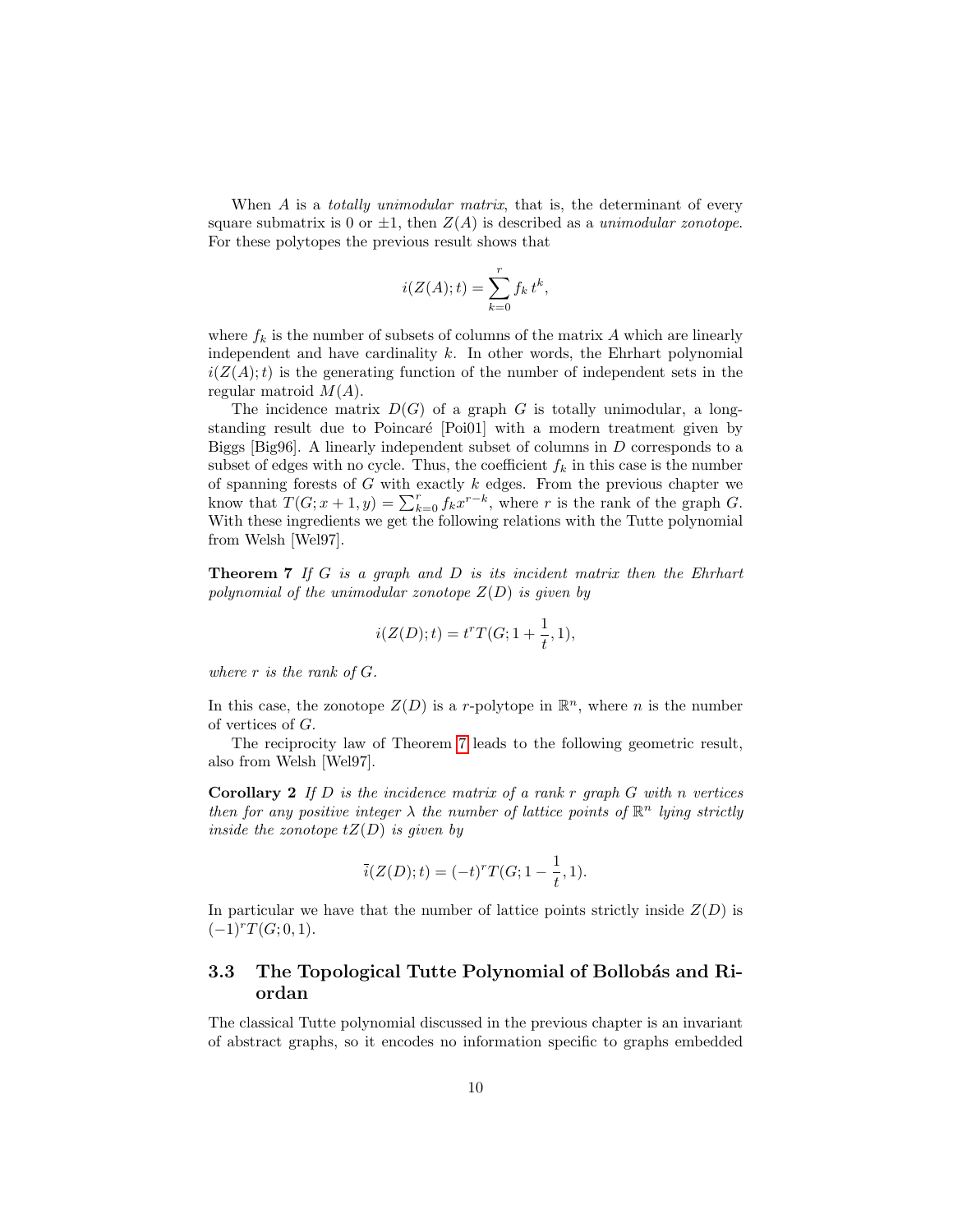When $A$ is a *totally unimodular matrix*, that is, the determinant of every square submatrix is 0 or $\pm 1$, then $Z(A)$ is described as a *unimodular zonotope*. For these polytopes the previous result shows that

$$i(Z(A);t) = \sum_{k=0}^{r} f_k\, t^k,$$

where $f_k$ is the number of subsets of columns of the matrix $A$ which are linearly independent and have cardinality $k$. In other words, the Ehrhart polynomial $i(Z(A);t)$ is the generating function of the number of independent sets in the regular matroid $M(A)$.

The incidence matrix $D(G)$ of a graph $G$ is totally unimodular, a long-standing result due to Poincaré [Poi01] with a modern treatment given by Biggs [Big96]. A linearly independent subset of columns in $D$ corresponds to a subset of edges with no cycle. Thus, the coefficient $f_k$ in this case is the number of spanning forests of $G$ with exactly $k$ edges. From the previous chapter we know that $T(G;x+1,y) = \sum_{k=0}^{r} f_k x^{r-k}$, where $r$ is the rank of the graph $G$. With these ingredients we get the following relations with the Tutte polynomial from Welsh [Wel97].

**Theorem 7** *If $G$ is a graph and $D$ is its incident matrix then the Ehrhart polynomial of the unimodular zonotope $Z(D)$ is given by*

$$i(Z(D);t) = t^r T(G; 1 + \frac{1}{t}, 1),$$

*where $r$ is the rank of $G$.*

In this case, the zonotope $Z(D)$ is a $r$-polytope in $\mathbb{R}^n$, where $n$ is the number of vertices of $G$.

The reciprocity law of Theorem 7 leads to the following geometric result, also from Welsh [Wel97].

**Corollary 2** *If $D$ is the incidence matrix of a rank $r$ graph $G$ with $n$ vertices then for any positive integer $\lambda$ the number of lattice points of $\mathbb{R}^n$ lying strictly inside the zonotope $tZ(D)$ is given by*

$$\bar{i}(Z(D);t) = (-t)^r T(G; 1 - \frac{1}{t}, 1).$$

In particular we have that the number of lattice points strictly inside $Z(D)$ is $(-1)^r T(G;0,1)$.

### 3.3 The Topological Tutte Polynomial of Bollobás and Riordan

The classical Tutte polynomial discussed in the previous chapter is an invariant of abstract graphs, so it encodes no information specific to graphs embedded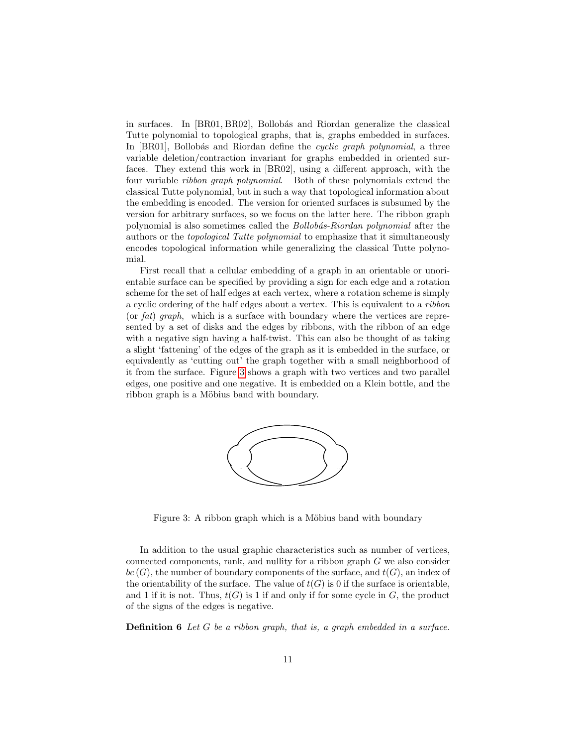in surfaces. In [BR01, BR02], Bollobás and Riordan generalize the classical Tutte polynomial to topological graphs, that is, graphs embedded in surfaces. In [BR01], Bollobás and Riordan define the *cyclic graph polynomial*, a three variable deletion/contraction invariant for graphs embedded in oriented surfaces. They extend this work in [BR02], using a different approach, with the four variable *ribbon graph polynomial*. Both of these polynomials extend the classical Tutte polynomial, but in such a way that topological information about the embedding is encoded. The version for oriented surfaces is subsumed by the version for arbitrary surfaces, so we focus on the latter here. The ribbon graph polynomial is also sometimes called the *Bollobás-Riordan polynomial* after the authors or the *topological Tutte polynomial* to emphasize that it simultaneously encodes topological information while generalizing the classical Tutte polynomial.

First recall that a cellular embedding of a graph in an orientable or unorientable surface can be specified by providing a sign for each edge and a rotation scheme for the set of half edges at each vertex, where a rotation scheme is simply a cyclic ordering of the half edges about a vertex. This is equivalent to a *ribbon* (or *fat*) *graph*, which is a surface with boundary where the vertices are represented by a set of disks and the edges by ribbons, with the ribbon of an edge with a negative sign having a half-twist. This can also be thought of as taking a slight 'fattening' of the edges of the graph as it is embedded in the surface, or equivalently as 'cutting out' the graph together with a small neighborhood of it from the surface. Figure 3 shows a graph with two vertices and two parallel edges, one positive and one negative. It is embedded on a Klein bottle, and the ribbon graph is a Möbius band with boundary.

Figure 3: A ribbon graph which is a Möbius band with boundary

In addition to the usual graphic characteristics such as number of vertices, connected components, rank, and nullity for a ribbon graph $G$ we also consider $bc(G)$, the number of boundary components of the surface, and $t(G)$, an index of the orientability of the surface. The value of $t(G)$ is 0 if the surface is orientable, and 1 if it is not. Thus, $t(G)$ is 1 if and only if for some cycle in $G$, the product of the signs of the edges is negative.

**Definition 6** *Let $G$ be a ribbon graph, that is, a graph embedded in a surface.*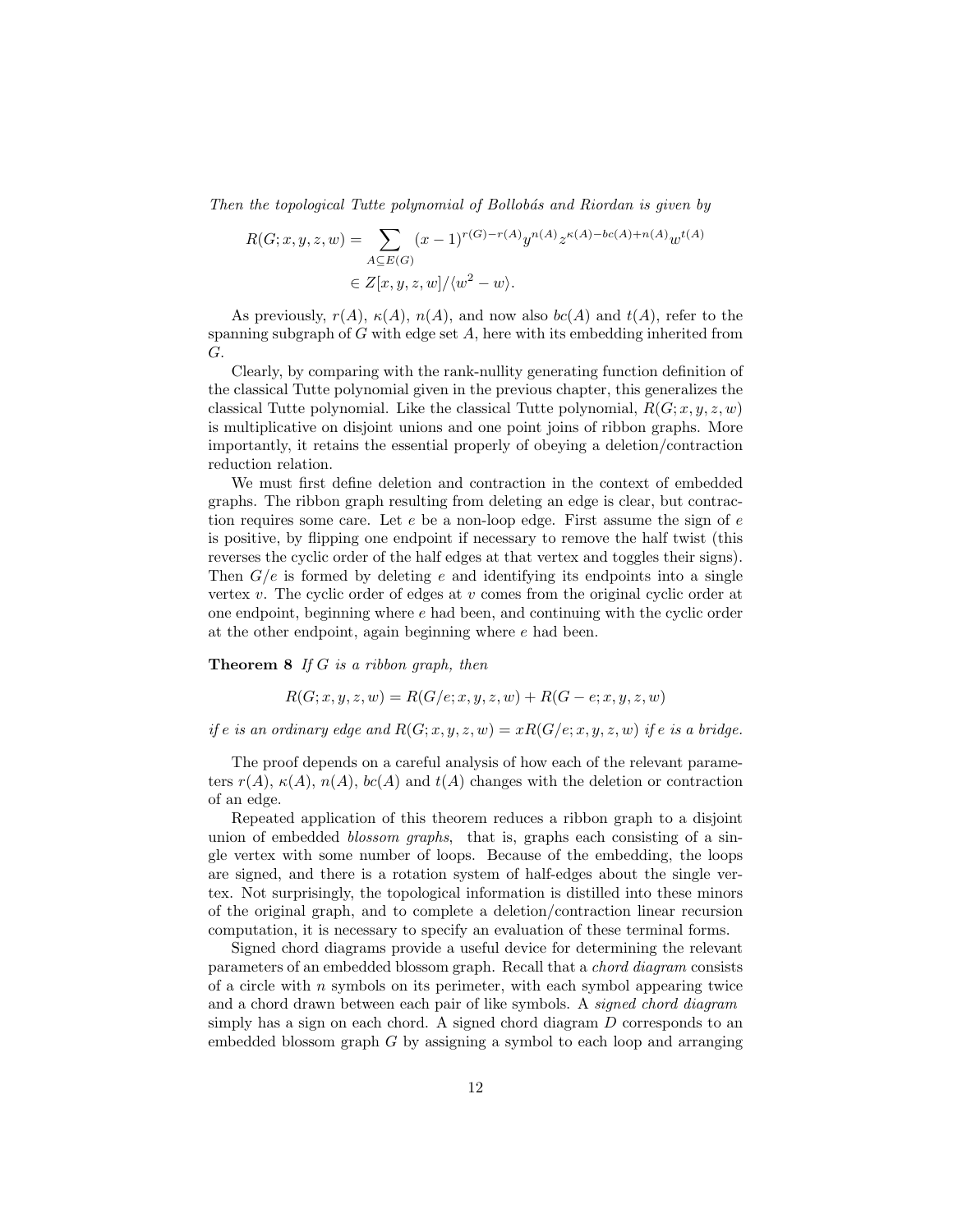*Then the topological Tutte polynomial of Bollobás and Riordan is given by*

$$R(G; x, y, z, w) = \sum_{A \subseteq E(G)} (x-1)^{r(G)-r(A)} y^{n(A)} z^{\kappa(A)-bc(A)+n(A)} w^{t(A)}$$
$$\in Z[x, y, z, w]/\langle w^2 - w \rangle.$$

As previously, $r(A)$, $\kappa(A)$, $n(A)$, and now also $bc(A)$ and $t(A)$, refer to the spanning subgraph of $G$ with edge set $A$, here with its embedding inherited from $G$.

Clearly, by comparing with the rank-nullity generating function definition of the classical Tutte polynomial given in the previous chapter, this generalizes the classical Tutte polynomial. Like the classical Tutte polynomial, $R(G; x, y, z, w)$ is multiplicative on disjoint unions and one point joins of ribbon graphs. More importantly, it retains the essential properly of obeying a deletion/contraction reduction relation.

We must first define deletion and contraction in the context of embedded graphs. The ribbon graph resulting from deleting an edge is clear, but contraction requires some care. Let $e$ be a non-loop edge. First assume the sign of $e$ is positive, by flipping one endpoint if necessary to remove the half twist (this reverses the cyclic order of the half edges at that vertex and toggles their signs). Then $G/e$ is formed by deleting $e$ and identifying its endpoints into a single vertex $v$. The cyclic order of edges at $v$ comes from the original cyclic order at one endpoint, beginning where $e$ had been, and continuing with the cyclic order at the other endpoint, again beginning where $e$ had been.

**Theorem 8** *If $G$ is a ribbon graph, then*

$$R(G; x, y, z, w) = R(G/e; x, y, z, w) + R(G - e; x, y, z, w)$$

*if $e$ is an ordinary edge and $R(G; x, y, z, w) = xR(G/e; x, y, z, w)$ if $e$ is a bridge.*

The proof depends on a careful analysis of how each of the relevant parameters $r(A)$, $\kappa(A)$, $n(A)$, $bc(A)$ and $t(A)$ changes with the deletion or contraction of an edge.

Repeated application of this theorem reduces a ribbon graph to a disjoint union of embedded *blossom graphs*, that is, graphs each consisting of a single vertex with some number of loops. Because of the embedding, the loops are signed, and there is a rotation system of half-edges about the single vertex. Not surprisingly, the topological information is distilled into these minors of the original graph, and to complete a deletion/contraction linear recursion computation, it is necessary to specify an evaluation of these terminal forms.

Signed chord diagrams provide a useful device for determining the relevant parameters of an embedded blossom graph. Recall that a *chord diagram* consists of a circle with $n$ symbols on its perimeter, with each symbol appearing twice and a chord drawn between each pair of like symbols. A *signed chord diagram* simply has a sign on each chord. A signed chord diagram $D$ corresponds to an embedded blossom graph $G$ by assigning a symbol to each loop and arranging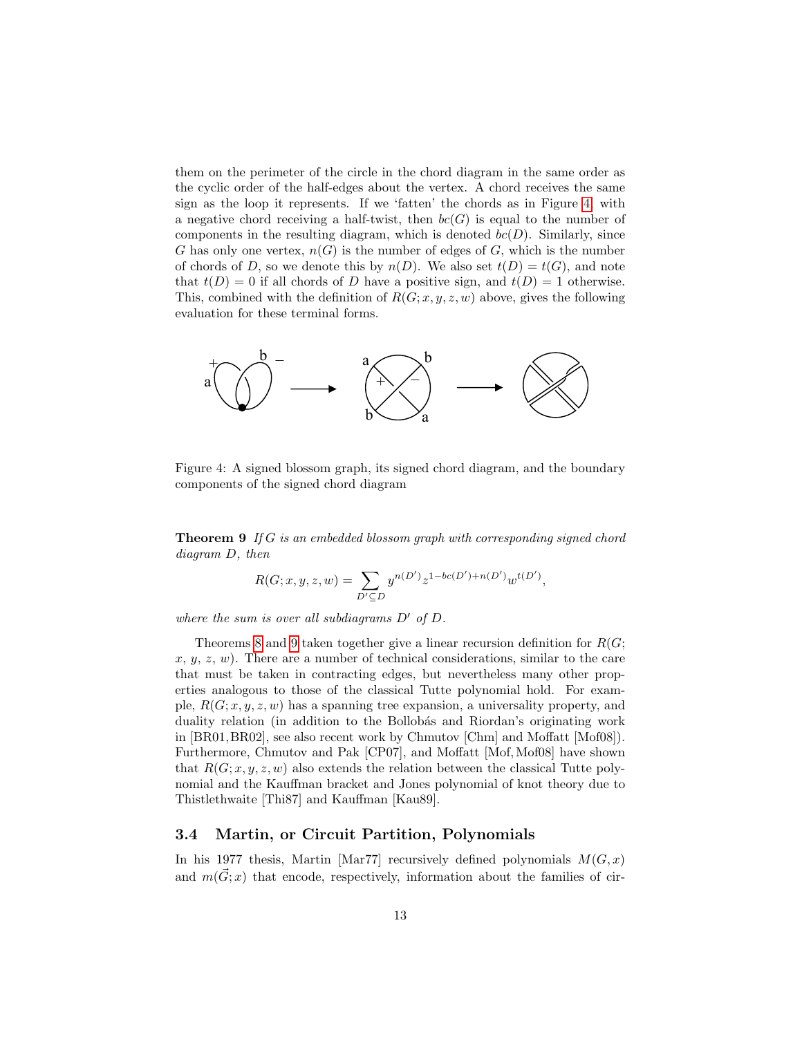them on the perimeter of the circle in the chord diagram in the same order as the cyclic order of the half-edges about the vertex. A chord receives the same sign as the loop it represents. If we 'fatten' the chords as in Figure 4 with a negative chord receiving a half-twist, then $bc(G)$ is equal to the number of components in the resulting diagram, which is denoted $bc(D)$. Similarly, since $G$ has only one vertex, $n(G)$ is the number of edges of $G$, which is the number of chords of $D$, so we denote this by $n(D)$. We also set $t(D) = t(G)$, and note that $t(D) = 0$ if all chords of $D$ have a positive sign, and $t(D) = 1$ otherwise. This, combined with the definition of $R(G; x, y, z, w)$ above, gives the following evaluation for these terminal forms.

Figure 4: A signed blossom graph, its signed chord diagram, and the boundary components of the signed chord diagram

**Theorem 9** *If $G$ is an embedded blossom graph with corresponding signed chord diagram $D$, then*

$$R(G; x, y, z, w) = \sum_{D' \subseteq D} y^{n(D')} z^{1-bc(D')+n(D')} w^{t(D')},$$

*where the sum is over all subdiagrams $D'$ of $D$.*

Theorems 8 and 9 taken together give a linear recursion definition for $R(G; x, y, z, w)$. There are a number of technical considerations, similar to the care that must be taken in contracting edges, but nevertheless many other properties analogous to those of the classical Tutte polynomial hold. For example, $R(G; x, y, z, w)$ has a spanning tree expansion, a universality property, and duality relation (in addition to the Bollobás and Riordan's originating work in [BR01, BR02], see also recent work by Chmutov [Chm] and Moffatt [Mof08]). Furthermore, Chmutov and Pak [CP07], and Moffatt [Mof, Mof08] have shown that $R(G; x, y, z, w)$ also extends the relation between the classical Tutte polynomial and the Kauffman bracket and Jones polynomial of knot theory due to Thistlethwaite [Thi87] and Kauffman [Kau89].

### 3.4 Martin, or Circuit Partition, Polynomials

In his 1977 thesis, Martin [Mar77] recursively defined polynomials $M(G, x)$ and $m(\vec{G}; x)$ that encode, respectively, information about the families of cir-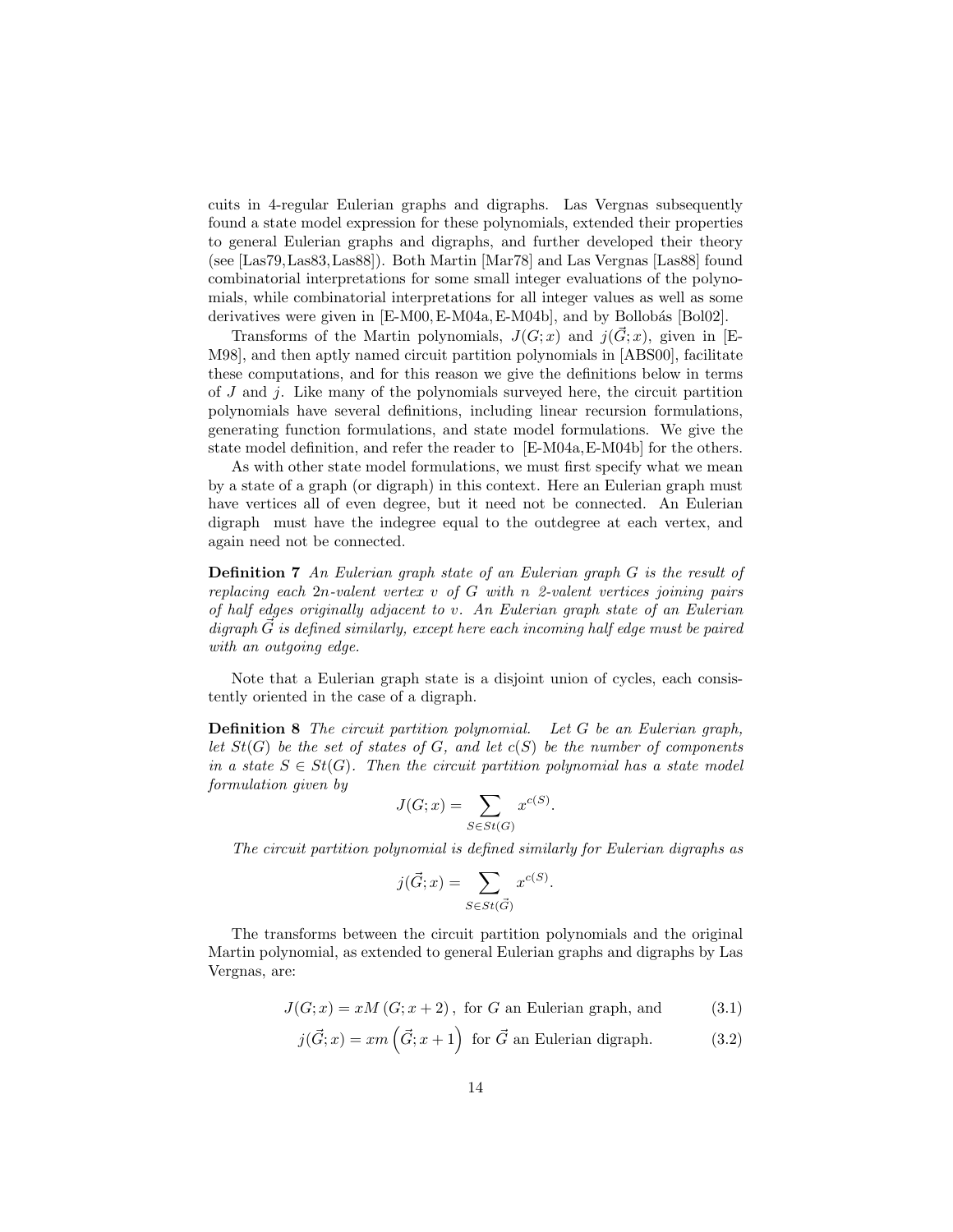cuits in 4-regular Eulerian graphs and digraphs. Las Vergnas subsequently found a state model expression for these polynomials, extended their properties to general Eulerian graphs and digraphs, and further developed their theory (see [Las79, Las83, Las88]). Both Martin [Mar78] and Las Vergnas [Las88] found combinatorial interpretations for some small integer evaluations of the polynomials, while combinatorial interpretations for all integer values as well as some derivatives were given in [E-M00, E-M04a, E-M04b], and by Bollobás [Bol02].

Transforms of the Martin polynomials, $J(G;x)$ and $j(\vec{G};x)$, given in [E-M98], and then aptly named circuit partition polynomials in [ABS00], facilitate these computations, and for this reason we give the definitions below in terms of $J$ and $j$. Like many of the polynomials surveyed here, the circuit partition polynomials have several definitions, including linear recursion formulations, generating function formulations, and state model formulations. We give the state model definition, and refer the reader to [E-M04a, E-M04b] for the others.

As with other state model formulations, we must first specify what we mean by a state of a graph (or digraph) in this context. Here an Eulerian graph must have vertices all of even degree, but it need not be connected. An Eulerian digraph must have the indegree equal to the outdegree at each vertex, and again need not be connected.

**Definition 7** *An Eulerian graph state of an Eulerian graph $G$ is the result of replacing each $2n$-valent vertex $v$ of $G$ with $n$ 2-valent vertices joining pairs of half edges originally adjacent to $v$. An Eulerian graph state of an Eulerian digraph $\vec{G}$ is defined similarly, except here each incoming half edge must be paired with an outgoing edge.*

Note that a Eulerian graph state is a disjoint union of cycles, each consistently oriented in the case of a digraph.

**Definition 8** *The circuit partition polynomial. Let $G$ be an Eulerian graph, let $St(G)$ be the set of states of $G$, and let $c(S)$ be the number of components in a state $S \in St(G)$. Then the circuit partition polynomial has a state model formulation given by*

$$J(G;x) = \sum_{S \in St(G)} x^{c(S)}.$$

*The circuit partition polynomial is defined similarly for Eulerian digraphs as*

$$j(\vec{G};x) = \sum_{S \in St(\vec{G})} x^{c(S)}.$$

The transforms between the circuit partition polynomials and the original Martin polynomial, as extended to general Eulerian graphs and digraphs by Las Vergnas, are:

$$J(G;x) = xM\left(G;x+2\right), \text{ for } G \text{ an Eulerian graph, and} \tag{3.1}$$

$$j(\vec{G};x) = xm\left(\vec{G};x+1\right) \text{ for } \vec{G} \text{ an Eulerian digraph.} \tag{3.2}$$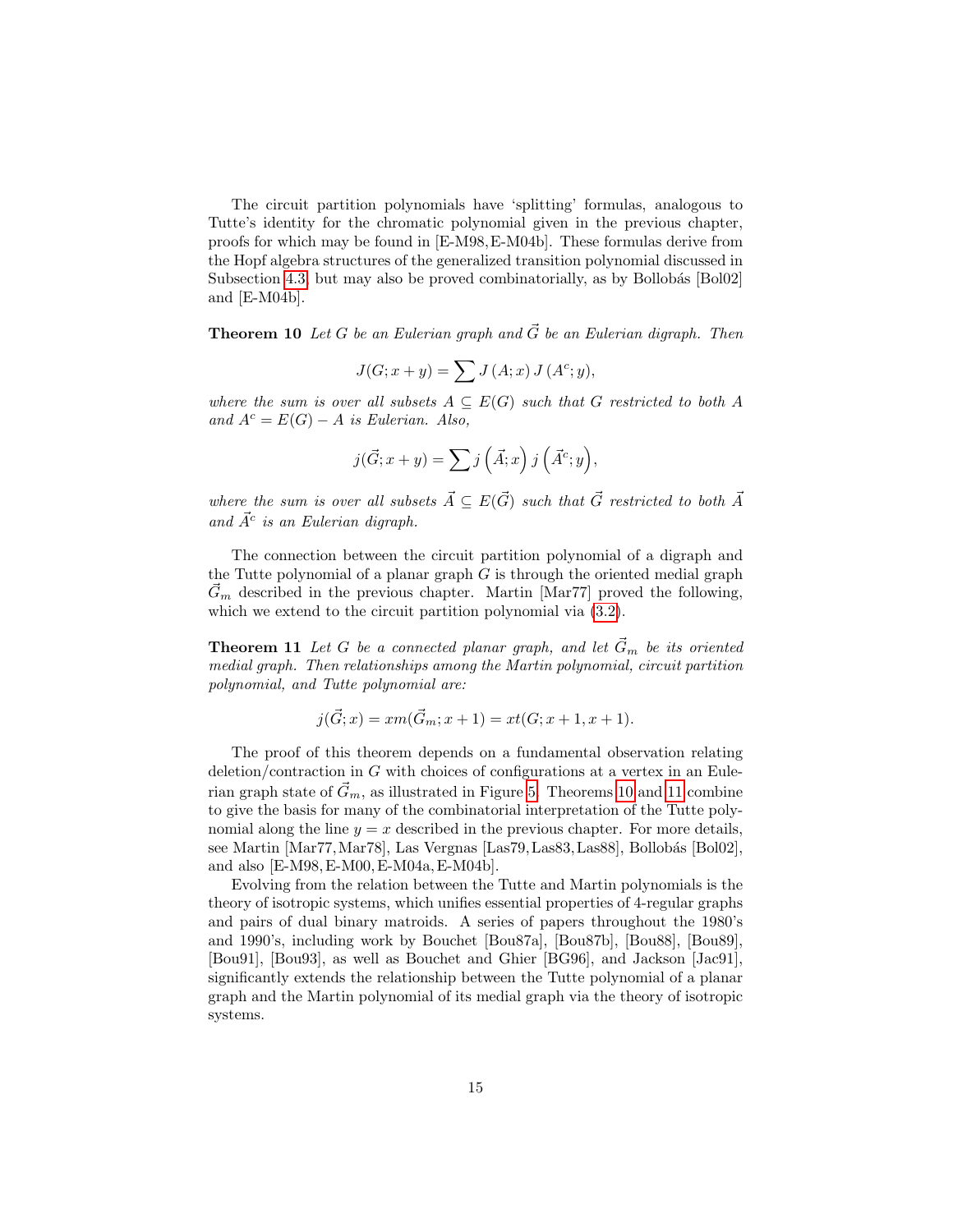The circuit partition polynomials have 'splitting' formulas, analogous to Tutte's identity for the chromatic polynomial given in the previous chapter, proofs for which may be found in [E-M98, E-M04b]. These formulas derive from the Hopf algebra structures of the generalized transition polynomial discussed in Subsection 4.3, but may also be proved combinatorially, as by Bollobás [Bol02] and [E-M04b].

**Theorem 10** *Let $G$ be an Eulerian graph and $\vec{G}$ be an Eulerian digraph. Then*

$$J(G; x + y) = \sum J(A; x)\, J(A^c; y),$$

*where the sum is over all subsets $A \subseteq E(G)$ such that $G$ restricted to both $A$ and $A^c = E(G) - A$ is Eulerian. Also,*

$$j(\vec{G}; x + y) = \sum j\left(\vec{A}; x\right) j\left(\vec{A}^c; y\right),$$

*where the sum is over all subsets $\vec{A} \subseteq E(\vec{G})$ such that $\vec{G}$ restricted to both $\vec{A}$ and $\vec{A}^c$ is an Eulerian digraph.*

The connection between the circuit partition polynomial of a digraph and the Tutte polynomial of a planar graph $G$ is through the oriented medial graph $\vec{G}_m$ described in the previous chapter. Martin [Mar77] proved the following, which we extend to the circuit partition polynomial via (3.2).

**Theorem 11** *Let $G$ be a connected planar graph, and let $\vec{G}_m$ be its oriented medial graph. Then relationships among the Martin polynomial, circuit partition polynomial, and Tutte polynomial are:*

$$j(\vec{G}; x) = x m(\vec{G}_m; x + 1) = x t(G; x + 1, x + 1).$$

The proof of this theorem depends on a fundamental observation relating deletion/contraction in $G$ with choices of configurations at a vertex in an Eulerian graph state of $\vec{G}_m$, as illustrated in Figure 5. Theorems 10 and 11 combine to give the basis for many of the combinatorial interpretation of the Tutte polynomial along the line $y = x$ described in the previous chapter. For more details, see Martin [Mar77, Mar78], Las Vergnas [Las79, Las83, Las88], Bollobás [Bol02], and also [E-M98, E-M00, E-M04a, E-M04b].

Evolving from the relation between the Tutte and Martin polynomials is the theory of isotropic systems, which unifies essential properties of 4-regular graphs and pairs of dual binary matroids. A series of papers throughout the 1980's and 1990's, including work by Bouchet [Bou87a], [Bou87b], [Bou88], [Bou89], [Bou91], [Bou93], as well as Bouchet and Ghier [BG96], and Jackson [Jac91], significantly extends the relationship between the Tutte polynomial of a planar graph and the Martin polynomial of its medial graph via the theory of isotropic systems.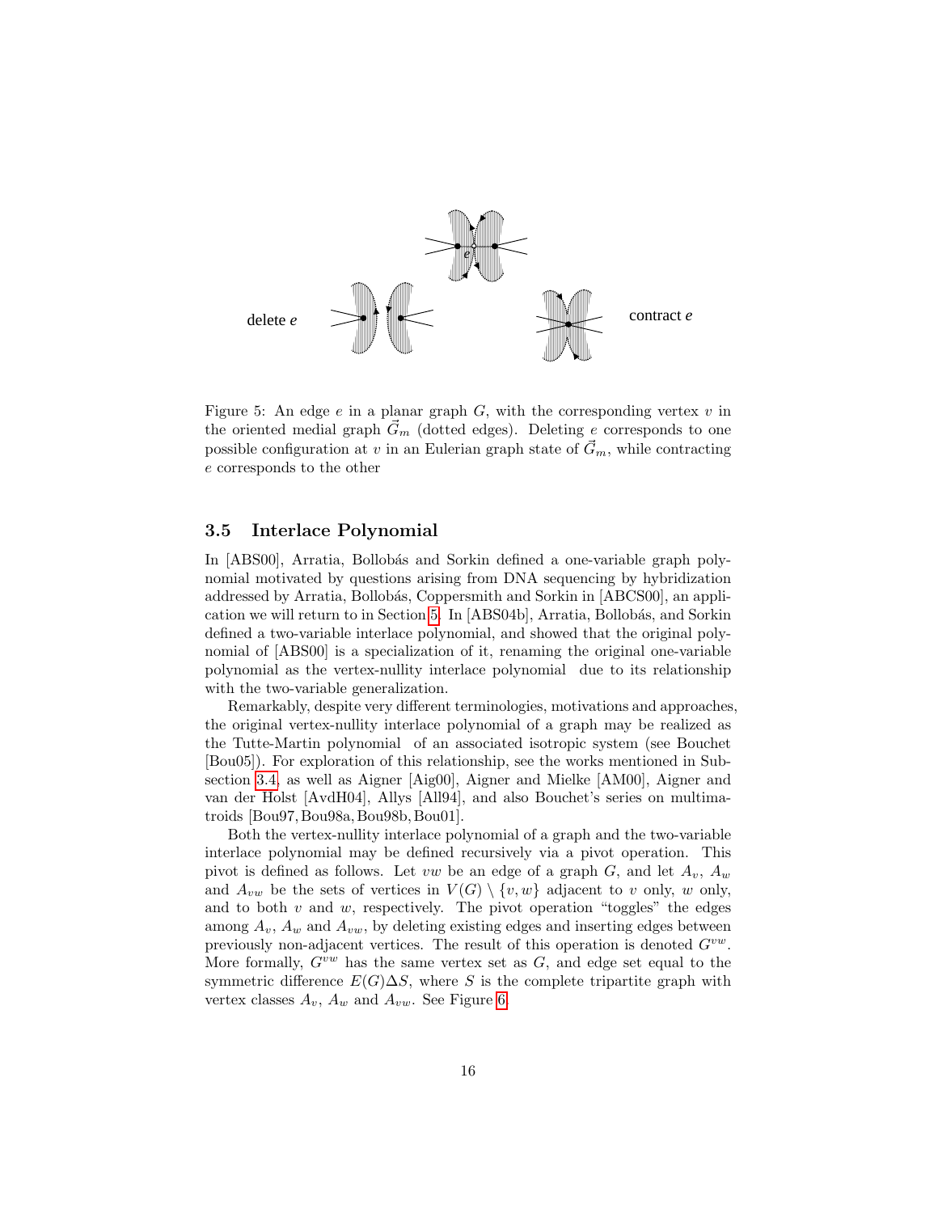delete $e$

contract $e$

Figure 5: An edge $e$ in a planar graph $G$, with the corresponding vertex $v$ in the oriented medial graph $\vec{G}_m$ (dotted edges). Deleting $e$ corresponds to one possible configuration at $v$ in an Eulerian graph state of $\vec{G}_m$, while contracting $e$ corresponds to the other

### 3.5 Interlace Polynomial

In [ABS00], Arratia, Bollobás and Sorkin defined a one-variable graph polynomial motivated by questions arising from DNA sequencing by hybridization addressed by Arratia, Bollobás, Coppersmith and Sorkin in [ABCS00], an application we will return to in Section 5. In [ABS04b], Arratia, Bollobás, and Sorkin defined a two-variable interlace polynomial, and showed that the original polynomial of [ABS00] is a specialization of it, renaming the original one-variable polynomial as the vertex-nullity interlace polynomial due to its relationship with the two-variable generalization.

Remarkably, despite very different terminologies, motivations and approaches, the original vertex-nullity interlace polynomial of a graph may be realized as the Tutte-Martin polynomial of an associated isotropic system (see Bouchet [Bou05]). For exploration of this relationship, see the works mentioned in Subsection 3.4, as well as Aigner [Aig00], Aigner and Mielke [AM00], Aigner and van der Holst [AvdH04], Allys [All94], and also Bouchet's series on multimatroids [Bou97, Bou98a, Bou98b, Bou01].

Both the vertex-nullity interlace polynomial of a graph and the two-variable interlace polynomial may be defined recursively via a pivot operation. This pivot is defined as follows. Let $vw$ be an edge of a graph $G$, and let $A_v$, $A_w$ and $A_{vw}$ be the sets of vertices in $V(G) \setminus \{v, w\}$ adjacent to $v$ only, $w$ only, and to both $v$ and $w$, respectively. The pivot operation "toggles" the edges among $A_v$, $A_w$ and $A_{vw}$, by deleting existing edges and inserting edges between previously non-adjacent vertices. The result of this operation is denoted $G^{vw}$. More formally, $G^{vw}$ has the same vertex set as $G$, and edge set equal to the symmetric difference $E(G)\Delta S$, where $S$ is the complete tripartite graph with vertex classes $A_v$, $A_w$ and $A_{vw}$. See Figure 6.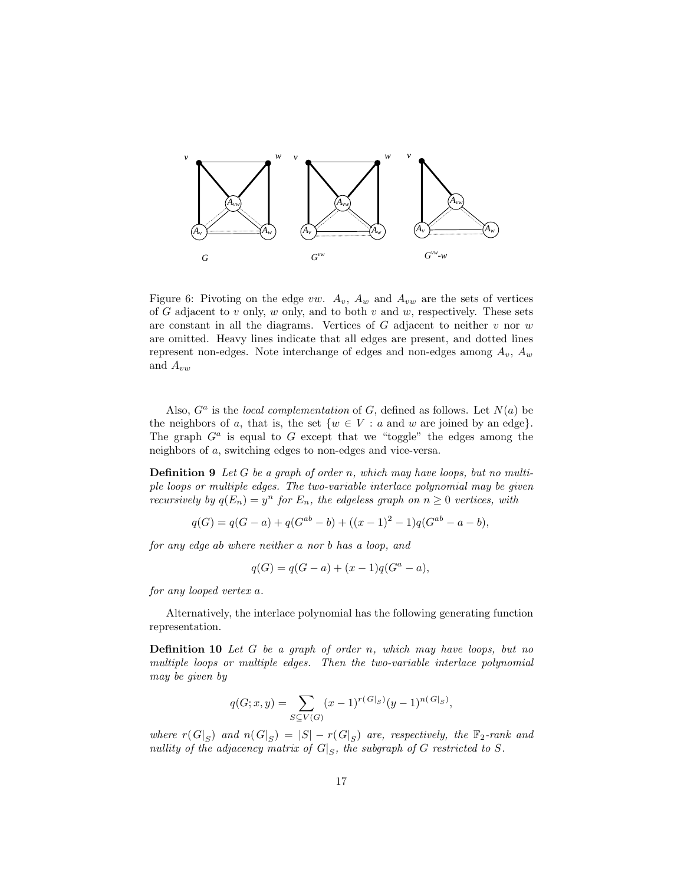Figure 6: Pivoting on the edge $vw$. $A_v$, $A_w$ and $A_{vw}$ are the sets of vertices of $G$ adjacent to $v$ only, $w$ only, and to both $v$ and $w$, respectively. These sets are constant in all the diagrams. Vertices of $G$ adjacent to neither $v$ nor $w$ are omitted. Heavy lines indicate that all edges are present, and dotted lines represent non-edges. Note interchange of edges and non-edges among $A_v$, $A_w$ and $A_{vw}$

Also, $G^a$ is the *local complementation* of $G$, defined as follows. Let $N(a)$ be the neighbors of $a$, that is, the set $\{w \in V : a \text{ and } w \text{ are joined by an edge}\}$. The graph $G^a$ is equal to $G$ except that we "toggle" the edges among the neighbors of $a$, switching edges to non-edges and vice-versa.

**Definition 9** *Let $G$ be a graph of order $n$, which may have loops, but no multiple loops or multiple edges. The two-variable interlace polynomial may be given recursively by $q(E_n) = y^n$ for $E_n$, the edgeless graph on $n \geq 0$ vertices, with*

$$q(G) = q(G - a) + q(G^{ab} - b) + ((x-1)^2 - 1)q(G^{ab} - a - b),$$

*for any edge $ab$ where neither $a$ nor $b$ has a loop, and*

$$q(G) = q(G - a) + (x - 1)q(G^a - a),$$

*for any looped vertex $a$.*

Alternatively, the interlace polynomial has the following generating function representation.

**Definition 10** *Let $G$ be a graph of order $n$, which may have loops, but no multiple loops or multiple edges. Then the two-variable interlace polynomial may be given by*

$$q(G; x, y) = \sum_{S \subseteq V(G)} (x-1)^{r(G|_S)} (y-1)^{n(G|_S)},$$

*where $r(G|_S)$ and $n(G|_S) = |S| - r(G|_S)$ are, respectively, the $\mathbb{F}_2$-rank and nullity of the adjacency matrix of $G|_S$, the subgraph of $G$ restricted to $S$.*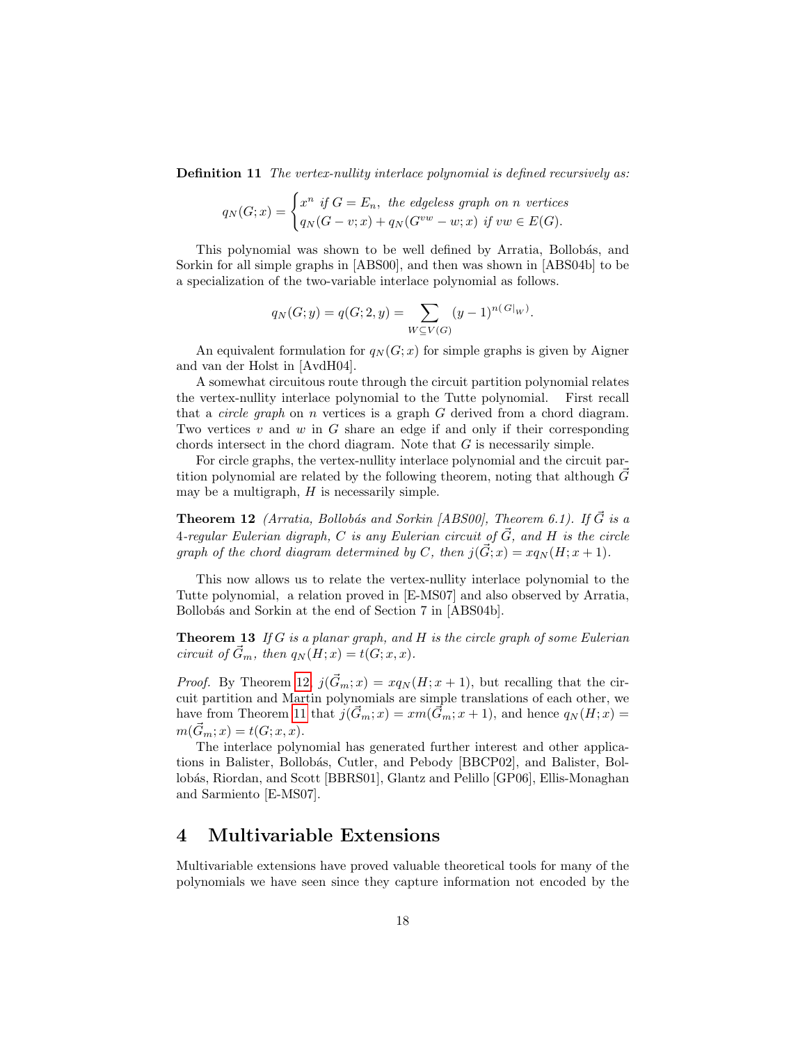**Definition 11** *The vertex-nullity interlace polynomial is defined recursively as:*

$$q_N(G;x) = \begin{cases} x^n \text{ if } G = E_n, \text{ the edgeless graph on } n \text{ vertices} \\ q_N(G-v;x) + q_N(G^{vw}-w;x) \text{ if } vw \in E(G). \end{cases}$$

This polynomial was shown to be well defined by Arratia, Bollobás, and Sorkin for all simple graphs in [ABS00], and then was shown in [ABS04b] to be a specialization of the two-variable interlace polynomial as follows.

$$q_N(G;y) = q(G;2,y) = \sum_{W \subseteq V(G)} (y-1)^{n(G|_W)}.$$

An equivalent formulation for $q_N(G;x)$ for simple graphs is given by Aigner and van der Holst in [AvdH04].

A somewhat circuitous route through the circuit partition polynomial relates the vertex-nullity interlace polynomial to the Tutte polynomial. First recall that a *circle graph* on $n$ vertices is a graph $G$ derived from a chord diagram. Two vertices $v$ and $w$ in $G$ share an edge if and only if their corresponding chords intersect in the chord diagram. Note that $G$ is necessarily simple.

For circle graphs, the vertex-nullity interlace polynomial and the circuit partition polynomial are related by the following theorem, noting that although $\vec{G}$ may be a multigraph, $H$ is necessarily simple.

**Theorem 12** *(Arratia, Bollobás and Sorkin [ABS00], Theorem 6.1). If $\vec{G}$ is a 4-regular Eulerian digraph, $C$ is any Eulerian circuit of $\vec{G}$, and $H$ is the circle graph of the chord diagram determined by $C$, then $j(\vec{G};x) = xq_N(H;x+1)$.*

This now allows us to relate the vertex-nullity interlace polynomial to the Tutte polynomial, a relation proved in [E-MS07] and also observed by Arratia, Bollobás and Sorkin at the end of Section 7 in [ABS04b].

**Theorem 13** *If $G$ is a planar graph, and $H$ is the circle graph of some Eulerian circuit of $\vec{G}_m$, then $q_N(H;x) = t(G;x,x)$.*

*Proof.* By Theorem 12, $j(\vec{G}_m;x) = xq_N(H;x+1)$, but recalling that the circuit partition and Martin polynomials are simple translations of each other, we have from Theorem 11 that $j(\vec{G}_m;x) = xm(\vec{G}_m;x+1)$, and hence $q_N(H;x) = m(\vec{G}_m;x) = t(G;x,x)$.

The interlace polynomial has generated further interest and other applications in Balister, Bollobás, Cutler, and Pebody [BBCP02], and Balister, Bollobás, Riordan, and Scott [BBRS01], Glantz and Pelillo [GP06], Ellis-Monaghan and Sarmiento [E-MS07].

# 4 Multivariable Extensions

Multivariable extensions have proved valuable theoretical tools for many of the polynomials we have seen since they capture information not encoded by the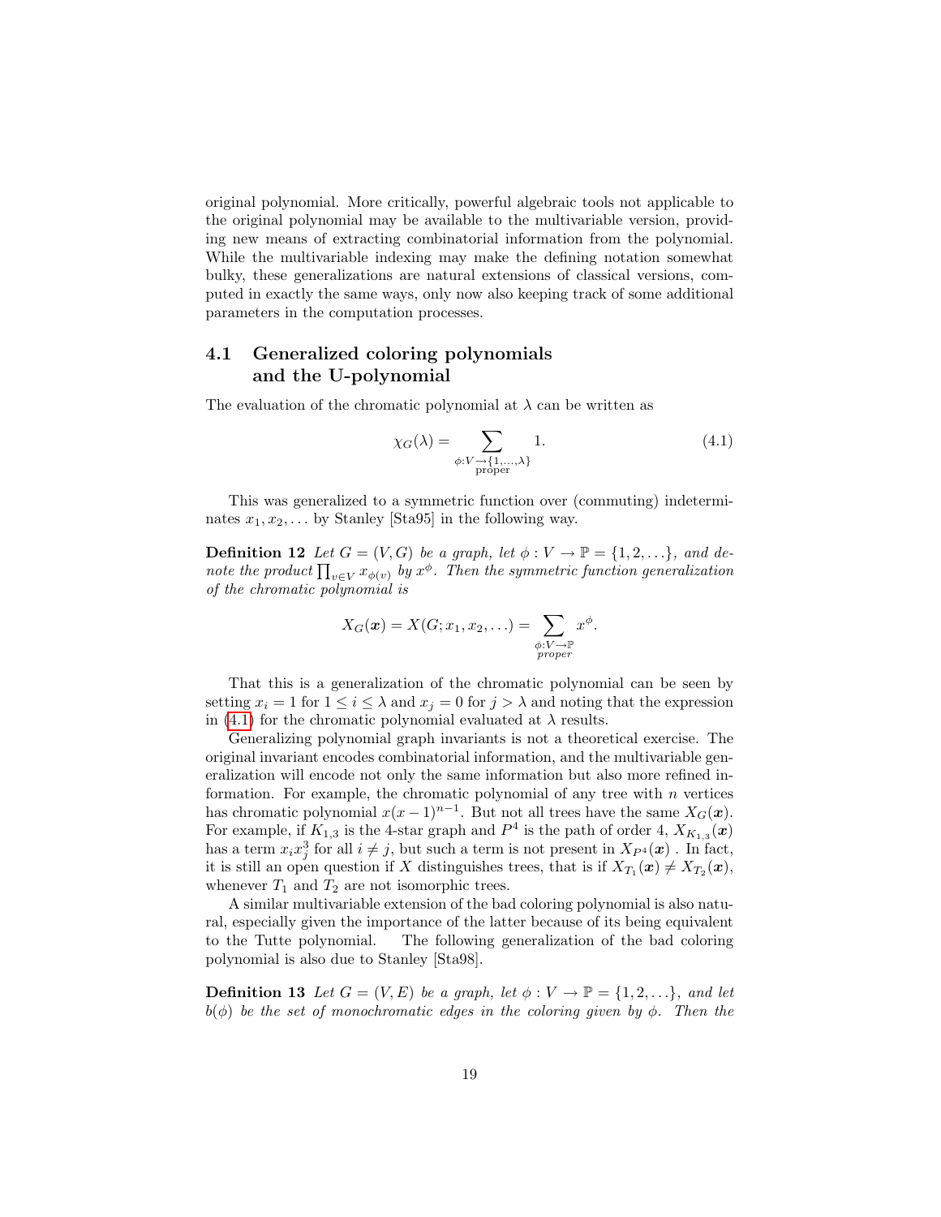original polynomial. More critically, powerful algebraic tools not applicable to the original polynomial may be available to the multivariable version, providing new means of extracting combinatorial information from the polynomial. While the multivariable indexing may make the defining notation somewhat bulky, these generalizations are natural extensions of classical versions, computed in exactly the same ways, only now also keeping track of some additional parameters in the computation processes.

## 4.1 Generalized coloring polynomials and the U-polynomial

The evaluation of the chromatic polynomial at $\lambda$ can be written as

$$\chi_G(\lambda) = \sum_{\substack{\phi: V \to \{1,\ldots,\lambda\} \\ \text{proper}}} 1. \tag{4.1}$$

This was generalized to a symmetric function over (commuting) indeterminates $x_1, x_2, \ldots$ by Stanley [Sta95] in the following way.

**Definition 12** *Let $G = (V, G)$ be a graph, let $\phi : V \to \mathbb{P} = \{1, 2, \ldots\}$, and denote the product $\prod_{v \in V} x_{\phi(v)}$ by $x^{\phi}$. Then the symmetric function generalization of the chromatic polynomial is*

$$X_G(\boldsymbol{x}) = X(G; x_1, x_2, \ldots) = \sum_{\substack{\phi: V \to \mathbb{P} \\ \text{proper}}} x^{\phi}.$$

That this is a generalization of the chromatic polynomial can be seen by setting $x_i = 1$ for $1 \le i \le \lambda$ and $x_j = 0$ for $j > \lambda$ and noting that the expression in (4.1) for the chromatic polynomial evaluated at $\lambda$ results.

Generalizing polynomial graph invariants is not a theoretical exercise. The original invariant encodes combinatorial information, and the multivariable generalization will encode not only the same information but also more refined information. For example, the chromatic polynomial of any tree with $n$ vertices has chromatic polynomial $x(x-1)^{n-1}$. But not all trees have the same $X_G(\boldsymbol{x})$. For example, if $K_{1,3}$ is the 4-star graph and $P^4$ is the path of order 4, $X_{K_{1,3}}(\boldsymbol{x})$ has a term $x_i x_j^3$ for all $i \ne j$, but such a term is not present in $X_{P^4}(\boldsymbol{x})$ . In fact, it is still an open question if $X$ distinguishes trees, that is if $X_{T_1}(\boldsymbol{x}) \ne X_{T_2}(\boldsymbol{x})$, whenever $T_1$ and $T_2$ are not isomorphic trees.

A similar multivariable extension of the bad coloring polynomial is also natural, especially given the importance of the latter because of its being equivalent to the Tutte polynomial. The following generalization of the bad coloring polynomial is also due to Stanley [Sta98].

**Definition 13** *Let $G = (V, E)$ be a graph, let $\phi : V \to \mathbb{P} = \{1, 2, \ldots\}$, and let $b(\phi)$ be the set of monochromatic edges in the coloring given by $\phi$. Then the*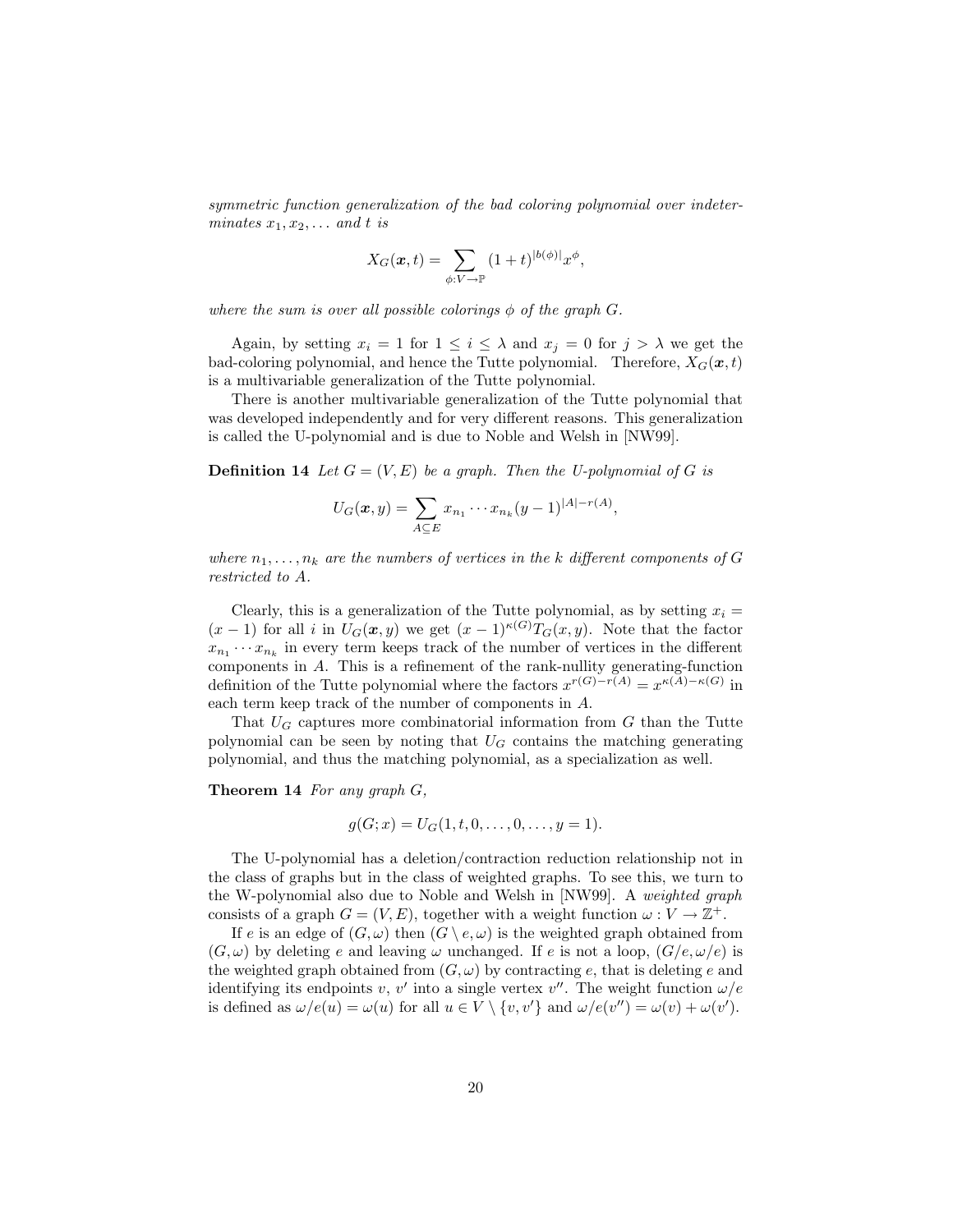*symmetric function generalization of the bad coloring polynomial over indeterminates $x_1, x_2, \ldots$ and $t$ is*

$$X_G(\boldsymbol{x}, t) = \sum_{\phi: V \to \mathbb{P}} (1+t)^{|b(\phi)|} x^{\phi},$$

*where the sum is over all possible colorings $\phi$ of the graph $G$.*

Again, by setting $x_i = 1$ for $1 \leq i \leq \lambda$ and $x_j = 0$ for $j > \lambda$ we get the bad-coloring polynomial, and hence the Tutte polynomial. Therefore, $X_G(\boldsymbol{x}, t)$ is a multivariable generalization of the Tutte polynomial.

There is another multivariable generalization of the Tutte polynomial that was developed independently and for very different reasons. This generalization is called the U-polynomial and is due to Noble and Welsh in [NW99].

**Definition 14** *Let $G = (V, E)$ be a graph. Then the U-polynomial of $G$ is*

$$U_G(\boldsymbol{x}, y) = \sum_{A \subseteq E} x_{n_1} \cdots x_{n_k} (y-1)^{|A| - r(A)},$$

*where $n_1, \ldots, n_k$ are the numbers of vertices in the $k$ different components of $G$ restricted to $A$.*

Clearly, this is a generalization of the Tutte polynomial, as by setting $x_i = (x-1)$ for all $i$ in $U_G(\boldsymbol{x}, y)$ we get $(x-1)^{\kappa(G)} T_G(x, y)$. Note that the factor $x_{n_1} \cdots x_{n_k}$ in every term keeps track of the number of vertices in the different components in $A$. This is a refinement of the rank-nullity generating-function definition of the Tutte polynomial where the factors $x^{r(G)-r(A)} = x^{\kappa(A)-\kappa(G)}$ in each term keep track of the number of components in $A$.

That $U_G$ captures more combinatorial information from $G$ than the Tutte polynomial can be seen by noting that $U_G$ contains the matching generating polynomial, and thus the matching polynomial, as a specialization as well.

**Theorem 14** *For any graph $G$,*

$$g(G; x) = U_G(1, t, 0, \ldots, 0, \ldots, y = 1).$$

The U-polynomial has a deletion/contraction reduction relationship not in the class of graphs but in the class of weighted graphs. To see this, we turn to the W-polynomial also due to Noble and Welsh in [NW99]. A *weighted graph* consists of a graph $G = (V, E)$, together with a weight function $\omega : V \to \mathbb{Z}^+$.

If $e$ is an edge of $(G, \omega)$ then $(G \setminus e, \omega)$ is the weighted graph obtained from $(G, \omega)$ by deleting $e$ and leaving $\omega$ unchanged. If $e$ is not a loop, $(G/e, \omega/e)$ is the weighted graph obtained from $(G, \omega)$ by contracting $e$, that is deleting $e$ and identifying its endpoints $v$, $v'$ into a single vertex $v''$. The weight function $\omega/e$ is defined as $\omega/e(u) = \omega(u)$ for all $u \in V \setminus \{v, v'\}$ and $\omega/e(v'') = \omega(v) + \omega(v')$.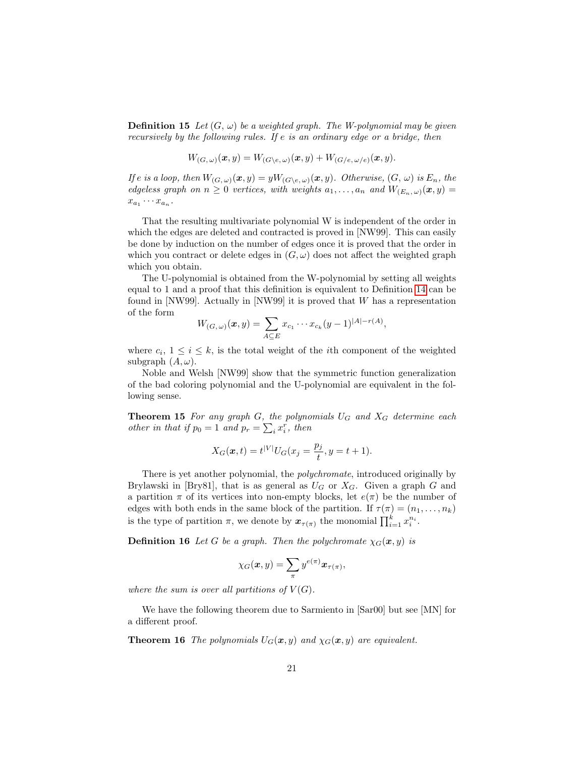**Definition 15** *Let $(G, \omega)$ be a weighted graph. The W-polynomial may be given recursively by the following rules. If e is an ordinary edge or a bridge, then*

$$W_{(G,\,\omega)}(\boldsymbol{x}, y) = W_{(G\setminus e,\,\omega)}(\boldsymbol{x}, y) + W_{(G/e,\,\omega/e)}(\boldsymbol{x}, y).$$

*If e is a loop, then $W_{(G,\,\omega)}(\boldsymbol{x}, y) = yW_{(G\setminus e,\,\omega)}(\boldsymbol{x}, y)$. Otherwise, $(G,\,\omega)$ is $E_n$, the edgeless graph on $n \geq 0$ vertices, with weights $a_1, \ldots, a_n$ and $W_{(E_n,\,\omega)}(\boldsymbol{x}, y) = x_{a_1} \cdots x_{a_n}$.*

That the resulting multivariate polynomial W is independent of the order in which the edges are deleted and contracted is proved in [NW99]. This can easily be done by induction on the number of edges once it is proved that the order in which you contract or delete edges in $(G, \omega)$ does not affect the weighted graph which you obtain.

The U-polynomial is obtained from the W-polynomial by setting all weights equal to 1 and a proof that this definition is equivalent to Definition 14 can be found in [NW99]. Actually in [NW99] it is proved that $W$ has a representation of the form

$$W_{(G,\,\omega)}(\boldsymbol{x}, y) = \sum_{A \subseteq E} x_{c_1} \cdots x_{c_k} (y-1)^{|A|-r(A)},$$

where $c_i$, $1 \leq i \leq k$, is the total weight of the $i$th component of the weighted subgraph $(A, \omega)$.

Noble and Welsh [NW99] show that the symmetric function generalization of the bad coloring polynomial and the U-polynomial are equivalent in the following sense.

**Theorem 15** *For any graph $G$, the polynomials $U_G$ and $X_G$ determine each other in that if $p_0 = 1$ and $p_r = \sum_i x_i^r$, then*

$$X_G(\boldsymbol{x}, t) = t^{|V|} U_G(x_j = \frac{p_j}{t}, y = t + 1).$$

There is yet another polynomial, the *polychromate*, introduced originally by Brylawski in [Bry81], that is as general as $U_G$ or $X_G$. Given a graph $G$ and a partition $\pi$ of its vertices into non-empty blocks, let $e(\pi)$ be the number of edges with both ends in the same block of the partition. If $\tau(\pi) = (n_1, \ldots, n_k)$ is the type of partition $\pi$, we denote by $\boldsymbol{x}_{\tau(\pi)}$ the monomial $\prod_{i=1}^{k} x_i^{n_i}$.

**Definition 16** *Let $G$ be a graph. Then the polychromate $\chi_G(\boldsymbol{x}, y)$ is*

$$\chi_G(\boldsymbol{x}, y) = \sum_{\pi} y^{e(\pi)} \boldsymbol{x}_{\tau(\pi)},$$

*where the sum is over all partitions of $V(G)$.*

We have the following theorem due to Sarmiento in [Sar00] but see [MN] for a different proof.

**Theorem 16** *The polynomials $U_G(\boldsymbol{x}, y)$ and $\chi_G(\boldsymbol{x}, y)$ are equivalent.*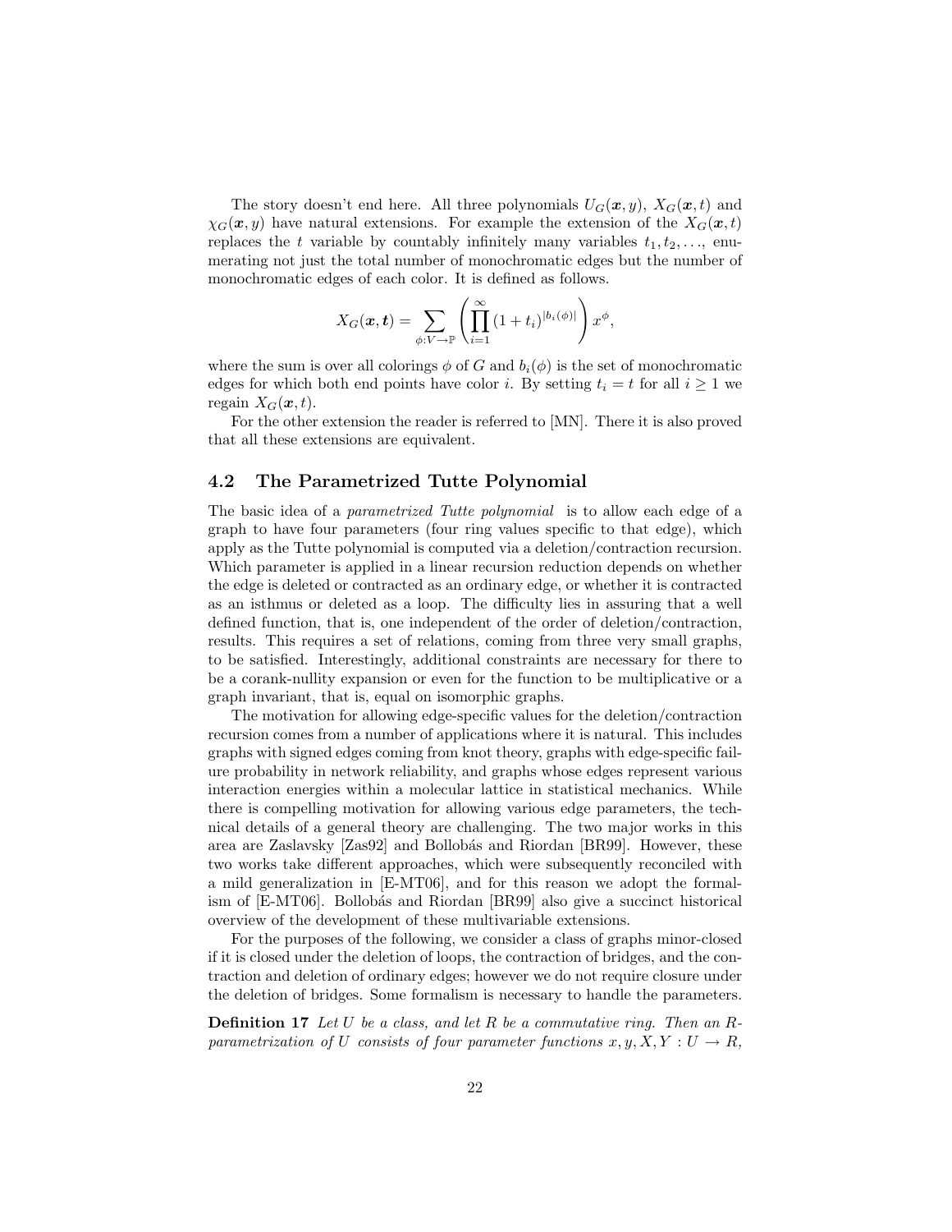The story doesn't end here. All three polynomials $U_G(\boldsymbol{x}, y)$, $X_G(\boldsymbol{x}, t)$ and $\chi_G(\boldsymbol{x}, y)$ have natural extensions. For example the extension of the $X_G(\boldsymbol{x}, t)$ replaces the $t$ variable by countably infinitely many variables $t_1, t_2, \ldots$, enumerating not just the total number of monochromatic edges but the number of monochromatic edges of each color. It is defined as follows.

$$X_G(\boldsymbol{x}, \boldsymbol{t}) = \sum_{\phi : V \to \mathbb{P}} \left( \prod_{i=1}^{\infty} (1 + t_i)^{|b_i(\phi)|} \right) x^{\phi},$$

where the sum is over all colorings $\phi$ of $G$ and $b_i(\phi)$ is the set of monochromatic edges for which both end points have color $i$. By setting $t_i = t$ for all $i \geq 1$ we regain $X_G(\boldsymbol{x}, t)$.

For the other extension the reader is referred to [MN]. There it is also proved that all these extensions are equivalent.

### 4.2 The Parametrized Tutte Polynomial

The basic idea of a *parametrized Tutte polynomial* is to allow each edge of a graph to have four parameters (four ring values specific to that edge), which apply as the Tutte polynomial is computed via a deletion/contraction recursion. Which parameter is applied in a linear recursion reduction depends on whether the edge is deleted or contracted as an ordinary edge, or whether it is contracted as an isthmus or deleted as a loop. The difficulty lies in assuring that a well defined function, that is, one independent of the order of deletion/contraction, results. This requires a set of relations, coming from three very small graphs, to be satisfied. Interestingly, additional constraints are necessary for there to be a corank-nullity expansion or even for the function to be multiplicative or a graph invariant, that is, equal on isomorphic graphs.

The motivation for allowing edge-specific values for the deletion/contraction recursion comes from a number of applications where it is natural. This includes graphs with signed edges coming from knot theory, graphs with edge-specific failure probability in network reliability, and graphs whose edges represent various interaction energies within a molecular lattice in statistical mechanics. While there is compelling motivation for allowing various edge parameters, the technical details of a general theory are challenging. The two major works in this area are Zaslavsky [Zas92] and Bollobás and Riordan [BR99]. However, these two works take different approaches, which were subsequently reconciled with a mild generalization in [E-MT06], and for this reason we adopt the formalism of [E-MT06]. Bollobás and Riordan [BR99] also give a succinct historical overview of the development of these multivariable extensions.

For the purposes of the following, we consider a class of graphs minor-closed if it is closed under the deletion of loops, the contraction of bridges, and the contraction and deletion of ordinary edges; however we do not require closure under the deletion of bridges. Some formalism is necessary to handle the parameters.

**Definition 17** *Let $U$ be a class, and let $R$ be a commutative ring. Then an $R$-parametrization of $U$ consists of four parameter functions $x, y, X, Y : U \to R$,*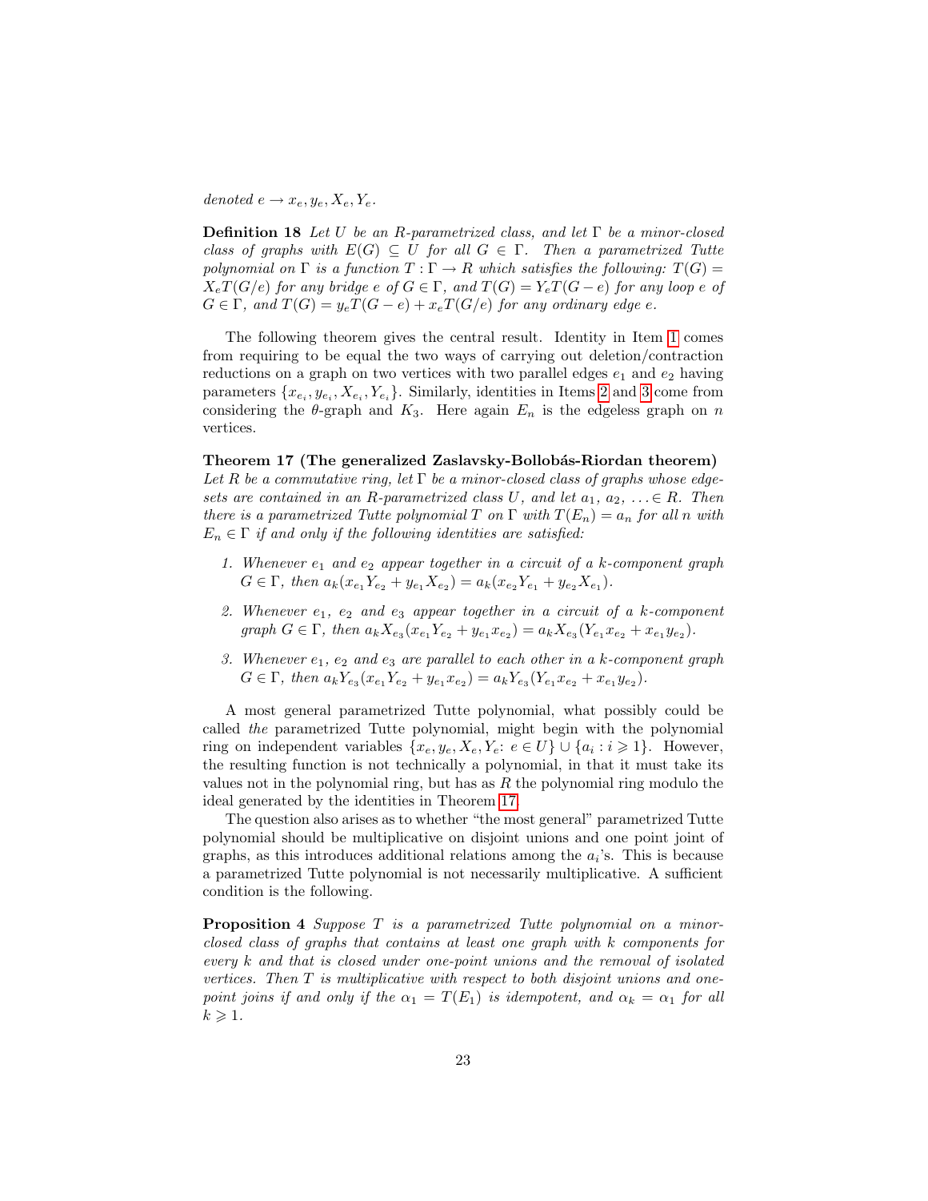*denoted* $e \to x_e, y_e, X_e, Y_e$.

**Definition 18** *Let $U$ be an $R$-parametrized class, and let $\Gamma$ be a minor-closed class of graphs with $E(G) \subseteq U$ for all $G \in \Gamma$. Then a parametrized Tutte polynomial on $\Gamma$ is a function $T : \Gamma \to R$ which satisfies the following: $T(G) = X_e T(G/e)$ for any bridge $e$ of $G \in \Gamma$, and $T(G) = Y_e T(G - e)$ for any loop $e$ of $G \in \Gamma$, and $T(G) = y_e T(G - e) + x_e T(G/e)$ for any ordinary edge $e$.*

The following theorem gives the central result. Identity in Item 1 comes from requiring to be equal the two ways of carrying out deletion/contraction reductions on a graph on two vertices with two parallel edges $e_1$ and $e_2$ having parameters $\{x_{e_i}, y_{e_i}, X_{e_i}, Y_{e_i}\}$. Similarly, identities in Items 2 and 3 come from considering the $\theta$-graph and $K_3$. Here again $E_n$ is the edgeless graph on $n$ vertices.

**Theorem 17 (The generalized Zaslavsky-Bollobás-Riordan theorem)** *Let $R$ be a commutative ring, let $\Gamma$ be a minor-closed class of graphs whose edge-sets are contained in an $R$-parametrized class $U$, and let $a_1, a_2, \ldots \in R$. Then there is a parametrized Tutte polynomial $T$ on $\Gamma$ with $T(E_n) = a_n$ for all $n$ with $E_n \in \Gamma$ if and only if the following identities are satisfied:*

1. *Whenever $e_1$ and $e_2$ appear together in a circuit of a $k$-component graph $G \in \Gamma$, then $a_k(x_{e_1}Y_{e_2} + y_{e_1}X_{e_2}) = a_k(x_{e_2}Y_{e_1} + y_{e_2}X_{e_1})$.*
2. *Whenever $e_1$, $e_2$ and $e_3$ appear together in a circuit of a $k$-component graph $G \in \Gamma$, then $a_k X_{e_3}(x_{e_1}Y_{e_2} + y_{e_1}x_{e_2}) = a_k X_{e_3}(Y_{e_1}x_{e_2} + x_{e_1}y_{e_2})$.*
3. *Whenever $e_1$, $e_2$ and $e_3$ are parallel to each other in a $k$-component graph $G \in \Gamma$, then $a_k Y_{e_3}(x_{e_1}Y_{e_2} + y_{e_1}x_{e_2}) = a_k Y_{e_3}(Y_{e_1}x_{e_2} + x_{e_1}y_{e_2})$.*

A most general parametrized Tutte polynomial, what possibly could be called *the* parametrized Tutte polynomial, might begin with the polynomial ring on independent variables $\{x_e, y_e, X_e, Y_e \colon e \in U\} \cup \{a_i : i \geqslant 1\}$. However, the resulting function is not technically a polynomial, in that it must take its values not in the polynomial ring, but has as $R$ the polynomial ring modulo the ideal generated by the identities in Theorem 17.

The question also arises as to whether "the most general" parametrized Tutte polynomial should be multiplicative on disjoint unions and one point joint of graphs, as this introduces additional relations among the $a_i$'s. This is because a parametrized Tutte polynomial is not necessarily multiplicative. A sufficient condition is the following.

**Proposition 4** *Suppose $T$ is a parametrized Tutte polynomial on a minor-closed class of graphs that contains at least one graph with $k$ components for every $k$ and that is closed under one-point unions and the removal of isolated vertices. Then $T$ is multiplicative with respect to both disjoint unions and one-point joins if and only if the $\alpha_1 = T(E_1)$ is idempotent, and $\alpha_k = \alpha_1$ for all $k \geqslant 1$.*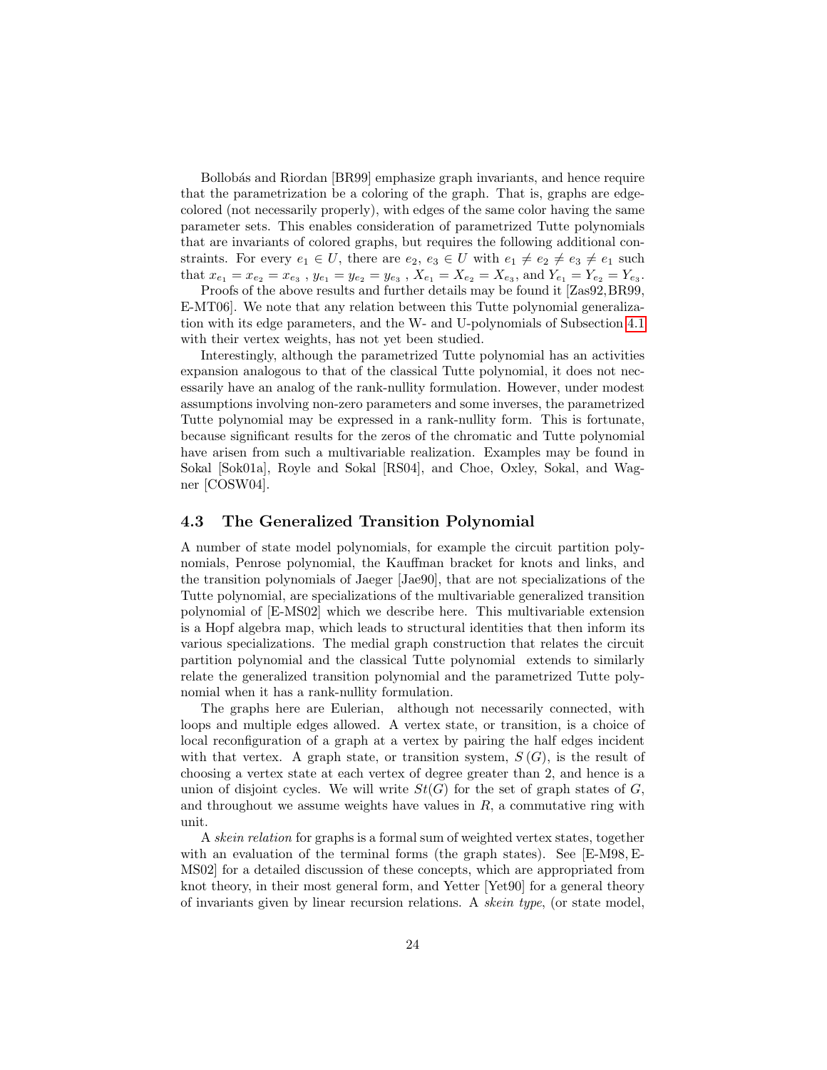Bollobás and Riordan [BR99] emphasize graph invariants, and hence require that the parametrization be a coloring of the graph. That is, graphs are edge-colored (not necessarily properly), with edges of the same color having the same parameter sets. This enables consideration of parametrized Tutte polynomials that are invariants of colored graphs, but requires the following additional constraints. For every $e_1 \in U$, there are $e_2$, $e_3 \in U$ with $e_1 \neq e_2 \neq e_3 \neq e_1$ such that $x_{e_1} = x_{e_2} = x_{e_3}$ , $y_{e_1} = y_{e_2} = y_{e_3}$ , $X_{e_1} = X_{e_2} = X_{e_3}$, and $Y_{e_1} = Y_{e_2} = Y_{e_3}$.

Proofs of the above results and further details may be found it [Zas92, BR99, E-MT06]. We note that any relation between this Tutte polynomial generalization with its edge parameters, and the W- and U-polynomials of Subsection 4.1 with their vertex weights, has not yet been studied.

Interestingly, although the parametrized Tutte polynomial has an activities expansion analogous to that of the classical Tutte polynomial, it does not necessarily have an analog of the rank-nullity formulation. However, under modest assumptions involving non-zero parameters and some inverses, the parametrized Tutte polynomial may be expressed in a rank-nullity form. This is fortunate, because significant results for the zeros of the chromatic and Tutte polynomial have arisen from such a multivariable realization. Examples may be found in Sokal [Sok01a], Royle and Sokal [RS04], and Choe, Oxley, Sokal, and Wagner [COSW04].

### 4.3 The Generalized Transition Polynomial

A number of state model polynomials, for example the circuit partition polynomials, Penrose polynomial, the Kauffman bracket for knots and links, and the transition polynomials of Jaeger [Jae90], that are not specializations of the Tutte polynomial, are specializations of the multivariable generalized transition polynomial of [E-MS02] which we describe here. This multivariable extension is a Hopf algebra map, which leads to structural identities that then inform its various specializations. The medial graph construction that relates the circuit partition polynomial and the classical Tutte polynomial extends to similarly relate the generalized transition polynomial and the parametrized Tutte polynomial when it has a rank-nullity formulation.

The graphs here are Eulerian, although not necessarily connected, with loops and multiple edges allowed. A vertex state, or transition, is a choice of local reconfiguration of a graph at a vertex by pairing the half edges incident with that vertex. A graph state, or transition system, $S(G)$, is the result of choosing a vertex state at each vertex of degree greater than 2, and hence is a union of disjoint cycles. We will write $St(G)$ for the set of graph states of $G$, and throughout we assume weights have values in $R$, a commutative ring with unit.

A *skein relation* for graphs is a formal sum of weighted vertex states, together with an evaluation of the terminal forms (the graph states). See [E-M98, E-MS02] for a detailed discussion of these concepts, which are appropriated from knot theory, in their most general form, and Yetter [Yet90] for a general theory of invariants given by linear recursion relations. A *skein type*, (or state model,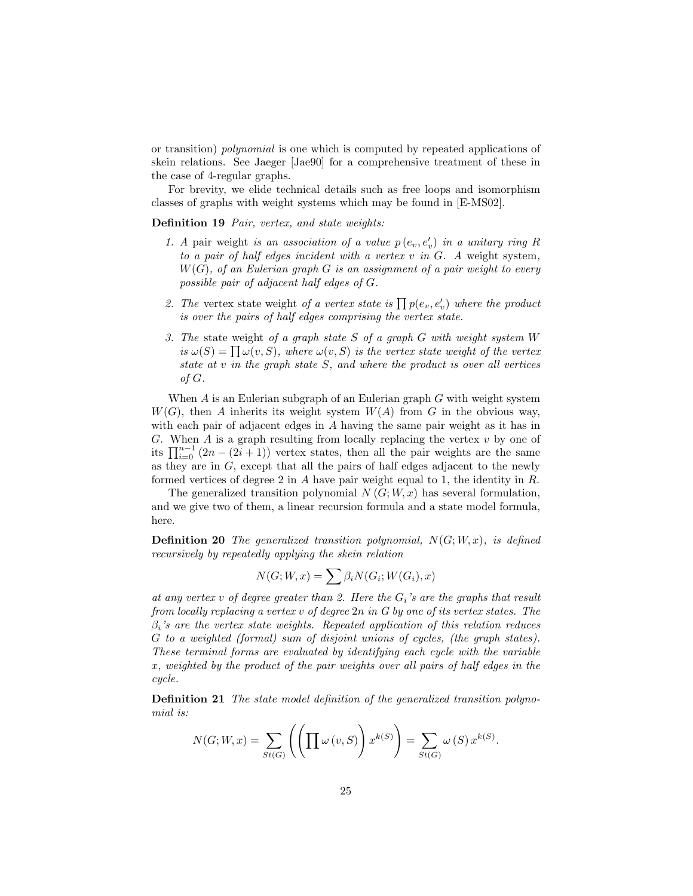or transition) *polynomial* is one which is computed by repeated applications of skein relations. See Jaeger [Jae90] for a comprehensive treatment of these in the case of 4-regular graphs.

For brevity, we elide technical details such as free loops and isomorphism classes of graphs with weight systems which may be found in [E-MS02].

**Definition 19** *Pair, vertex, and state weights:*

1. *A* pair weight *is an association of a value $p(e_v, e'_v)$ in a unitary ring $R$ to a pair of half edges incident with a vertex $v$ in $G$. A* weight system, *$W(G)$, of an Eulerian graph $G$ is an assignment of a pair weight to every possible pair of adjacent half edges of $G$.*
2. *The* vertex state weight *of a vertex state is $\prod p(e_v, e'_v)$ where the product is over the pairs of half edges comprising the vertex state.*
3. *The* state weight *of a graph state $S$ of a graph $G$ with weight system $W$ is $\omega(S) = \prod \omega(v, S)$, where $\omega(v, S)$ is the vertex state weight of the vertex state at $v$ in the graph state $S$, and where the product is over all vertices of $G$.*

When $A$ is an Eulerian subgraph of an Eulerian graph $G$ with weight system $W(G)$, then $A$ inherits its weight system $W(A)$ from $G$ in the obvious way, with each pair of adjacent edges in $A$ having the same pair weight as it has in $G$. When $A$ is a graph resulting from locally replacing the vertex $v$ by one of its $\prod_{i=0}^{n-1}(2n-(2i+1))$ vertex states, then all the pair weights are the same as they are in $G$, except that all the pairs of half edges adjacent to the newly formed vertices of degree 2 in $A$ have pair weight equal to 1, the identity in $R$.

The generalized transition polynomial $N(G; W, x)$ has several formulation, and we give two of them, a linear recursion formula and a state model formula, here.

**Definition 20** *The generalized transition polynomial, $N(G; W, x)$, is defined recursively by repeatedly applying the skein relation*

$$N(G; W, x) = \sum \beta_i N(G_i; W(G_i), x)$$

*at any vertex $v$ of degree greater than 2. Here the $G_i$'s are the graphs that result from locally replacing a vertex $v$ of degree $2n$ in $G$ by one of its vertex states. The $\beta_i$'s are the vertex state weights. Repeated application of this relation reduces $G$ to a weighted (formal) sum of disjoint unions of cycles, (the graph states). These terminal forms are evaluated by identifying each cycle with the variable $x$, weighted by the product of the pair weights over all pairs of half edges in the cycle.*

**Definition 21** *The state model definition of the generalized transition polynomial is:*

$$N(G; W, x) = \sum_{St(G)} \left( \left( \prod \omega(v, S) \right) x^{k(S)} \right) = \sum_{St(G)} \omega(S)\, x^{k(S)}.$$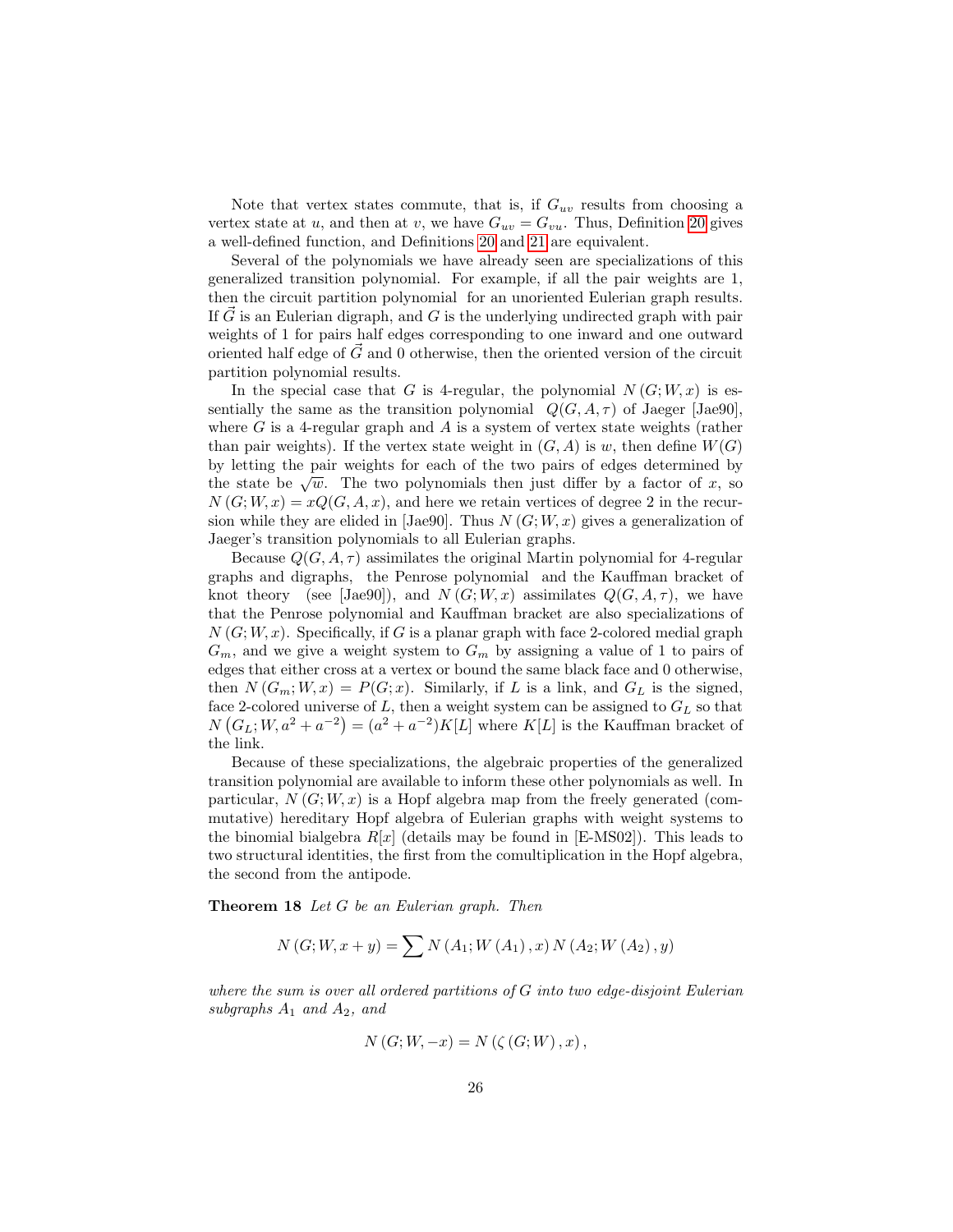Note that vertex states commute, that is, if $G_{uv}$ results from choosing a vertex state at $u$, and then at $v$, we have $G_{uv} = G_{vu}$. Thus, Definition 20 gives a well-defined function, and Definitions 20 and 21 are equivalent.

Several of the polynomials we have already seen are specializations of this generalized transition polynomial. For example, if all the pair weights are 1, then the circuit partition polynomial for an unoriented Eulerian graph results. If $\vec{G}$ is an Eulerian digraph, and $G$ is the underlying undirected graph with pair weights of 1 for pairs half edges corresponding to one inward and one outward oriented half edge of $\vec{G}$ and 0 otherwise, then the oriented version of the circuit partition polynomial results.

In the special case that $G$ is 4-regular, the polynomial $N(G;W,x)$ is essentially the same as the transition polynomial $Q(G,A,\tau)$ of Jaeger [Jae90], where $G$ is a 4-regular graph and $A$ is a system of vertex state weights (rather than pair weights). If the vertex state weight in $(G,A)$ is $w$, then define $W(G)$ by letting the pair weights for each of the two pairs of edges determined by the state be $\sqrt{w}$. The two polynomials then just differ by a factor of $x$, so $N(G;W,x) = xQ(G,A,x)$, and here we retain vertices of degree 2 in the recursion while they are elided in [Jae90]. Thus $N(G;W,x)$ gives a generalization of Jaeger's transition polynomials to all Eulerian graphs.

Because $Q(G,A,\tau)$ assimilates the original Martin polynomial for 4-regular graphs and digraphs, the Penrose polynomial and the Kauffman bracket of knot theory (see [Jae90]), and $N(G;W,x)$ assimilates $Q(G,A,\tau)$, we have that the Penrose polynomial and Kauffman bracket are also specializations of $N(G;W,x)$. Specifically, if $G$ is a planar graph with face 2-colored medial graph $G_m$, and we give a weight system to $G_m$ by assigning a value of 1 to pairs of edges that either cross at a vertex or bound the same black face and 0 otherwise, then $N(G_m;W,x) = P(G;x)$. Similarly, if $L$ is a link, and $G_L$ is the signed, face 2-colored universe of $L$, then a weight system can be assigned to $G_L$ so that $N\left(G_L;W,a^2+a^{-2}\right) = (a^2+a^{-2})K[L]$ where $K[L]$ is the Kauffman bracket of the link.

Because of these specializations, the algebraic properties of the generalized transition polynomial are available to inform these other polynomials as well. In particular, $N(G;W,x)$ is a Hopf algebra map from the freely generated (commutative) hereditary Hopf algebra of Eulerian graphs with weight systems to the binomial bialgebra $R[x]$ (details may be found in [E-MS02]). This leads to two structural identities, the first from the comultiplication in the Hopf algebra, the second from the antipode.

**Theorem 18** *Let $G$ be an Eulerian graph. Then*

$$N(G;W,x+y) = \sum N(A_1;W(A_1),x)\,N(A_2;W(A_2),y)$$

*where the sum is over all ordered partitions of $G$ into two edge-disjoint Eulerian subgraphs $A_1$ and $A_2$, and*

$$N(G;W,-x) = N(\zeta(G;W),x),$$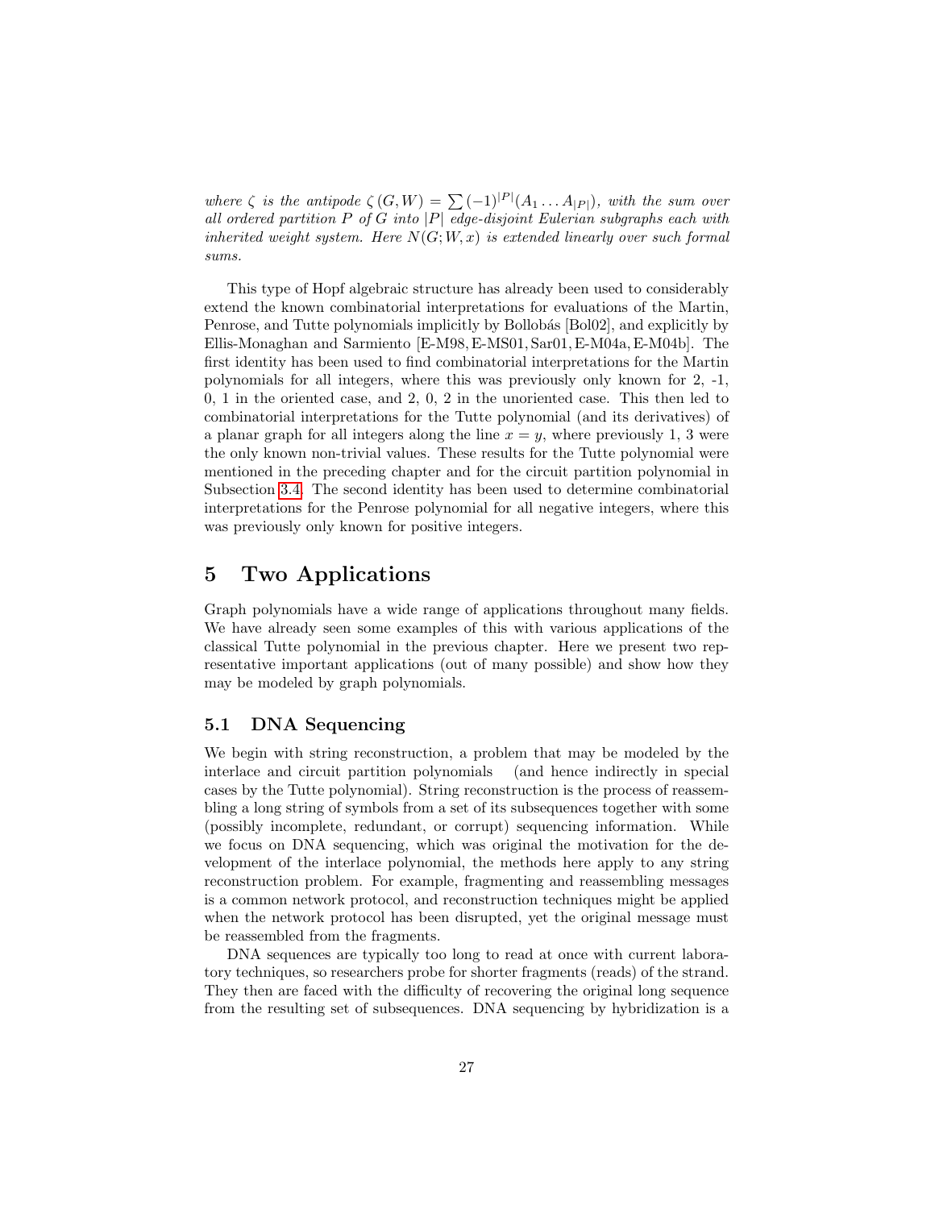*where $\zeta$ is the antipode $\zeta(G,W) = \sum(-1)^{|P|}(A_1 \ldots A_{|P|})$, with the sum over all ordered partition $P$ of $G$ into $|P|$ edge-disjoint Eulerian subgraphs each with inherited weight system. Here $N(G;W,x)$ is extended linearly over such formal sums.*

This type of Hopf algebraic structure has already been used to considerably extend the known combinatorial interpretations for evaluations of the Martin, Penrose, and Tutte polynomials implicitly by Bollobás [Bol02], and explicitly by Ellis-Monaghan and Sarmiento [E-M98, E-MS01, Sar01, E-M04a, E-M04b]. The first identity has been used to find combinatorial interpretations for the Martin polynomials for all integers, where this was previously only known for 2, -1, 0, 1 in the oriented case, and 2, 0, 2 in the unoriented case. This then led to combinatorial interpretations for the Tutte polynomial (and its derivatives) of a planar graph for all integers along the line $x = y$, where previously 1, 3 were the only known non-trivial values. These results for the Tutte polynomial were mentioned in the preceding chapter and for the circuit partition polynomial in Subsection 3.4. The second identity has been used to determine combinatorial interpretations for the Penrose polynomial for all negative integers, where this was previously only known for positive integers.

# 5 Two Applications

Graph polynomials have a wide range of applications throughout many fields. We have already seen some examples of this with various applications of the classical Tutte polynomial in the previous chapter. Here we present two representative important applications (out of many possible) and show how they may be modeled by graph polynomials.

## 5.1 DNA Sequencing

We begin with string reconstruction, a problem that may be modeled by the interlace and circuit partition polynomials (and hence indirectly in special cases by the Tutte polynomial). String reconstruction is the process of reassembling a long string of symbols from a set of its subsequences together with some (possibly incomplete, redundant, or corrupt) sequencing information. While we focus on DNA sequencing, which was original the motivation for the development of the interlace polynomial, the methods here apply to any string reconstruction problem. For example, fragmenting and reassembling messages is a common network protocol, and reconstruction techniques might be applied when the network protocol has been disrupted, yet the original message must be reassembled from the fragments.

DNA sequences are typically too long to read at once with current laboratory techniques, so researchers probe for shorter fragments (reads) of the strand. They then are faced with the difficulty of recovering the original long sequence from the resulting set of subsequences. DNA sequencing by hybridization is a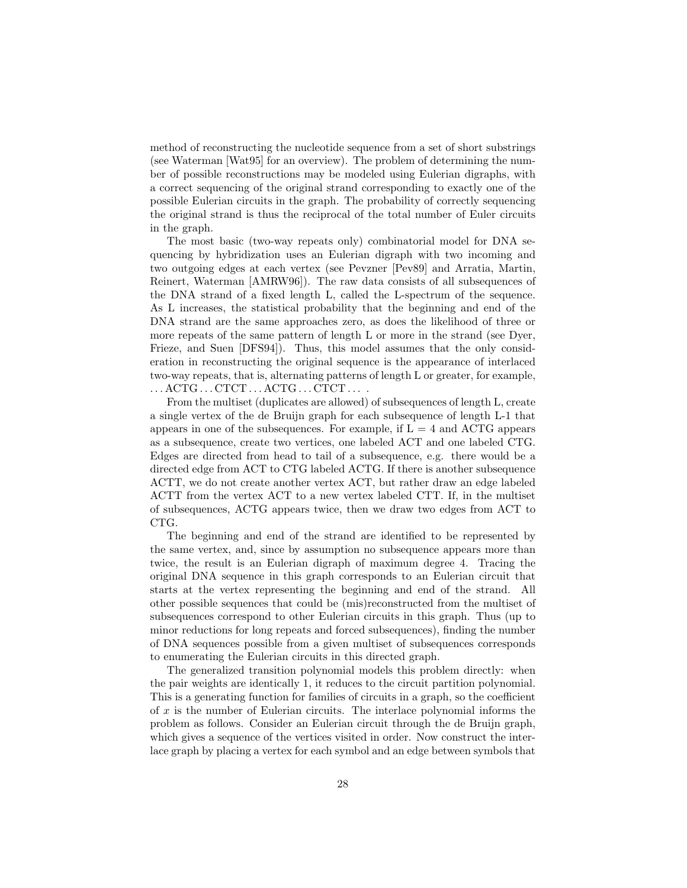method of reconstructing the nucleotide sequence from a set of short substrings (see Waterman [Wat95] for an overview). The problem of determining the number of possible reconstructions may be modeled using Eulerian digraphs, with a correct sequencing of the original strand corresponding to exactly one of the possible Eulerian circuits in the graph. The probability of correctly sequencing the original strand is thus the reciprocal of the total number of Euler circuits in the graph.

The most basic (two-way repeats only) combinatorial model for DNA sequencing by hybridization uses an Eulerian digraph with two incoming and two outgoing edges at each vertex (see Pevzner [Pev89] and Arratia, Martin, Reinert, Waterman [AMRW96]). The raw data consists of all subsequences of the DNA strand of a fixed length L, called the L-spectrum of the sequence. As L increases, the statistical probability that the beginning and end of the DNA strand are the same approaches zero, as does the likelihood of three or more repeats of the same pattern of length L or more in the strand (see Dyer, Frieze, and Suen [DFS94]). Thus, this model assumes that the only consideration in reconstructing the original sequence is the appearance of interlaced two-way repeats, that is, alternating patterns of length L or greater, for example, ...ACTG...CTCT...ACTG...CTCT... .

From the multiset (duplicates are allowed) of subsequences of length L, create a single vertex of the de Bruijn graph for each subsequence of length L-1 that appears in one of the subsequences. For example, if L = 4 and ACTG appears as a subsequence, create two vertices, one labeled ACT and one labeled CTG. Edges are directed from head to tail of a subsequence, e.g. there would be a directed edge from ACT to CTG labeled ACTG. If there is another subsequence ACTT, we do not create another vertex ACT, but rather draw an edge labeled ACTT from the vertex ACT to a new vertex labeled CTT. If, in the multiset of subsequences, ACTG appears twice, then we draw two edges from ACT to CTG.

The beginning and end of the strand are identified to be represented by the same vertex, and, since by assumption no subsequence appears more than twice, the result is an Eulerian digraph of maximum degree 4. Tracing the original DNA sequence in this graph corresponds to an Eulerian circuit that starts at the vertex representing the beginning and end of the strand. All other possible sequences that could be (mis)reconstructed from the multiset of subsequences correspond to other Eulerian circuits in this graph. Thus (up to minor reductions for long repeats and forced subsequences), finding the number of DNA sequences possible from a given multiset of subsequences corresponds to enumerating the Eulerian circuits in this directed graph.

The generalized transition polynomial models this problem directly: when the pair weights are identically 1, it reduces to the circuit partition polynomial. This is a generating function for families of circuits in a graph, so the coefficient of $x$ is the number of Eulerian circuits. The interlace polynomial informs the problem as follows. Consider an Eulerian circuit through the de Bruijn graph, which gives a sequence of the vertices visited in order. Now construct the interlace graph by placing a vertex for each symbol and an edge between symbols that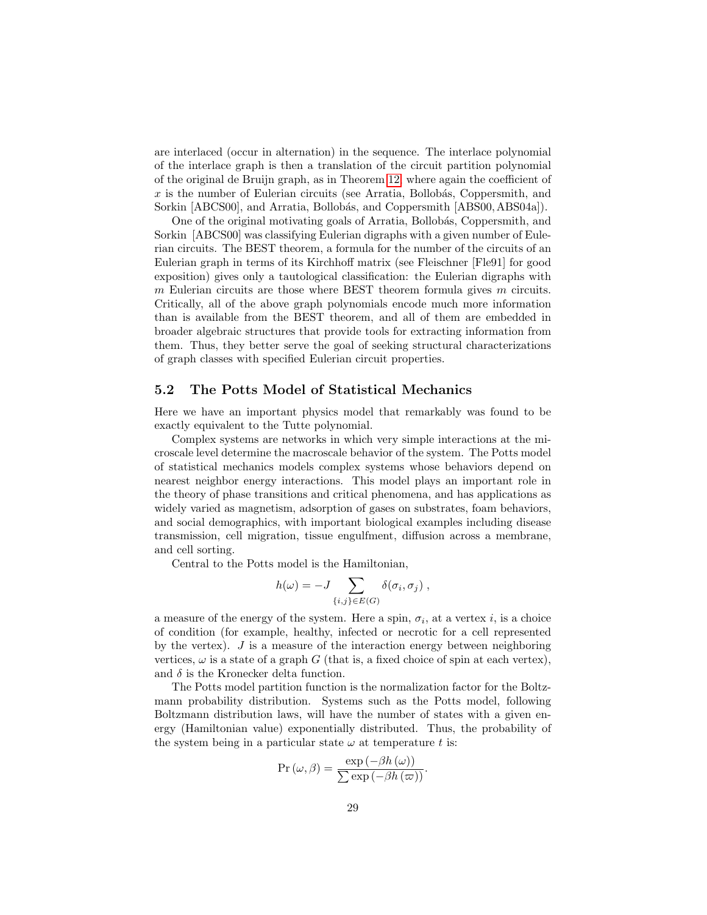are interlaced (occur in alternation) in the sequence. The interlace polynomial of the interlace graph is then a translation of the circuit partition polynomial of the original de Bruijn graph, as in Theorem 12, where again the coefficient of $x$ is the number of Eulerian circuits (see Arratia, Bollobás, Coppersmith, and Sorkin [ABCS00], and Arratia, Bollobás, and Coppersmith [ABS00, ABS04a]).

One of the original motivating goals of Arratia, Bollobás, Coppersmith, and Sorkin [ABCS00] was classifying Eulerian digraphs with a given number of Eulerian circuits. The BEST theorem, a formula for the number of the circuits of an Eulerian graph in terms of its Kirchhoff matrix (see Fleischner [Fle91] for good exposition) gives only a tautological classification: the Eulerian digraphs with $m$ Eulerian circuits are those where BEST theorem formula gives $m$ circuits. Critically, all of the above graph polynomials encode much more information than is available from the BEST theorem, and all of them are embedded in broader algebraic structures that provide tools for extracting information from them. Thus, they better serve the goal of seeking structural characterizations of graph classes with specified Eulerian circuit properties.

## 5.2 The Potts Model of Statistical Mechanics

Here we have an important physics model that remarkably was found to be exactly equivalent to the Tutte polynomial.

Complex systems are networks in which very simple interactions at the microscale level determine the macroscale behavior of the system. The Potts model of statistical mechanics models complex systems whose behaviors depend on nearest neighbor energy interactions. This model plays an important role in the theory of phase transitions and critical phenomena, and has applications as widely varied as magnetism, adsorption of gases on substrates, foam behaviors, and social demographics, with important biological examples including disease transmission, cell migration, tissue engulfment, diffusion across a membrane, and cell sorting.

Central to the Potts model is the Hamiltonian,

$$h(\omega) = -J \sum_{\{i,j\} \in E(G)} \delta(\sigma_i, \sigma_j) \ ,$$

a measure of the energy of the system. Here a spin, $\sigma_i$, at a vertex $i$, is a choice of condition (for example, healthy, infected or necrotic for a cell represented by the vertex). $J$ is a measure of the interaction energy between neighboring vertices, $\omega$ is a state of a graph $G$ (that is, a fixed choice of spin at each vertex), and $\delta$ is the Kronecker delta function.

The Potts model partition function is the normalization factor for the Boltzmann probability distribution. Systems such as the Potts model, following Boltzmann distribution laws, will have the number of states with a given energy (Hamiltonian value) exponentially distributed. Thus, the probability of the system being in a particular state $\omega$ at temperature $t$ is:

$$\Pr(\omega, \beta) = \frac{\exp(-\beta h(\omega))}{\sum \exp(-\beta h(\varpi))}.$$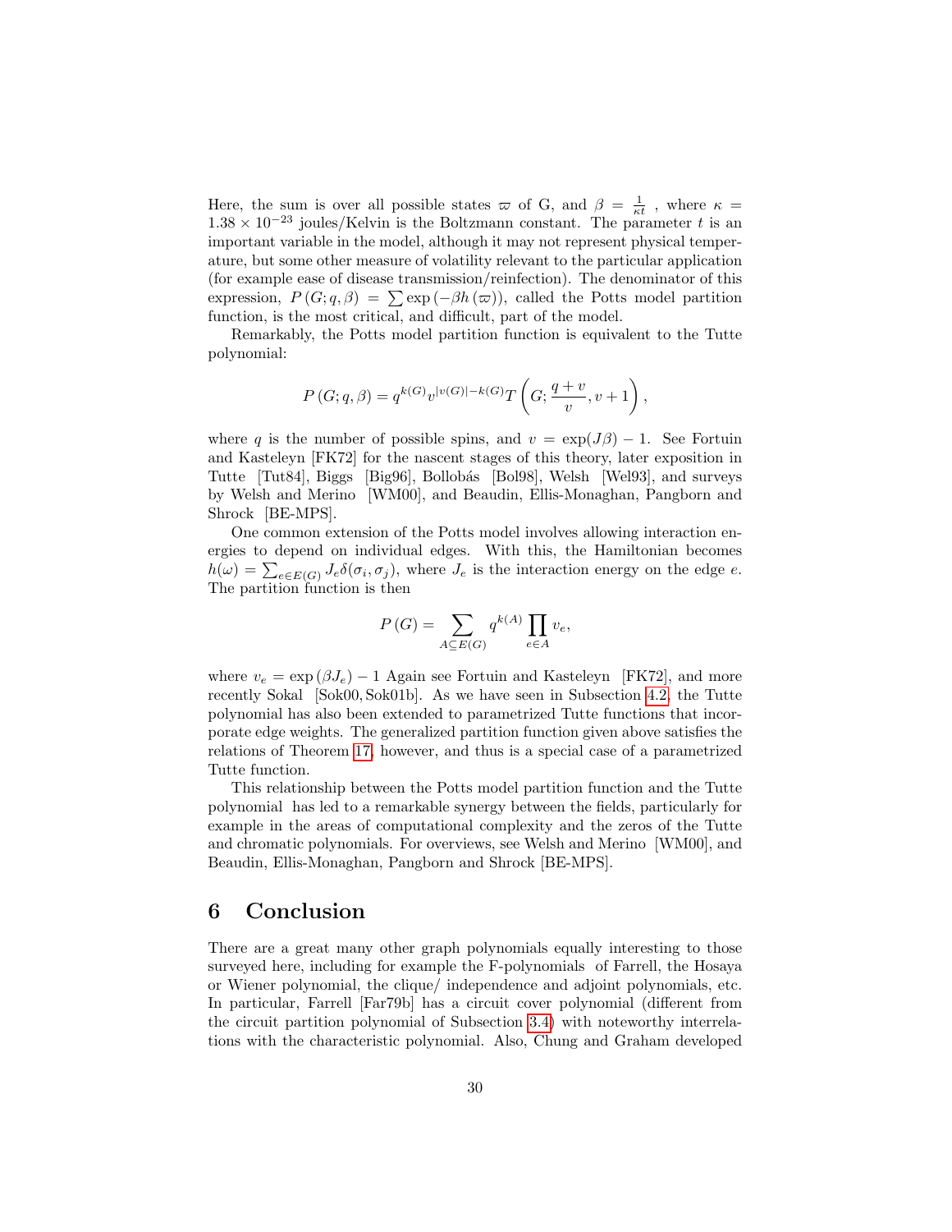Here, the sum is over all possible states $\varpi$ of G, and $\beta = \frac{1}{\kappa t}$ , where $\kappa = 1.38 \times 10^{-23}$ joules/Kelvin is the Boltzmann constant. The parameter $t$ is an important variable in the model, although it may not represent physical temperature, but some other measure of volatility relevant to the particular application (for example ease of disease transmission/reinfection). The denominator of this expression, $P(G;q,\beta) = \sum \exp(-\beta h(\varpi))$, called the Potts model partition function, is the most critical, and difficult, part of the model.

Remarkably, the Potts model partition function is equivalent to the Tutte polynomial:

$$P(G;q,\beta) = q^{k(G)} v^{|v(G)|-k(G)} T\left(G; \frac{q+v}{v}, v+1\right),$$

where $q$ is the number of possible spins, and $v = \exp(J\beta) - 1$. See Fortuin and Kasteleyn [FK72] for the nascent stages of this theory, later exposition in Tutte [Tut84], Biggs [Big96], Bollobás [Bol98], Welsh [Wel93], and surveys by Welsh and Merino [WM00], and Beaudin, Ellis-Monaghan, Pangborn and Shrock [BE-MPS].

One common extension of the Potts model involves allowing interaction energies to depend on individual edges. With this, the Hamiltonian becomes $h(\omega) = \sum_{e \in E(G)} J_e \delta(\sigma_i, \sigma_j)$, where $J_e$ is the interaction energy on the edge $e$. The partition function is then

$$P(G) = \sum_{A \subseteq E(G)} q^{k(A)} \prod_{e \in A} v_e,$$

where $v_e = \exp(\beta J_e) - 1$ Again see Fortuin and Kasteleyn [FK72], and more recently Sokal [Sok00, Sok01b]. As we have seen in Subsection 4.2, the Tutte polynomial has also been extended to parametrized Tutte functions that incorporate edge weights. The generalized partition function given above satisfies the relations of Theorem 17, however, and thus is a special case of a parametrized Tutte function.

This relationship between the Potts model partition function and the Tutte polynomial has led to a remarkable synergy between the fields, particularly for example in the areas of computational complexity and the zeros of the Tutte and chromatic polynomials. For overviews, see Welsh and Merino [WM00], and Beaudin, Ellis-Monaghan, Pangborn and Shrock [BE-MPS].

# 6 Conclusion

There are a great many other graph polynomials equally interesting to those surveyed here, including for example the F-polynomials of Farrell, the Hosaya or Wiener polynomial, the clique/ independence and adjoint polynomials, etc. In particular, Farrell [Far79b] has a circuit cover polynomial (different from the circuit partition polynomial of Subsection 3.4) with noteworthy interrelations with the characteristic polynomial. Also, Chung and Graham developed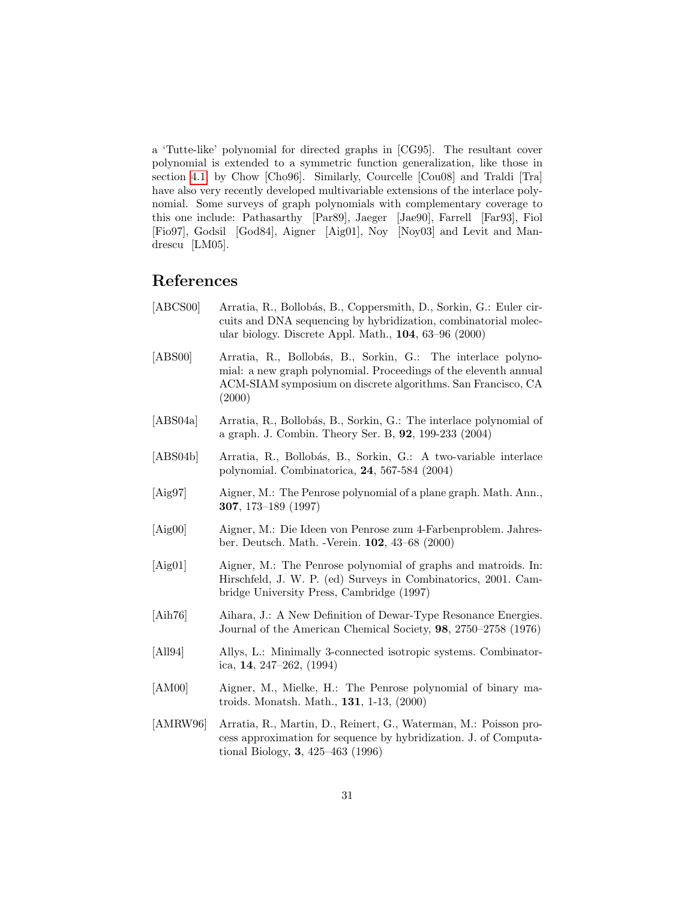a 'Tutte-like' polynomial for directed graphs in [CG95]. The resultant cover polynomial is extended to a symmetric function generalization, like those in section 4.1 by Chow [Cho96]. Similarly, Courcelle [Cou08] and Traldi [Tra] have also very recently developed multivariable extensions of the interlace polynomial. Some surveys of graph polynomials with complementary coverage to this one include: Pathasarthy [Par89], Jaeger [Jae90], Farrell [Far93], Fiol [Fio97], Godsil [God84], Aigner [Aig01], Noy [Noy03] and Levit and Mandrescu [LM05].

# References

[ABCS00] Arratia, R., Bollobás, B., Coppersmith, D., Sorkin, G.: Euler circuits and DNA sequencing by hybridization, combinatorial molecular biology. Discrete Appl. Math., **104**, 63–96 (2000)

[ABS00] Arratia, R., Bollobás, B., Sorkin, G.: The interlace polynomial: a new graph polynomial. Proceedings of the eleventh annual ACM-SIAM symposium on discrete algorithms. San Francisco, CA (2000)

[ABS04a] Arratia, R., Bollobás, B., Sorkin, G.: The interlace polynomial of a graph. J. Combin. Theory Ser. B, **92**, 199-233 (2004)

[ABS04b] Arratia, R., Bollobás, B., Sorkin, G.: A two-variable interlace polynomial. Combinatorica, **24**, 567-584 (2004)

[Aig97] Aigner, M.: The Penrose polynomial of a plane graph. Math. Ann., **307**, 173–189 (1997)

[Aig00] Aigner, M.: Die Ideen von Penrose zum 4-Farbenproblem. Jahresber. Deutsch. Math. -Verein. **102**, 43–68 (2000)

[Aig01] Aigner, M.: The Penrose polynomial of graphs and matroids. In: Hirschfeld, J. W. P. (ed) Surveys in Combinatorics, 2001. Cambridge University Press, Cambridge (1997)

[Aih76] Aihara, J.: A New Definition of Dewar-Type Resonance Energies. Journal of the American Chemical Society, **98**, 2750–2758 (1976)

[All94] Allys, L.: Minimally 3-connected isotropic systems. Combinatorica, **14**, 247–262, (1994)

[AM00] Aigner, M., Mielke, H.: The Penrose polynomial of binary matroids. Monatsh. Math., **131**, 1-13, (2000)

[AMRW96] Arratia, R., Martin, D., Reinert, G., Waterman, M.: Poisson process approximation for sequence by hybridization. J. of Computational Biology, **3**, 425–463 (1996)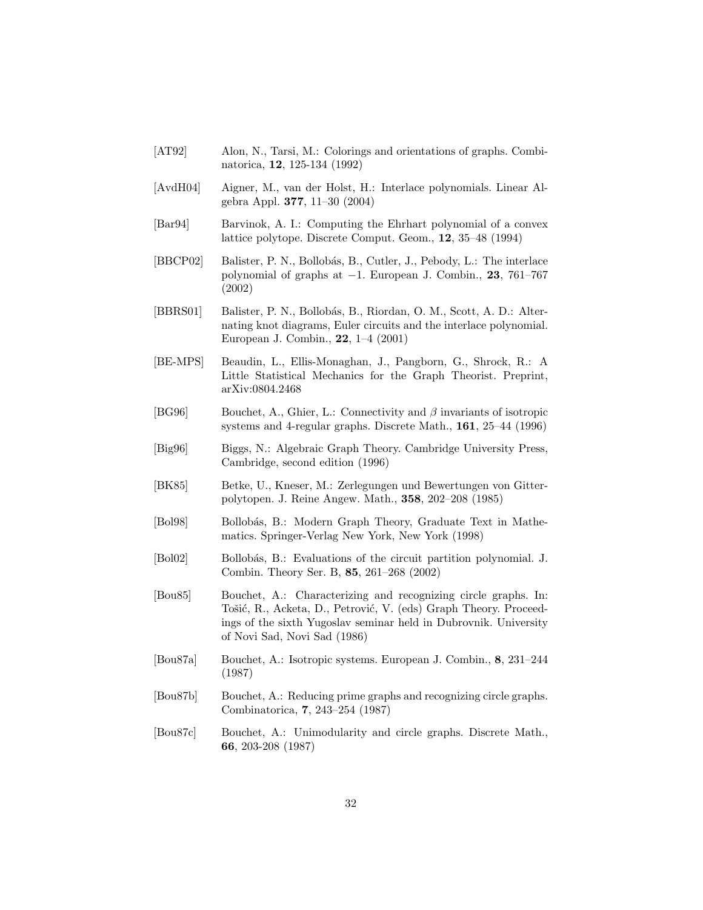[AT92] Alon, N., Tarsi, M.: Colorings and orientations of graphs. Combinatorica, **12**, 125-134 (1992)

[AvdH04] Aigner, M., van der Holst, H.: Interlace polynomials. Linear Algebra Appl. **377**, 11–30 (2004)

[Bar94] Barvinok, A. I.: Computing the Ehrhart polynomial of a convex lattice polytope. Discrete Comput. Geom., **12**, 35–48 (1994)

[BBCP02] Balister, P. N., Bollobás, B., Cutler, J., Pebody, L.: The interlace polynomial of graphs at $-1$. European J. Combin., **23**, 761–767 (2002)

[BBRS01] Balister, P. N., Bollobás, B., Riordan, O. M., Scott, A. D.: Alternating knot diagrams, Euler circuits and the interlace polynomial. European J. Combin., **22**, 1–4 (2001)

[BE-MPS] Beaudin, L., Ellis-Monaghan, J., Pangborn, G., Shrock, R.: A Little Statistical Mechanics for the Graph Theorist. Preprint, arXiv:0804.2468

[BG96] Bouchet, A., Ghier, L.: Connectivity and $\beta$ invariants of isotropic systems and 4-regular graphs. Discrete Math., **161**, 25–44 (1996)

[Big96] Biggs, N.: Algebraic Graph Theory. Cambridge University Press, Cambridge, second edition (1996)

[BK85] Betke, U., Kneser, M.: Zerlegungen und Bewertungen von Gitterpolytopen. J. Reine Angew. Math., **358**, 202–208 (1985)

[Bol98] Bollobás, B.: Modern Graph Theory, Graduate Text in Mathematics. Springer-Verlag New York, New York (1998)

[Bol02] Bollobás, B.: Evaluations of the circuit partition polynomial. J. Combin. Theory Ser. B, **85**, 261–268 (2002)

[Bou85] Bouchet, A.: Characterizing and recognizing circle graphs. In: Tošić, R., Acketa, D., Petrović, V. (eds) Graph Theory. Proceedings of the sixth Yugoslav seminar held in Dubrovnik. University of Novi Sad, Novi Sad (1986)

[Bou87a] Bouchet, A.: Isotropic systems. European J. Combin., **8**, 231–244 (1987)

[Bou87b] Bouchet, A.: Reducing prime graphs and recognizing circle graphs. Combinatorica, **7**, 243–254 (1987)

[Bou87c] Bouchet, A.: Unimodularity and circle graphs. Discrete Math., **66**, 203-208 (1987)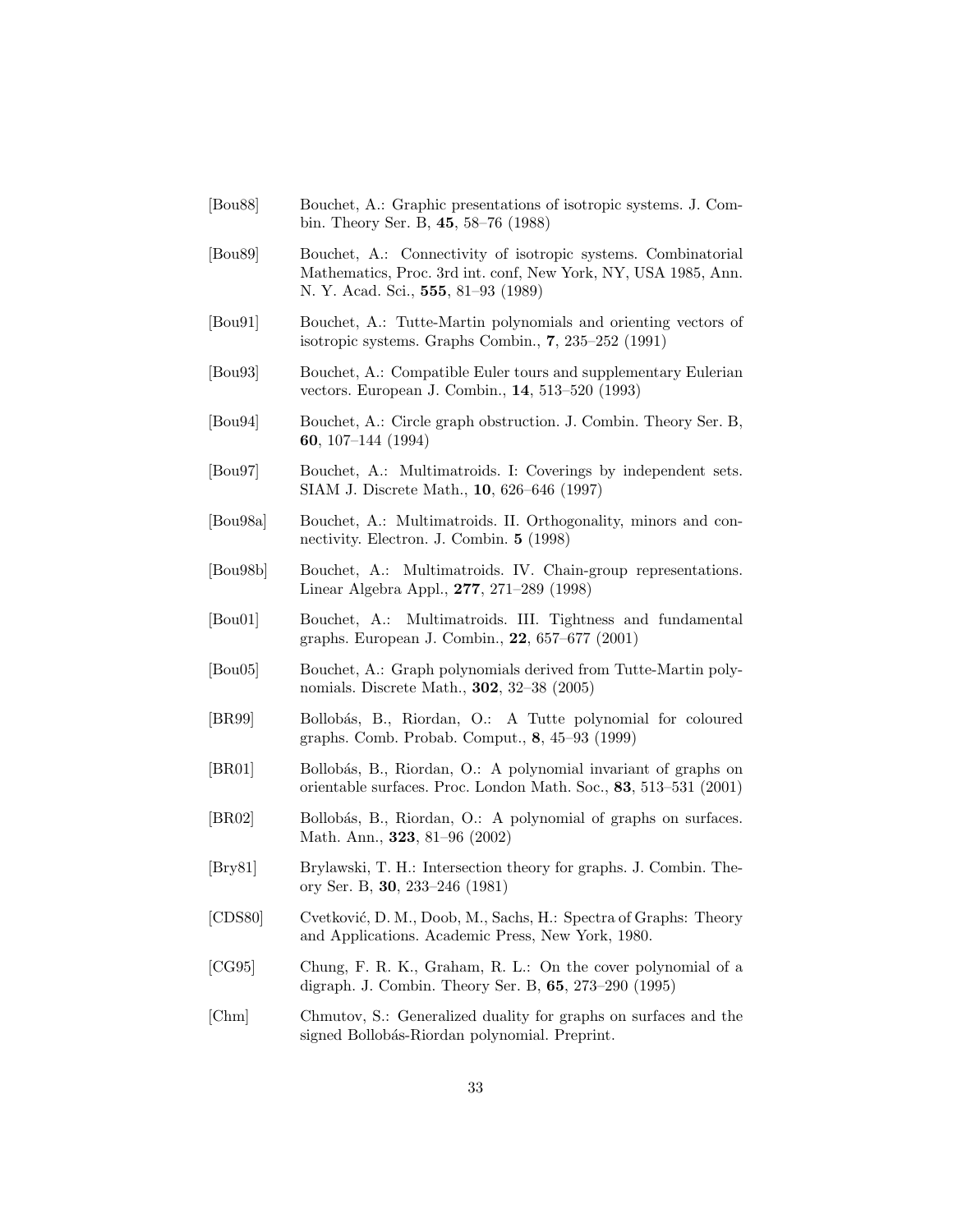[Bou88] Bouchet, A.: Graphic presentations of isotropic systems. J. Combin. Theory Ser. B, **45**, 58–76 (1988)

[Bou89] Bouchet, A.: Connectivity of isotropic systems. Combinatorial Mathematics, Proc. 3rd int. conf, New York, NY, USA 1985, Ann. N. Y. Acad. Sci., **555**, 81–93 (1989)

[Bou91] Bouchet, A.: Tutte-Martin polynomials and orienting vectors of isotropic systems. Graphs Combin., **7**, 235–252 (1991)

[Bou93] Bouchet, A.: Compatible Euler tours and supplementary Eulerian vectors. European J. Combin., **14**, 513–520 (1993)

[Bou94] Bouchet, A.: Circle graph obstruction. J. Combin. Theory Ser. B, **60**, 107–144 (1994)

[Bou97] Bouchet, A.: Multimatroids. I: Coverings by independent sets. SIAM J. Discrete Math., **10**, 626–646 (1997)

[Bou98a] Bouchet, A.: Multimatroids. II. Orthogonality, minors and connectivity. Electron. J. Combin. **5** (1998)

[Bou98b] Bouchet, A.: Multimatroids. IV. Chain-group representations. Linear Algebra Appl., **277**, 271–289 (1998)

[Bou01] Bouchet, A.: Multimatroids. III. Tightness and fundamental graphs. European J. Combin., **22**, 657–677 (2001)

[Bou05] Bouchet, A.: Graph polynomials derived from Tutte-Martin polynomials. Discrete Math., **302**, 32–38 (2005)

[BR99] Bollobás, B., Riordan, O.: A Tutte polynomial for coloured graphs. Comb. Probab. Comput., **8**, 45–93 (1999)

[BR01] Bollobás, B., Riordan, O.: A polynomial invariant of graphs on orientable surfaces. Proc. London Math. Soc., **83**, 513–531 (2001)

[BR02] Bollobás, B., Riordan, O.: A polynomial of graphs on surfaces. Math. Ann., **323**, 81–96 (2002)

[Bry81] Brylawski, T. H.: Intersection theory for graphs. J. Combin. Theory Ser. B, **30**, 233–246 (1981)

[CDS80] Cvetković, D. M., Doob, M., Sachs, H.: Spectra of Graphs: Theory and Applications. Academic Press, New York, 1980.

[CG95] Chung, F. R. K., Graham, R. L.: On the cover polynomial of a digraph. J. Combin. Theory Ser. B, **65**, 273–290 (1995)

[Chm] Chmutov, S.: Generalized duality for graphs on surfaces and the signed Bollobás-Riordan polynomial. Preprint.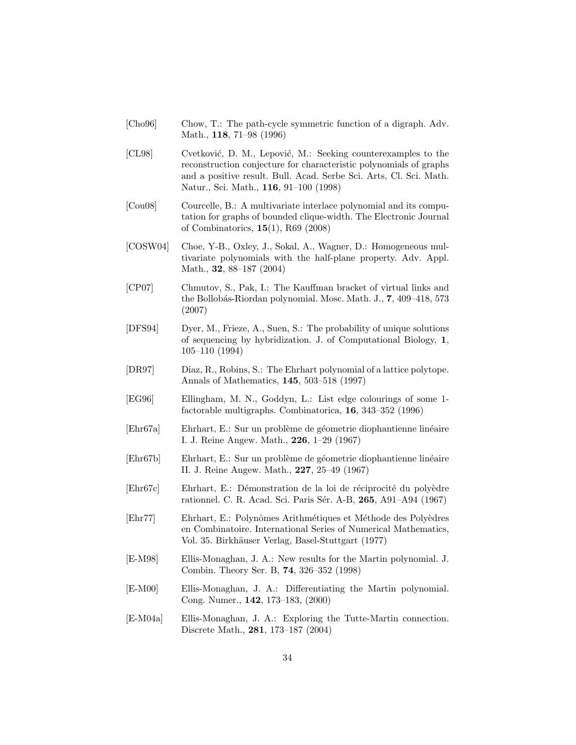[Cho96] Chow, T.: The path-cycle symmetric function of a digraph. Adv. Math., **118**, 71–98 (1996)

[CL98] Cvetković, D. M., Lepović, M.: Seeking counterexamples to the reconstruction conjecture for characteristic polynomials of graphs and a positive result. Bull. Acad. Serbe Sci. Arts, Cl. Sci. Math. Natur., Sci. Math., **116**, 91–100 (1998)

[Cou08] Courcelle, B.: A multivariate interlace polynomial and its computation for graphs of bounded clique-width. The Electronic Journal of Combinatorics, **15**(1), R69 (2008)

[COSW04] Choe, Y-B., Oxley, J., Sokal, A., Wagner, D.: Homogeneous multivariate polynomials with the half-plane property. Adv. Appl. Math., **32**, 88–187 (2004)

[CP07] Chmutov, S., Pak, I.: The Kauffman bracket of virtual links and the Bollobás-Riordan polynomial. Mosc. Math. J., **7**, 409–418, 573 (2007)

[DFS94] Dyer, M., Frieze, A., Suen, S.: The probability of unique solutions of sequencing by hybridization. J. of Computational Biology, **1**, 105–110 (1994)

[DR97] Diaz, R., Robins, S.: The Ehrhart polynomial of a lattice polytope. Annals of Mathematics, **145**, 503–518 (1997)

[EG96] Ellingham, M. N., Goddyn, L.: List edge colourings of some 1-factorable multigraphs. Combinatorica, **16**, 343–352 (1996)

[Ehr67a] Ehrhart, E.: Sur un problème de géometrie diophantienne linéaire I. J. Reine Angew. Math., **226**, 1–29 (1967)

[Ehr67b] Ehrhart, E.: Sur un problème de géometrie diophantienne linéaire II. J. Reine Angew. Math., **227**, 25–49 (1967)

[Ehr67c] Ehrhart, E.: Démonstration de la loi de réciprocité du polyèdre rationnel. C. R. Acad. Sci. Paris Sér. A-B, **265**, A91–A94 (1967)

[Ehr77] Ehrhart, E.: Polynômes Arithmétiques et Méthode des Polyèdres en Combinatoire. International Series of Numerical Mathematics, Vol. 35. Birkhäuser Verlag, Basel-Stuttgart (1977)

[E-M98] Ellis-Monaghan, J. A.: New results for the Martin polynomial. J. Combin. Theory Ser. B, **74**, 326–352 (1998)

[E-M00] Ellis-Monaghan, J. A.: Differentiating the Martin polynomial. Cong. Numer., **142**, 173–183, (2000)

[E-M04a] Ellis-Monaghan, J. A.: Exploring the Tutte-Martin connection. Discrete Math., **281**, 173–187 (2004)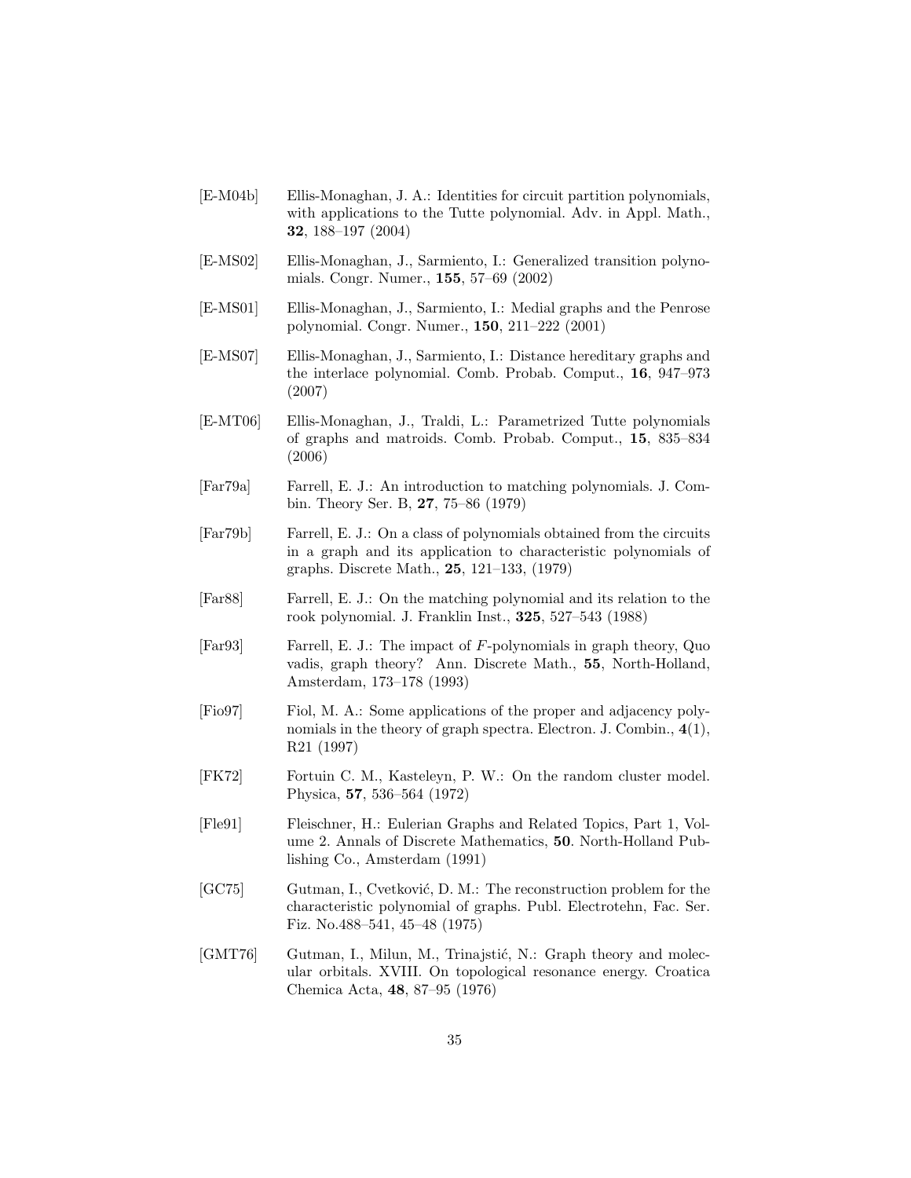[E-M04b] Ellis-Monaghan, J. A.: Identities for circuit partition polynomials, with applications to the Tutte polynomial. Adv. in Appl. Math., **32**, 188–197 (2004)

[E-MS02] Ellis-Monaghan, J., Sarmiento, I.: Generalized transition polynomials. Congr. Numer., **155**, 57–69 (2002)

[E-MS01] Ellis-Monaghan, J., Sarmiento, I.: Medial graphs and the Penrose polynomial. Congr. Numer., **150**, 211–222 (2001)

[E-MS07] Ellis-Monaghan, J., Sarmiento, I.: Distance hereditary graphs and the interlace polynomial. Comb. Probab. Comput., **16**, 947–973 (2007)

[E-MT06] Ellis-Monaghan, J., Traldi, L.: Parametrized Tutte polynomials of graphs and matroids. Comb. Probab. Comput., **15**, 835–834 (2006)

[Far79a] Farrell, E. J.: An introduction to matching polynomials. J. Combin. Theory Ser. B, **27**, 75–86 (1979)

[Far79b] Farrell, E. J.: On a class of polynomials obtained from the circuits in a graph and its application to characteristic polynomials of graphs. Discrete Math., **25**, 121–133, (1979)

[Far88] Farrell, E. J.: On the matching polynomial and its relation to the rook polynomial. J. Franklin Inst., **325**, 527–543 (1988)

[Far93] Farrell, E. J.: The impact of $F$-polynomials in graph theory, Quo vadis, graph theory? Ann. Discrete Math., **55**, North-Holland, Amsterdam, 173–178 (1993)

[Fio97] Fiol, M. A.: Some applications of the proper and adjacency polynomials in the theory of graph spectra. Electron. J. Combin., **4**(1), R21 (1997)

[FK72] Fortuin C. M., Kasteleyn, P. W.: On the random cluster model. Physica, **57**, 536–564 (1972)

[Fle91] Fleischner, H.: Eulerian Graphs and Related Topics, Part 1, Volume 2. Annals of Discrete Mathematics, **50**. North-Holland Publishing Co., Amsterdam (1991)

[GC75] Gutman, I., Cvetković, D. M.: The reconstruction problem for the characteristic polynomial of graphs. Publ. Electrotehn, Fac. Ser. Fiz. No.488–541, 45–48 (1975)

[GMT76] Gutman, I., Milun, M., Trinajstić, N.: Graph theory and molecular orbitals. XVIII. On topological resonance energy. Croatica Chemica Acta, **48**, 87–95 (1976)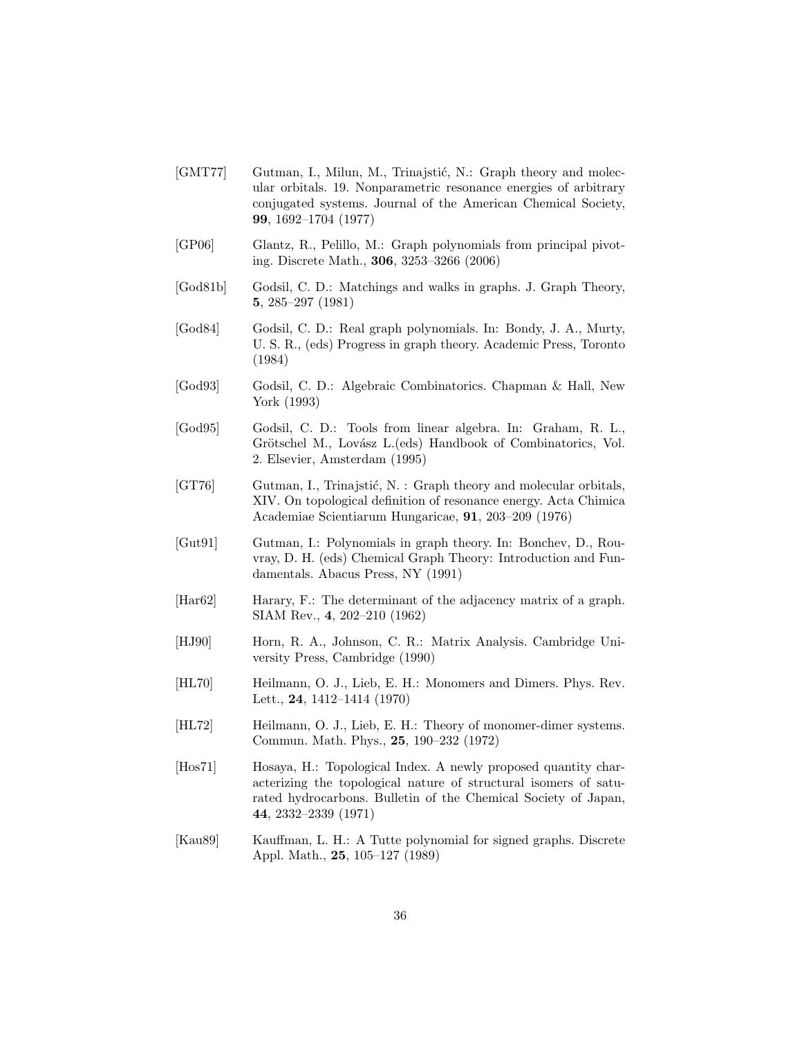[GMT77] Gutman, I., Milun, M., Trinajstić, N.: Graph theory and molecular orbitals. 19. Nonparametric resonance energies of arbitrary conjugated systems. Journal of the American Chemical Society, **99**, 1692–1704 (1977)

[GP06] Glantz, R., Pelillo, M.: Graph polynomials from principal pivoting. Discrete Math., **306**, 3253–3266 (2006)

[God81b] Godsil, C. D.: Matchings and walks in graphs. J. Graph Theory, **5**, 285–297 (1981)

[God84] Godsil, C. D.: Real graph polynomials. In: Bondy, J. A., Murty, U. S. R., (eds) Progress in graph theory. Academic Press, Toronto (1984)

[God93] Godsil, C. D.: Algebraic Combinatorics. Chapman & Hall, New York (1993)

[God95] Godsil, C. D.: Tools from linear algebra. In: Graham, R. L., Grötschel M., Lovász L.(eds) Handbook of Combinatorics, Vol. 2. Elsevier, Amsterdam (1995)

[GT76] Gutman, I., Trinajstić, N. : Graph theory and molecular orbitals, XIV. On topological definition of resonance energy. Acta Chimica Academiae Scientiarum Hungaricae, **91**, 203–209 (1976)

[Gut91] Gutman, I.: Polynomials in graph theory. In: Bonchev, D., Rouvray, D. H. (eds) Chemical Graph Theory: Introduction and Fundamentals. Abacus Press, NY (1991)

[Har62] Harary, F.: The determinant of the adjacency matrix of a graph. SIAM Rev., **4**, 202–210 (1962)

[HJ90] Horn, R. A., Johnson, C. R.: Matrix Analysis. Cambridge University Press, Cambridge (1990)

[HL70] Heilmann, O. J., Lieb, E. H.: Monomers and Dimers. Phys. Rev. Lett., **24**, 1412–1414 (1970)

[HL72] Heilmann, O. J., Lieb, E. H.: Theory of monomer-dimer systems. Commun. Math. Phys., **25**, 190–232 (1972)

[Hos71] Hosaya, H.: Topological Index. A newly proposed quantity characterizing the topological nature of structural isomers of saturated hydrocarbons. Bulletin of the Chemical Society of Japan, **44**, 2332–2339 (1971)

[Kau89] Kauffman, L. H.: A Tutte polynomial for signed graphs. Discrete Appl. Math., **25**, 105–127 (1989)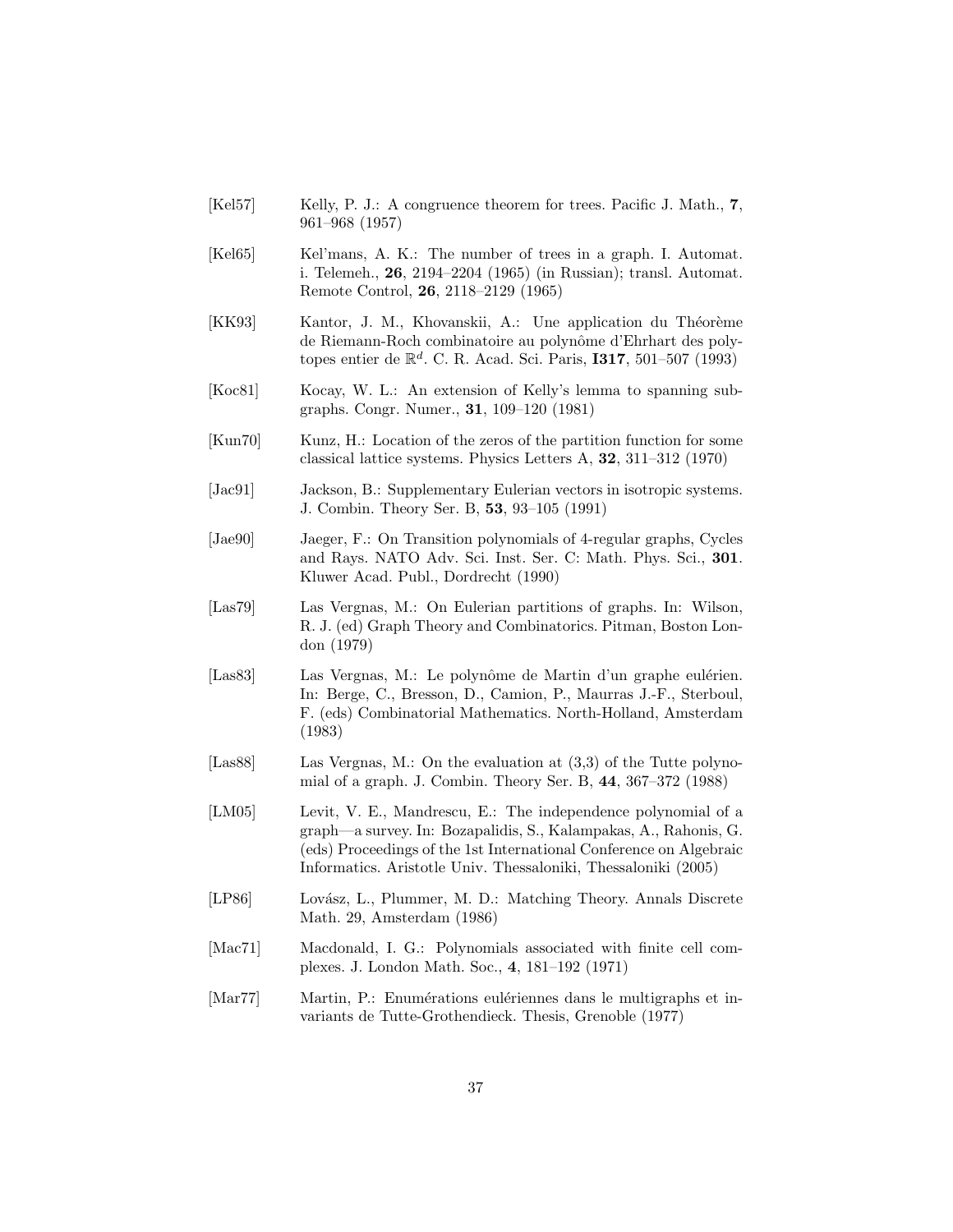[Kel57] Kelly, P. J.: A congruence theorem for trees. Pacific J. Math., **7**, 961–968 (1957)

[Kel65] Kel'mans, A. K.: The number of trees in a graph. I. Automat. i. Telemeh., **26**, 2194–2204 (1965) (in Russian); transl. Automat. Remote Control, **26**, 2118–2129 (1965)

[KK93] Kantor, J. M., Khovanskii, A.: Une application du Théorème de Riemann-Roch combinatoire au polynôme d'Ehrhart des polytopes entier de $\mathbb{R}^d$. C. R. Acad. Sci. Paris, **I317**, 501–507 (1993)

[Koc81] Kocay, W. L.: An extension of Kelly's lemma to spanning subgraphs. Congr. Numer., **31**, 109–120 (1981)

[Kun70] Kunz, H.: Location of the zeros of the partition function for some classical lattice systems. Physics Letters A, **32**, 311–312 (1970)

[Jac91] Jackson, B.: Supplementary Eulerian vectors in isotropic systems. J. Combin. Theory Ser. B, **53**, 93–105 (1991)

[Jae90] Jaeger, F.: On Transition polynomials of 4-regular graphs, Cycles and Rays. NATO Adv. Sci. Inst. Ser. C: Math. Phys. Sci., **301**. Kluwer Acad. Publ., Dordrecht (1990)

[Las79] Las Vergnas, M.: On Eulerian partitions of graphs. In: Wilson, R. J. (ed) Graph Theory and Combinatorics. Pitman, Boston London (1979)

[Las83] Las Vergnas, M.: Le polynôme de Martin d'un graphe eulérien. In: Berge, C., Bresson, D., Camion, P., Maurras J.-F., Sterboul, F. (eds) Combinatorial Mathematics. North-Holland, Amsterdam (1983)

[Las88] Las Vergnas, M.: On the evaluation at (3,3) of the Tutte polynomial of a graph. J. Combin. Theory Ser. B, **44**, 367–372 (1988)

[LM05] Levit, V. E., Mandrescu, E.: The independence polynomial of a graph—a survey. In: Bozapalidis, S., Kalampakas, A., Rahonis, G. (eds) Proceedings of the 1st International Conference on Algebraic Informatics. Aristotle Univ. Thessaloniki, Thessaloniki (2005)

[LP86] Lovász, L., Plummer, M. D.: Matching Theory. Annals Discrete Math. 29, Amsterdam (1986)

[Mac71] Macdonald, I. G.: Polynomials associated with finite cell complexes. J. London Math. Soc., **4**, 181–192 (1971)

[Mar77] Martin, P.: Enumérations eulériennes dans le multigraphs et invariants de Tutte-Grothendieck. Thesis, Grenoble (1977)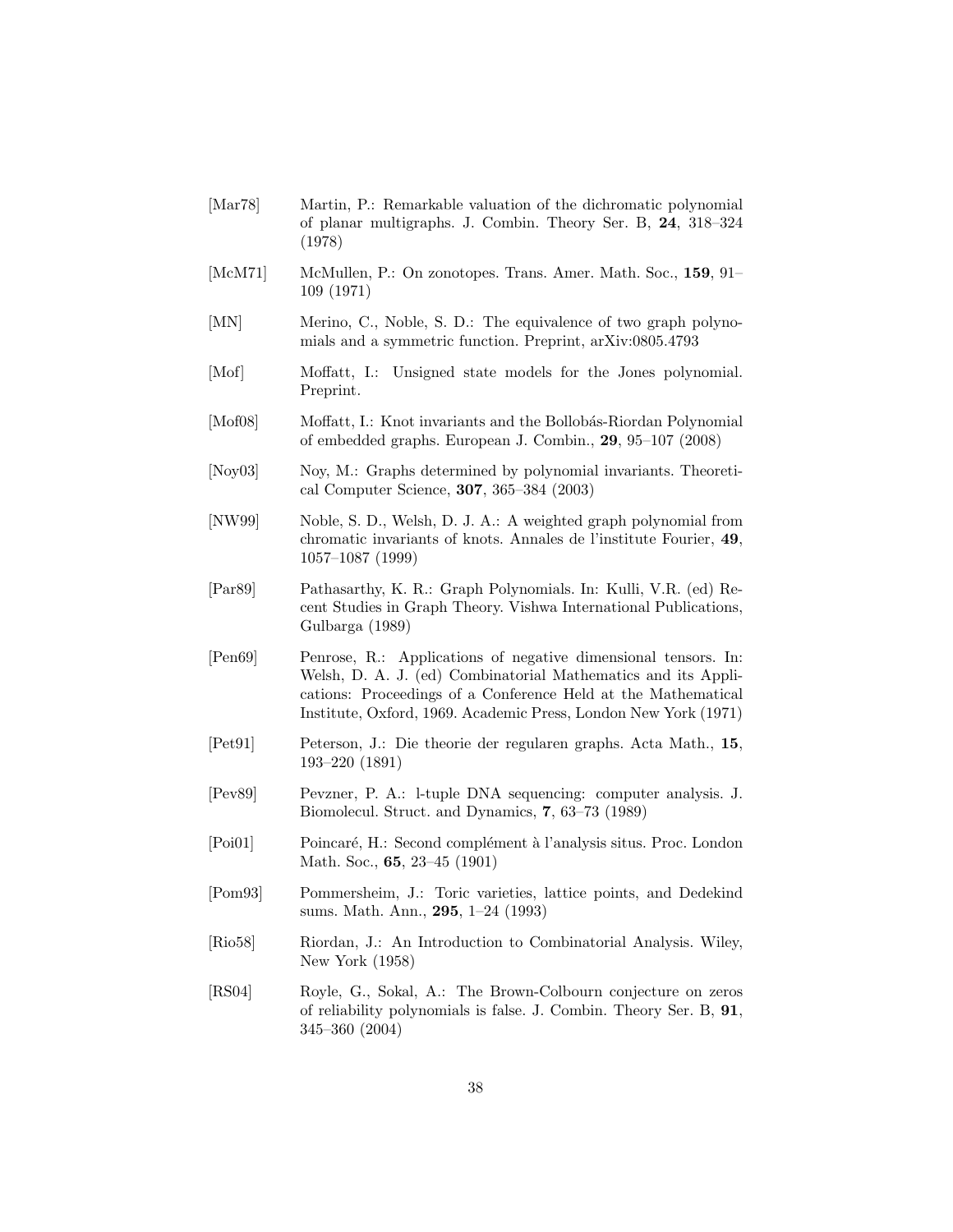[Mar78] Martin, P.: Remarkable valuation of the dichromatic polynomial of planar multigraphs. J. Combin. Theory Ser. B, **24**, 318–324 (1978)

[McM71] McMullen, P.: On zonotopes. Trans. Amer. Math. Soc., **159**, 91–109 (1971)

[MN] Merino, C., Noble, S. D.: The equivalence of two graph polynomials and a symmetric function. Preprint, arXiv:0805.4793

[Mof] Moffatt, I.: Unsigned state models for the Jones polynomial. Preprint.

[Mof08] Moffatt, I.: Knot invariants and the Bollobás-Riordan Polynomial of embedded graphs. European J. Combin., **29**, 95–107 (2008)

[Noy03] Noy, M.: Graphs determined by polynomial invariants. Theoretical Computer Science, **307**, 365–384 (2003)

[NW99] Noble, S. D., Welsh, D. J. A.: A weighted graph polynomial from chromatic invariants of knots. Annales de l'institute Fourier, **49**, 1057–1087 (1999)

[Par89] Pathasarthy, K. R.: Graph Polynomials. In: Kulli, V.R. (ed) Recent Studies in Graph Theory. Vishwa International Publications, Gulbarga (1989)

[Pen69] Penrose, R.: Applications of negative dimensional tensors. In: Welsh, D. A. J. (ed) Combinatorial Mathematics and its Applications: Proceedings of a Conference Held at the Mathematical Institute, Oxford, 1969. Academic Press, London New York (1971)

[Pet91] Peterson, J.: Die theorie der regularen graphs. Acta Math., **15**, 193–220 (1891)

[Pev89] Pevzner, P. A.: l-tuple DNA sequencing: computer analysis. J. Biomolecul. Struct. and Dynamics, **7**, 63–73 (1989)

[Poi01] Poincaré, H.: Second complément à l'analysis situs. Proc. London Math. Soc., **65**, 23–45 (1901)

[Pom93] Pommersheim, J.: Toric varieties, lattice points, and Dedekind sums. Math. Ann., **295**, 1–24 (1993)

[Rio58] Riordan, J.: An Introduction to Combinatorial Analysis. Wiley, New York (1958)

[RS04] Royle, G., Sokal, A.: The Brown-Colbourn conjecture on zeros of reliability polynomials is false. J. Combin. Theory Ser. B, **91**, 345–360 (2004)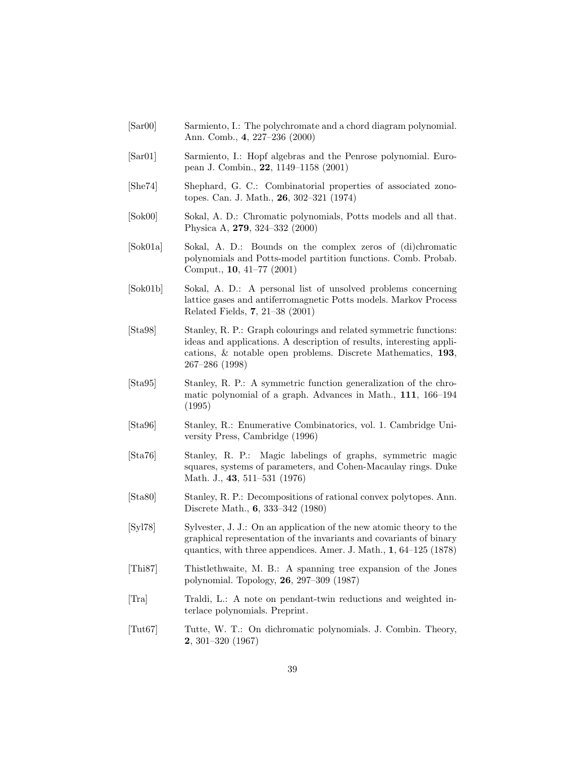[Sar00] Sarmiento, I.: The polychromate and a chord diagram polynomial. Ann. Comb., **4**, 227–236 (2000)

[Sar01] Sarmiento, I.: Hopf algebras and the Penrose polynomial. European J. Combin., **22**, 1149–1158 (2001)

[She74] Shephard, G. C.: Combinatorial properties of associated zonotopes. Can. J. Math., **26**, 302–321 (1974)

[Sok00] Sokal, A. D.: Chromatic polynomials, Potts models and all that. Physica A, **279**, 324–332 (2000)

[Sok01a] Sokal, A. D.: Bounds on the complex zeros of (di)chromatic polynomials and Potts-model partition functions. Comb. Probab. Comput., **10**, 41–77 (2001)

[Sok01b] Sokal, A. D.: A personal list of unsolved problems concerning lattice gases and antiferromagnetic Potts models. Markov Process Related Fields, **7**, 21–38 (2001)

[Sta98] Stanley, R. P.: Graph colourings and related symmetric functions: ideas and applications. A description of results, interesting applications, & notable open problems. Discrete Mathematics, **193**, 267–286 (1998)

[Sta95] Stanley, R. P.: A symmetric function generalization of the chromatic polynomial of a graph. Advances in Math., **111**, 166–194 (1995)

[Sta96] Stanley, R.: Enumerative Combinatorics, vol. 1. Cambridge University Press, Cambridge (1996)

[Sta76] Stanley, R. P.: Magic labelings of graphs, symmetric magic squares, systems of parameters, and Cohen-Macaulay rings. Duke Math. J., **43**, 511–531 (1976)

[Sta80] Stanley, R. P.: Decompositions of rational convex polytopes. Ann. Discrete Math., **6**, 333–342 (1980)

[Syl78] Sylvester, J. J.: On an application of the new atomic theory to the graphical representation of the invariants and covariants of binary quantics, with three appendices. Amer. J. Math., **1**, 64–125 (1878)

[Thi87] Thistlethwaite, M. B.: A spanning tree expansion of the Jones polynomial. Topology, **26**, 297–309 (1987)

[Tra] Traldi, L.: A note on pendant-twin reductions and weighted interlace polynomials. Preprint.

[Tut67] Tutte, W. T.: On dichromatic polynomials. J. Combin. Theory, **2**, 301–320 (1967)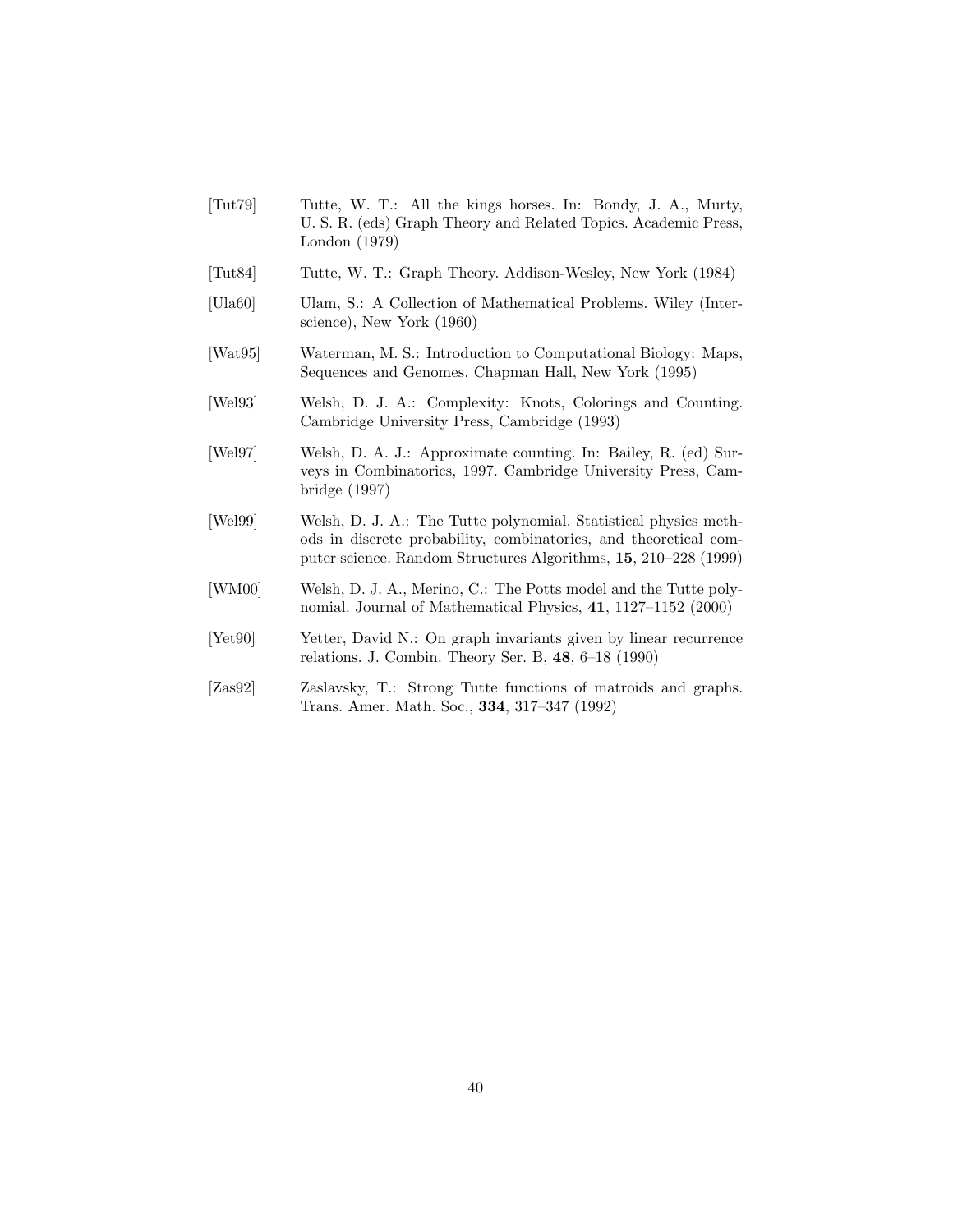[Tut79] Tutte, W. T.: All the kings horses. In: Bondy, J. A., Murty, U. S. R. (eds) Graph Theory and Related Topics. Academic Press, London (1979)

[Tut84] Tutte, W. T.: Graph Theory. Addison-Wesley, New York (1984)

[Ula60] Ulam, S.: A Collection of Mathematical Problems. Wiley (Interscience), New York (1960)

[Wat95] Waterman, M. S.: Introduction to Computational Biology: Maps, Sequences and Genomes. Chapman Hall, New York (1995)

[Wel93] Welsh, D. J. A.: Complexity: Knots, Colorings and Counting. Cambridge University Press, Cambridge (1993)

[Wel97] Welsh, D. A. J.: Approximate counting. In: Bailey, R. (ed) Surveys in Combinatorics, 1997. Cambridge University Press, Cambridge (1997)

[Wel99] Welsh, D. J. A.: The Tutte polynomial. Statistical physics methods in discrete probability, combinatorics, and theoretical computer science. Random Structures Algorithms, **15**, 210–228 (1999)

[WM00] Welsh, D. J. A., Merino, C.: The Potts model and the Tutte polynomial. Journal of Mathematical Physics, **41**, 1127–1152 (2000)

[Yet90] Yetter, David N.: On graph invariants given by linear recurrence relations. J. Combin. Theory Ser. B, **48**, 6–18 (1990)

[Zas92] Zaslavsky, T.: Strong Tutte functions of matroids and graphs. Trans. Amer. Math. Soc., **334**, 317–347 (1992)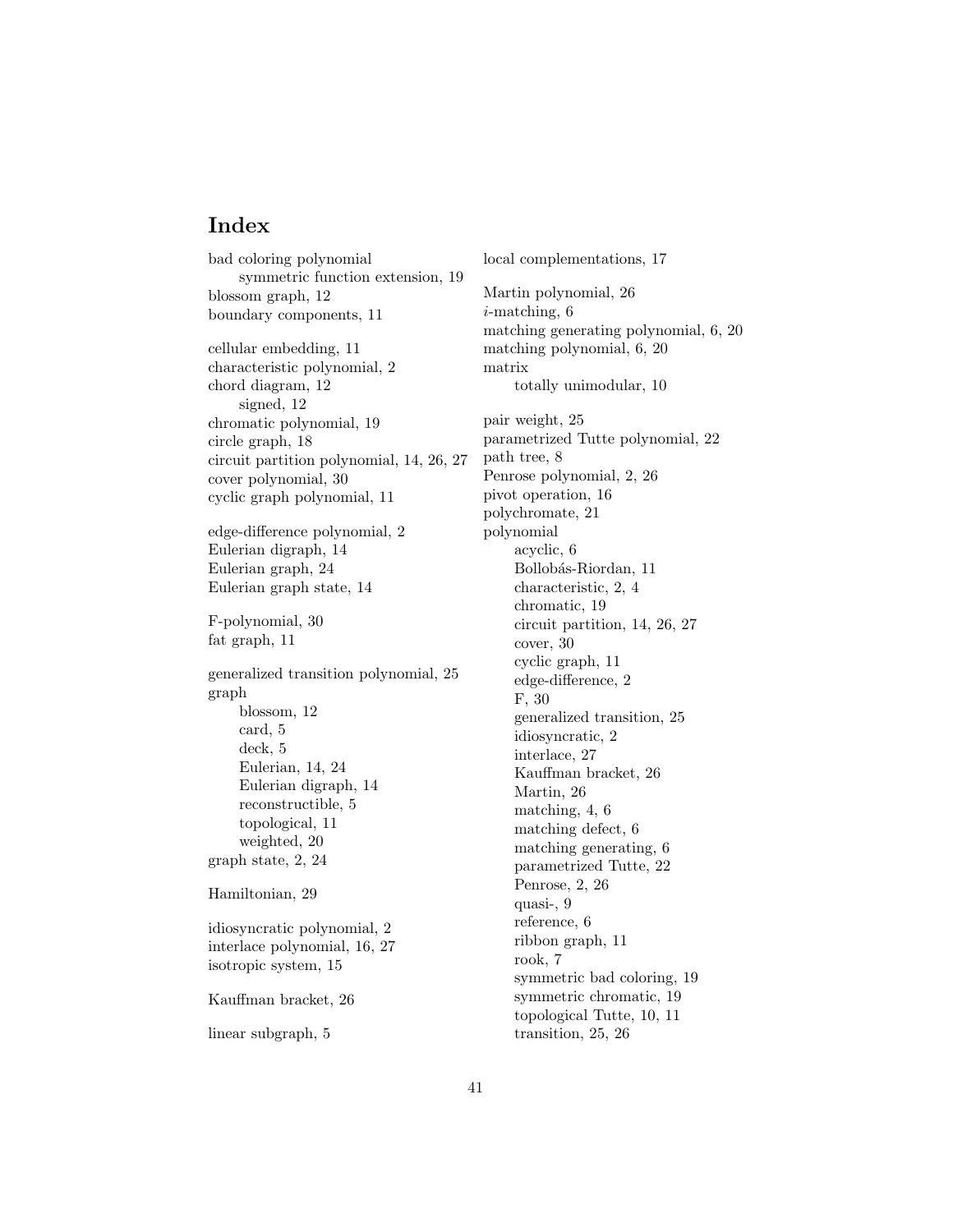# Index

bad coloring polynomial
  symmetric function extension, 19
blossom graph, 12
boundary components, 11

cellular embedding, 11
characteristic polynomial, 2
chord diagram, 12
  signed, 12
chromatic polynomial, 19
circle graph, 18
circuit partition polynomial, 14, 26, 27
cover polynomial, 30
cyclic graph polynomial, 11

edge-difference polynomial, 2
Eulerian digraph, 14
Eulerian graph, 24
Eulerian graph state, 14

F-polynomial, 30
fat graph, 11

generalized transition polynomial, 25
graph
  blossom, 12
  card, 5
  deck, 5
  Eulerian, 14, 24
  Eulerian digraph, 14
  reconstructible, 5
  topological, 11
  weighted, 20
graph state, 2, 24

Hamiltonian, 29

idiosyncratic polynomial, 2
interlace polynomial, 16, 27
isotropic system, 15

Kauffman bracket, 26

linear subgraph, 5

local complementations, 17

Martin polynomial, 26
$i$-matching, 6
matching generating polynomial, 6, 20
matching polynomial, 6, 20
matrix
  totally unimodular, 10

pair weight, 25
parametrized Tutte polynomial, 22
path tree, 8
Penrose polynomial, 2, 26
pivot operation, 16
polychromate, 21
polynomial
  acyclic, 6
  Bollobás-Riordan, 11
  characteristic, 2, 4
  chromatic, 19
  circuit partition, 14, 26, 27
  cover, 30
  cyclic graph, 11
  edge-difference, 2
  F, 30
  generalized transition, 25
  idiosyncratic, 2
  interlace, 27
  Kauffman bracket, 26
  Martin, 26
  matching, 4, 6
  matching defect, 6
  matching generating, 6
  parametrized Tutte, 22
  Penrose, 2, 26
  quasi-, 9
  reference, 6
  ribbon graph, 11
  rook, 7
  symmetric bad coloring, 19
  symmetric chromatic, 19
  topological Tutte, 10, 11
  transition, 25, 26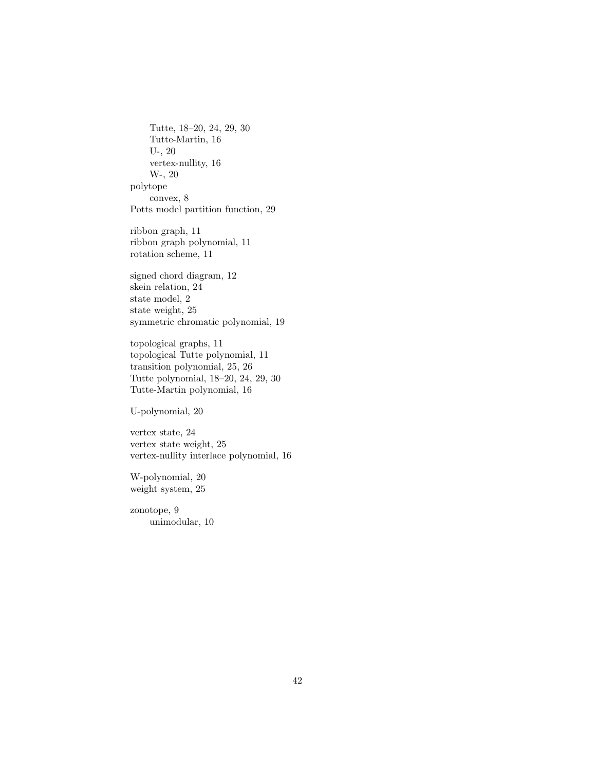Tutte, 18–20, 24, 29, 30
    Tutte-Martin, 16
    U-, 20
    vertex-nullity, 16
    W-, 20

polytope
    convex, 8

Potts model partition function, 29

ribbon graph, 11
ribbon graph polynomial, 11
rotation scheme, 11

signed chord diagram, 12
skein relation, 24
state model, 2
state weight, 25
symmetric chromatic polynomial, 19

topological graphs, 11
topological Tutte polynomial, 11
transition polynomial, 25, 26
Tutte polynomial, 18–20, 24, 29, 30
Tutte-Martin polynomial, 16

U-polynomial, 20

vertex state, 24
vertex state weight, 25
vertex-nullity interlace polynomial, 16

W-polynomial, 20
weight system, 25

zonotope, 9
    unimodular, 10